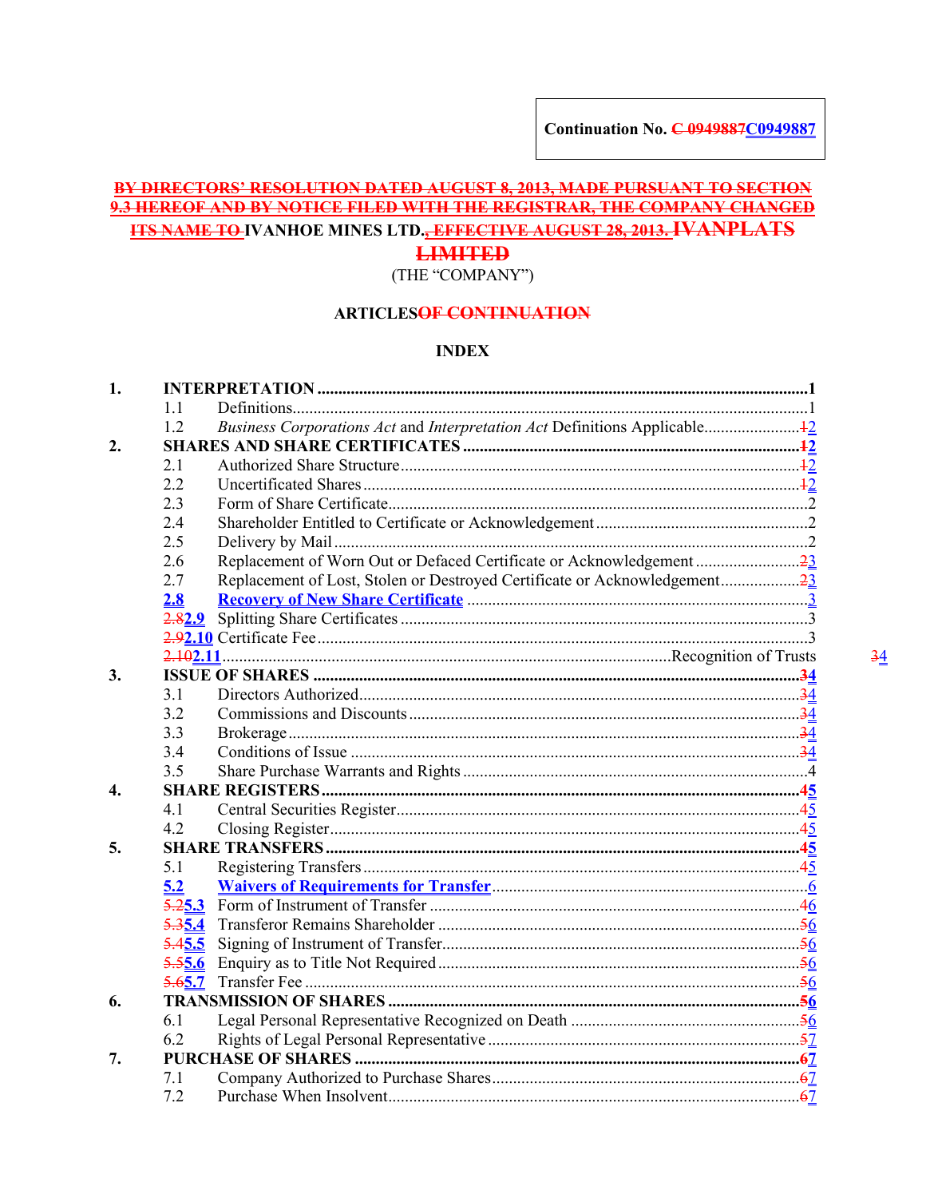**Continuation No. ~~C 0949887~~C0949887**

**~~BY DIRECTORS' RESOLUTION DATED AUGUST 8, 2013, MADE PURSUANT TO SECTION 9.3 HEREOF AND BY NOTICE FILED WITH THE REGISTRAR, THE COMPANY CHANGED ITS NAME TO~~ IVANHOE MINES LTD.~~, EFFECTIVE AUGUST 28, 2013.~~ ~~IVANPLATS LIMITED~~**

(THE "COMPANY")

**ARTICLES~~OF CONTINUATION~~**

**INDEX**

| | | | |
|---|---|---|---|
| **1.** | **INTERPRETATION** | | **1** |
| | 1.1 | Definitions | 1 |
| | 1.2 | *Business Corporations Act* and *Interpretation Act* Definitions Applicable | ~~1~~2 |
| **2.** | **SHARES AND SHARE CERTIFICATES** | | **~~1~~2** |
| | 2.1 | Authorized Share Structure | ~~1~~2 |
| | 2.2 | Uncertificated Shares | ~~1~~2 |
| | 2.3 | Form of Share Certificate | 2 |
| | 2.4 | Shareholder Entitled to Certificate or Acknowledgement | 2 |
| | 2.5 | Delivery by Mail | 2 |
| | 2.6 | Replacement of Worn Out or Defaced Certificate or Acknowledgement | ~~2~~3 |
| | 2.7 | Replacement of Lost, Stolen or Destroyed Certificate or Acknowledgement | ~~2~~3 |
| | **2.8** | **Recovery of New Share Certificate** | 3 |
| | ~~2.8~~**2.9** | Splitting Share Certificates | 3 |
| | ~~2.9~~**2.10** | Certificate Fee | 3 |
| | ~~2.10~~**2.11** | Recognition of Trusts | ~~3~~4 |
| **3.** | **ISSUE OF SHARES** | | **~~3~~4** |
| | 3.1 | Directors Authorized | ~~3~~4 |
| | 3.2 | Commissions and Discounts | ~~3~~4 |
| | 3.3 | Brokerage | ~~3~~4 |
| | 3.4 | Conditions of Issue | ~~3~~4 |
| | 3.5 | Share Purchase Warrants and Rights | 4 |
| **4.** | **SHARE REGISTERS** | | **~~4~~5** |
| | 4.1 | Central Securities Register | ~~4~~5 |
| | 4.2 | Closing Register | ~~4~~5 |
| **5.** | **SHARE TRANSFERS** | | **~~4~~5** |
| | 5.1 | Registering Transfers | ~~4~~5 |
| | **5.2** | **Waivers of Requirements for Transfer** | 6 |
| | ~~5.2~~**5.3** | Form of Instrument of Transfer | ~~4~~6 |
| | ~~5.3~~**5.4** | Transferor Remains Shareholder | ~~5~~6 |
| | ~~5.4~~**5.5** | Signing of Instrument of Transfer | ~~5~~6 |
| | ~~5.5~~**5.6** | Enquiry as to Title Not Required | ~~5~~6 |
| | ~~5.6~~**5.7** | Transfer Fee | ~~5~~6 |
| **6.** | **TRANSMISSION OF SHARES** | | **~~5~~6** |
| | 6.1 | Legal Personal Representative Recognized on Death | ~~5~~6 |
| | 6.2 | Rights of Legal Personal Representative | ~~5~~7 |
| **7.** | **PURCHASE OF SHARES** | | **~~6~~7** |
| | 7.1 | Company Authorized to Purchase Shares | ~~6~~7 |
| | 7.2 | Purchase When Insolvent | ~~6~~7 |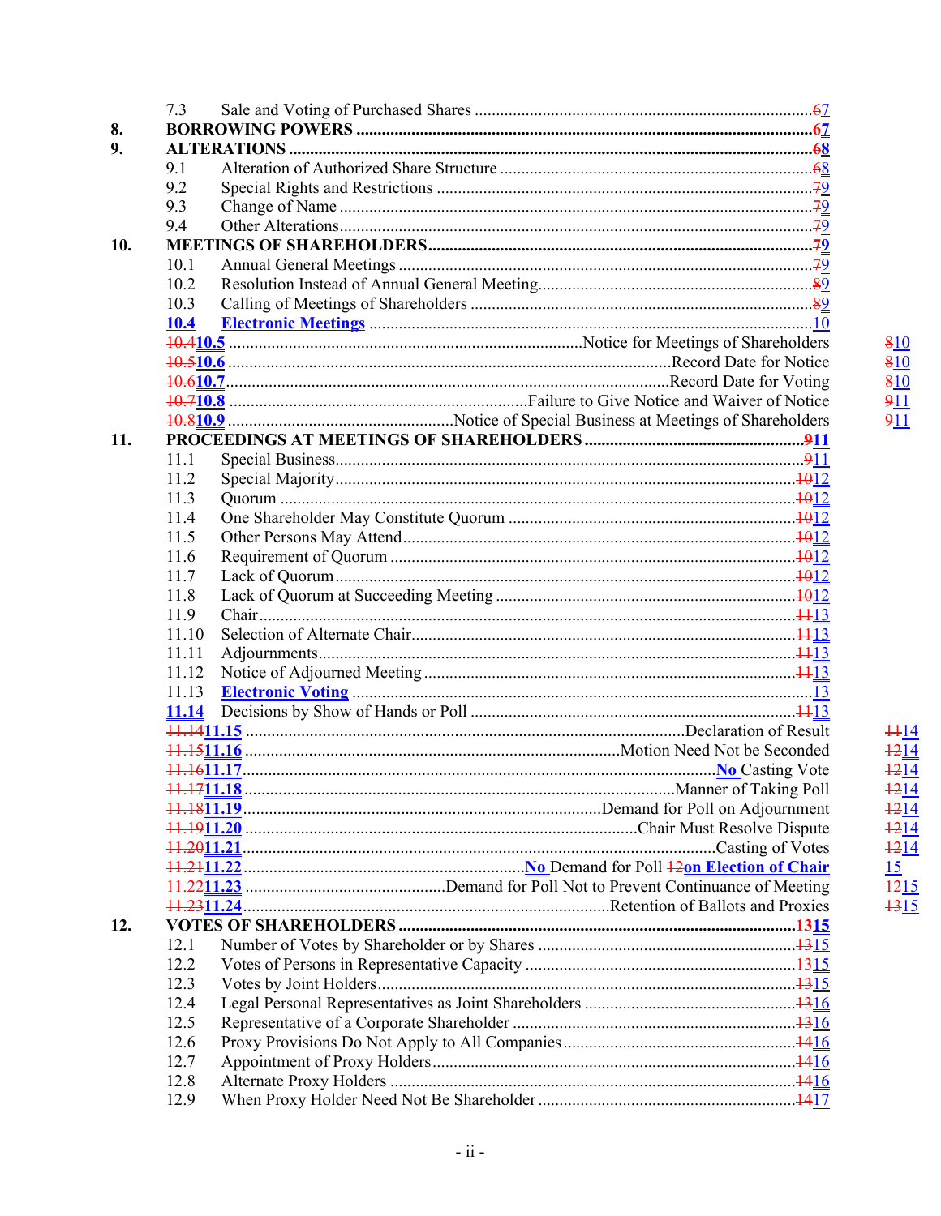| | | |
|---|---|---|
| 7.3 | Sale and Voting of Purchased Shares | ~~6~~7 |
| **8.** | **BORROWING POWERS** | **~~6~~7** |
| **9.** | **ALTERATIONS** | **~~6~~8** |
| 9.1 | Alteration of Authorized Share Structure | ~~6~~8 |
| 9.2 | Special Rights and Restrictions | ~~7~~9 |
| 9.3 | Change of Name | ~~7~~9 |
| 9.4 | Other Alterations | ~~7~~9 |
| **10.** | **MEETINGS OF SHAREHOLDERS** | **~~7~~9** |
| 10.1 | Annual General Meetings | ~~7~~9 |
| 10.2 | Resolution Instead of Annual General Meeting | ~~8~~9 |
| 10.3 | Calling of Meetings of Shareholders | ~~8~~9 |
| **10.4** | **Electronic Meetings** | 10 |
| ~~10.4~~**10.5** | Notice for Meetings of Shareholders | ~~8~~10 |
| ~~10.5~~**10.6** | Record Date for Notice | ~~8~~10 |
| ~~10.6~~**10.7** | Record Date for Voting | ~~8~~10 |
| ~~10.7~~**10.8** | Failure to Give Notice and Waiver of Notice | ~~9~~11 |
| ~~10.8~~**10.9** | Notice of Special Business at Meetings of Shareholders | ~~9~~11 |
| **11.** | **PROCEEDINGS AT MEETINGS OF SHAREHOLDERS** | **~~9~~11** |
| 11.1 | Special Business | ~~9~~11 |
| 11.2 | Special Majority | ~~10~~12 |
| 11.3 | Quorum | ~~10~~12 |
| 11.4 | One Shareholder May Constitute Quorum | ~~10~~12 |
| 11.5 | Other Persons May Attend | ~~10~~12 |
| 11.6 | Requirement of Quorum | ~~10~~12 |
| 11.7 | Lack of Quorum | ~~10~~12 |
| 11.8 | Lack of Quorum at Succeeding Meeting | ~~10~~12 |
| 11.9 | Chair | ~~11~~13 |
| 11.10 | Selection of Alternate Chair | ~~11~~13 |
| 11.11 | Adjournments | ~~11~~13 |
| 11.12 | Notice of Adjourned Meeting | ~~11~~13 |
| 11.13 | **Electronic Voting** | 13 |
| **11.14** | Decisions by Show of Hands or Poll | ~~11~~13 |
| ~~11.14~~**11.15** | Declaration of Result | ~~11~~14 |
| ~~11.15~~**11.16** | Motion Need Not be Seconded | ~~12~~14 |
| ~~11.16~~**11.17** | **No** Casting Vote | ~~12~~14 |
| ~~11.17~~**11.18** | Manner of Taking Poll | ~~12~~14 |
| ~~11.18~~**11.19** | Demand for Poll on Adjournment | ~~12~~14 |
| ~~11.19~~**11.20** | Chair Must Resolve Dispute | ~~12~~14 |
| ~~11.20~~**11.21** | Casting of Votes | ~~12~~14 |
| ~~11.21~~**11.22** | **No** Demand for Poll ~~12~~**on Election of Chair** | 15 |
| ~~11.22~~**11.23** | Demand for Poll Not to Prevent Continuance of Meeting | ~~12~~15 |
| ~~11.23~~**11.24** | Retention of Ballots and Proxies | ~~13~~15 |
| **12.** | **VOTES OF SHAREHOLDERS** | **~~13~~15** |
| 12.1 | Number of Votes by Shareholder or by Shares | ~~13~~15 |
| 12.2 | Votes of Persons in Representative Capacity | ~~13~~15 |
| 12.3 | Votes by Joint Holders | ~~13~~15 |
| 12.4 | Legal Personal Representatives as Joint Shareholders | ~~13~~16 |
| 12.5 | Representative of a Corporate Shareholder | ~~13~~16 |
| 12.6 | Proxy Provisions Do Not Apply to All Companies | ~~14~~16 |
| 12.7 | Appointment of Proxy Holders | ~~14~~16 |
| 12.8 | Alternate Proxy Holders | ~~14~~16 |
| 12.9 | When Proxy Holder Need Not Be Shareholder | ~~14~~17 |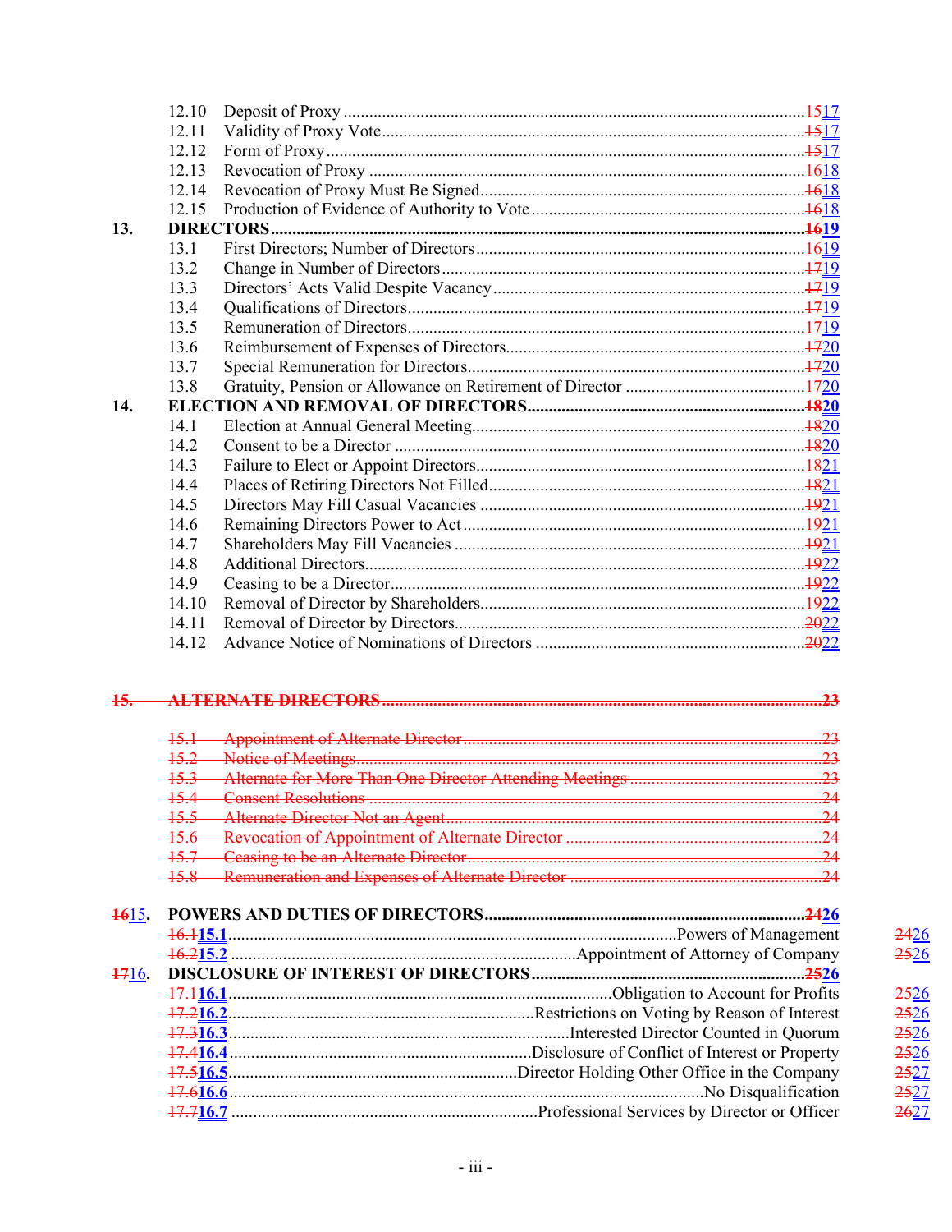| | | | Page |
|---|---|---|---|
| | 12.10 | Deposit of Proxy | ~~15~~17 |
| | 12.11 | Validity of Proxy Vote | ~~15~~17 |
| | 12.12 | Form of Proxy | ~~15~~17 |
| | 12.13 | Revocation of Proxy | ~~16~~18 |
| | 12.14 | Revocation of Proxy Must Be Signed | ~~16~~18 |
| | 12.15 | Production of Evidence of Authority to Vote | ~~16~~18 |
| **13.** | **DIRECTORS** | | **~~16~~19** |
| | 13.1 | First Directors; Number of Directors | ~~16~~19 |
| | 13.2 | Change in Number of Directors | ~~17~~19 |
| | 13.3 | Directors' Acts Valid Despite Vacancy | ~~17~~19 |
| | 13.4 | Qualifications of Directors | ~~17~~19 |
| | 13.5 | Remuneration of Directors | ~~17~~19 |
| | 13.6 | Reimbursement of Expenses of Directors | ~~17~~20 |
| | 13.7 | Special Remuneration for Directors | ~~17~~20 |
| | 13.8 | Gratuity, Pension or Allowance on Retirement of Director | ~~17~~20 |
| **14.** | **ELECTION AND REMOVAL OF DIRECTORS** | | **~~18~~20** |
| | 14.1 | Election at Annual General Meeting | ~~18~~20 |
| | 14.2 | Consent to be a Director | ~~18~~20 |
| | 14.3 | Failure to Elect or Appoint Directors | ~~18~~21 |
| | 14.4 | Places of Retiring Directors Not Filled | ~~18~~21 |
| | 14.5 | Directors May Fill Casual Vacancies | ~~19~~21 |
| | 14.6 | Remaining Directors Power to Act | ~~19~~21 |
| | 14.7 | Shareholders May Fill Vacancies | ~~19~~21 |
| | 14.8 | Additional Directors | ~~19~~22 |
| | 14.9 | Ceasing to be a Director | ~~19~~22 |
| | 14.10 | Removal of Director by Shareholders | ~~19~~22 |
| | 14.11 | Removal of Director by Directors | ~~20~~22 |
| | 14.12 | Advance Notice of Nominations of Directors | ~~20~~22 |
| ~~**15.**~~ | ~~**ALTERNATE DIRECTORS**~~ | | ~~**23**~~ |
| | ~~15.1~~ | ~~Appointment of Alternate Director~~ | ~~23~~ |
| | ~~15.2~~ | ~~Notice of Meetings~~ | ~~23~~ |
| | ~~15.3~~ | ~~Alternate for More Than One Director Attending Meetings~~ | ~~23~~ |
| | ~~15.4~~ | ~~Consent Resolutions~~ | ~~24~~ |
| | ~~15.5~~ | ~~Alternate Director Not an Agent~~ | ~~24~~ |
| | ~~15.6~~ | ~~Revocation of Appointment of Alternate Director~~ | ~~24~~ |
| | ~~15.7~~ | ~~Ceasing to be an Alternate Director~~ | ~~24~~ |
| | ~~15.8~~ | ~~Remuneration and Expenses of Alternate Director~~ | ~~24~~ |
| **~~16~~15.** | **POWERS AND DUTIES OF DIRECTORS** | | **~~24~~26** |
| | ~~16.1~~**15.1** | Powers of Management | ~~24~~26 |
| | ~~16.2~~**15.2** | Appointment of Attorney of Company | ~~25~~26 |
| **~~17~~16.** | **DISCLOSURE OF INTEREST OF DIRECTORS** | | **~~25~~26** |
| | ~~17.1~~**16.1** | Obligation to Account for Profits | ~~25~~26 |
| | ~~17.2~~**16.2** | Restrictions on Voting by Reason of Interest | ~~25~~26 |
| | ~~17.3~~**16.3** | Interested Director Counted in Quorum | ~~25~~26 |
| | ~~17.4~~**16.4** | Disclosure of Conflict of Interest or Property | ~~25~~26 |
| | ~~17.5~~**16.5** | Director Holding Other Office in the Company | ~~25~~27 |
| | ~~17.6~~**16.6** | No Disqualification | ~~25~~27 |
| | ~~17.7~~**16.7** | Professional Services by Director or Officer | ~~26~~27 |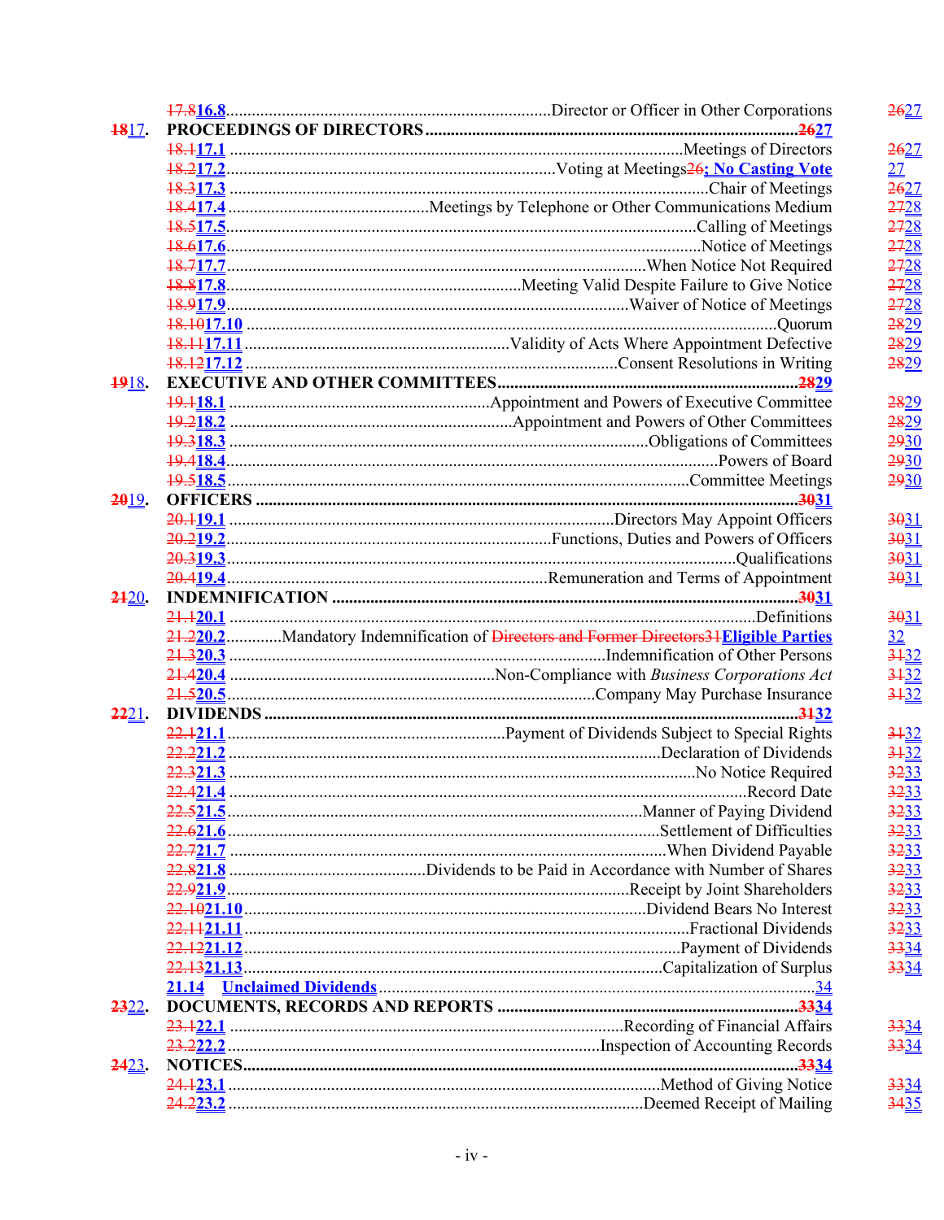| | | | |
|---|---|---|---|
| | ~~17.8~~**16.8** | Director or Officer in Other Corporations | ~~26~~27 |
| ~~18~~17. | **PROCEEDINGS OF DIRECTORS** | | ~~26~~27 |
| | ~~18.1~~**17.1** | Meetings of Directors | ~~26~~27 |
| | ~~18.2~~**17.2** | Voting at Meetings~~26~~**; No Casting Vote** | 27 |
| | ~~18.3~~**17.3** | Chair of Meetings | ~~26~~27 |
| | ~~18.4~~**17.4** | Meetings by Telephone or Other Communications Medium | ~~27~~28 |
| | ~~18.5~~**17.5** | Calling of Meetings | ~~27~~28 |
| | ~~18.6~~**17.6** | Notice of Meetings | ~~27~~28 |
| | ~~18.7~~**17.7** | When Notice Not Required | ~~27~~28 |
| | ~~18.8~~**17.8** | Meeting Valid Despite Failure to Give Notice | ~~27~~28 |
| | ~~18.9~~**17.9** | Waiver of Notice of Meetings | ~~27~~28 |
| | ~~18.10~~**17.10** | Quorum | ~~28~~29 |
| | ~~18.11~~**17.11** | Validity of Acts Where Appointment Defective | ~~28~~29 |
| | ~~18.12~~**17.12** | Consent Resolutions in Writing | ~~28~~29 |
| ~~19~~18. | **EXECUTIVE AND OTHER COMMITTEES** | | ~~28~~29 |
| | ~~19.1~~**18.1** | Appointment and Powers of Executive Committee | ~~28~~29 |
| | ~~19.2~~**18.2** | Appointment and Powers of Other Committees | ~~28~~29 |
| | ~~19.3~~**18.3** | Obligations of Committees | ~~29~~30 |
| | ~~19.4~~**18.4** | Powers of Board | ~~29~~30 |
| | ~~19.5~~**18.5** | Committee Meetings | ~~29~~30 |
| ~~20~~19. | **OFFICERS** | | ~~30~~31 |
| | ~~20.1~~**19.1** | Directors May Appoint Officers | ~~30~~31 |
| | ~~20.2~~**19.2** | Functions, Duties and Powers of Officers | ~~30~~31 |
| | ~~20.3~~**19.3** | Qualifications | ~~30~~31 |
| | ~~20.4~~**19.4** | Remuneration and Terms of Appointment | ~~30~~31 |
| ~~21~~20. | **INDEMNIFICATION** | | ~~30~~31 |
| | ~~21.1~~**20.1** | Definitions | ~~30~~31 |
| | ~~21.2~~**20.2** | Mandatory Indemnification of ~~Directors and Former Directors31~~**Eligible Parties** | 32 |
| | ~~21.3~~**20.3** | Indemnification of Other Persons | ~~31~~32 |
| | ~~21.4~~**20.4** | Non-Compliance with *Business Corporations Act* | ~~31~~32 |
| | ~~21.5~~**20.5** | Company May Purchase Insurance | ~~31~~32 |
| ~~22~~21. | **DIVIDENDS** | | ~~31~~32 |
| | ~~22.1~~**21.1** | Payment of Dividends Subject to Special Rights | ~~31~~32 |
| | ~~22.2~~**21.2** | Declaration of Dividends | ~~31~~32 |
| | ~~22.3~~**21.3** | No Notice Required | ~~32~~33 |
| | ~~22.4~~**21.4** | Record Date | ~~32~~33 |
| | ~~22.5~~**21.5** | Manner of Paying Dividend | ~~32~~33 |
| | ~~22.6~~**21.6** | Settlement of Difficulties | ~~32~~33 |
| | ~~22.7~~**21.7** | When Dividend Payable | ~~32~~33 |
| | ~~22.8~~**21.8** | Dividends to be Paid in Accordance with Number of Shares | ~~32~~33 |
| | ~~22.9~~**21.9** | Receipt by Joint Shareholders | ~~32~~33 |
| | ~~22.10~~**21.10** | Dividend Bears No Interest | ~~32~~33 |
| | ~~22.11~~**21.11** | Fractional Dividends | ~~32~~33 |
| | ~~22.12~~**21.12** | Payment of Dividends | ~~33~~34 |
| | ~~22.13~~**21.13** | Capitalization of Surplus | ~~33~~34 |
| | **21.14** | **Unclaimed Dividends** | 34 |
| ~~23~~22. | **DOCUMENTS, RECORDS AND REPORTS** | | ~~33~~34 |
| | ~~23.1~~**22.1** | Recording of Financial Affairs | ~~33~~34 |
| | ~~23.2~~**22.2** | Inspection of Accounting Records | ~~33~~34 |
| ~~24~~23. | **NOTICES** | | ~~33~~34 |
| | ~~24.1~~**23.1** | Method of Giving Notice | ~~33~~34 |
| | ~~24.2~~**23.2** | Deemed Receipt of Mailing | ~~34~~35 |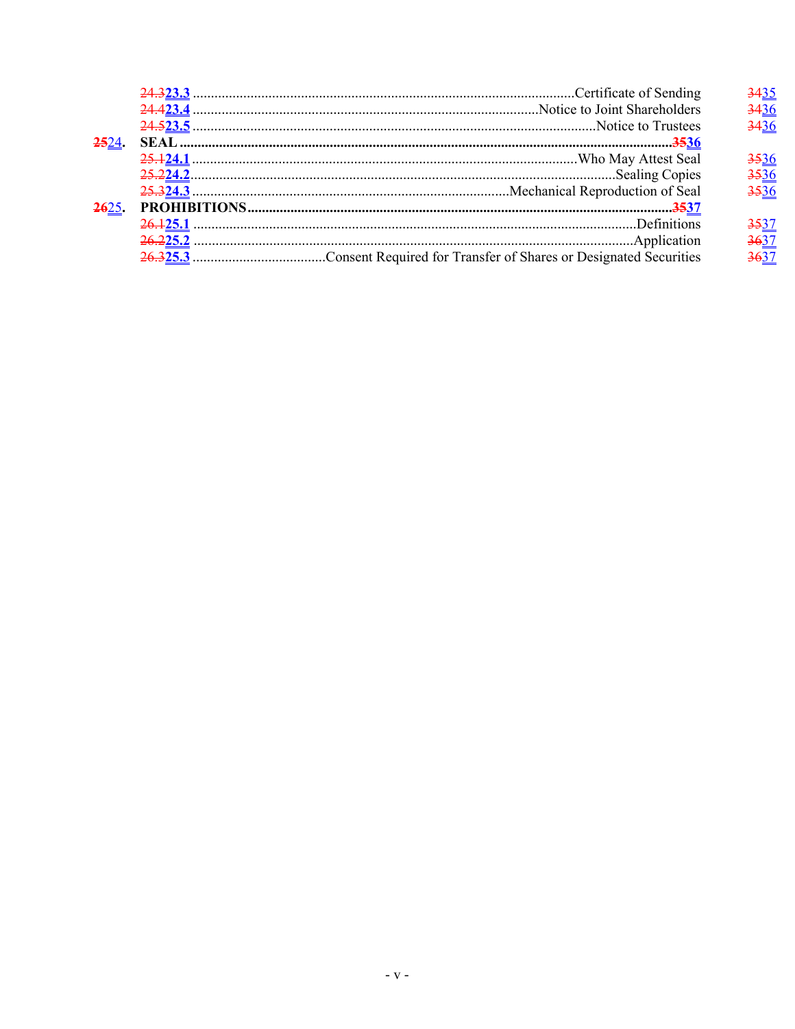| | | | |
|---|---|---|---|
| | ~~24.3~~**23.3** | Certificate of Sending | ~~34~~35 |
| | ~~24.4~~**23.4** | Notice to Joint Shareholders | ~~34~~36 |
| | ~~24.5~~**23.5** | Notice to Trustees | ~~34~~36 |
| ~~**25**~~24. | **SEAL** | | **~~35~~36** |
| | ~~25.1~~**24.1** | Who May Attest Seal | ~~35~~36 |
| | ~~25.2~~**24.2** | Sealing Copies | ~~35~~36 |
| | ~~25.3~~**24.3** | Mechanical Reproduction of Seal | ~~35~~36 |
| ~~**26**~~25. | **PROHIBITIONS** | | **~~35~~37** |
| | ~~26.1~~**25.1** | Definitions | ~~35~~37 |
| | ~~26.2~~**25.2** | Application | ~~36~~37 |
| | ~~26.3~~**25.3** | Consent Required for Transfer of Shares or Designated Securities | ~~36~~37 |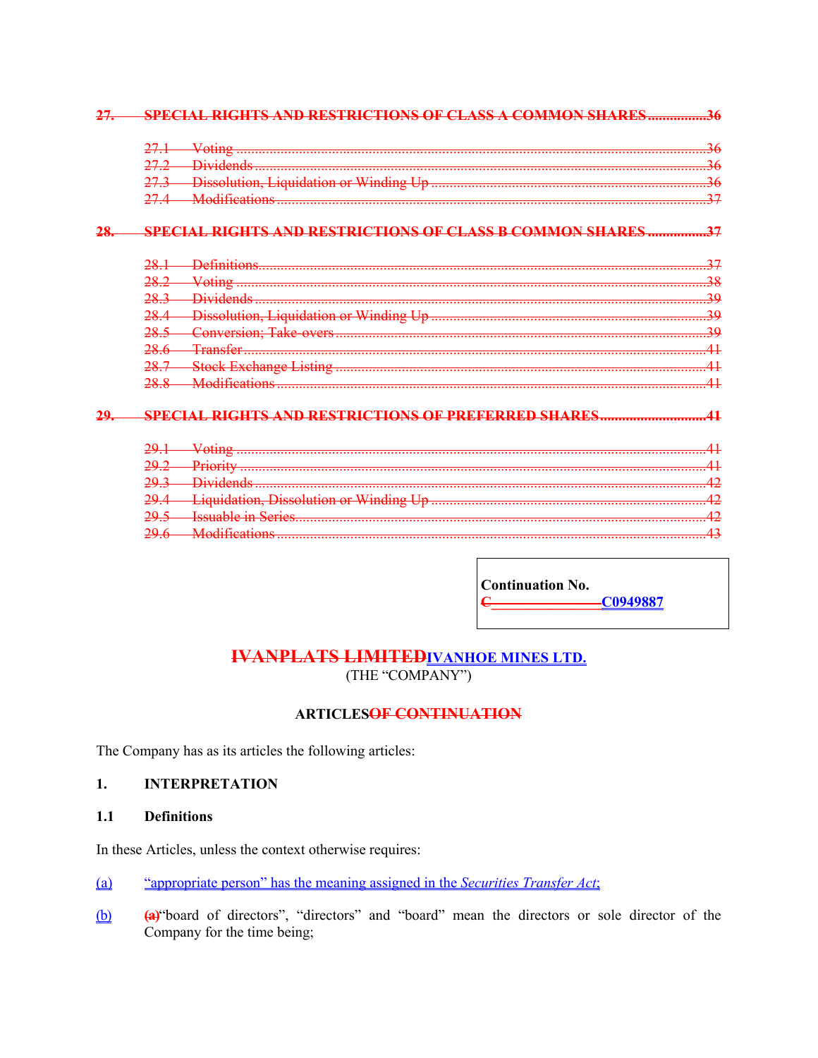~~**27. SPECIAL RIGHTS AND RESTRICTIONS OF CLASS A COMMON SHARES ................36**~~

~~27.1 Voting ......................................................................................................................................36~~
~~27.2 Dividends ................................................................................................................................36~~
~~27.3 Dissolution, Liquidation or Winding Up ...............................................................................36~~
~~27.4 Modifications ..........................................................................................................................37~~

~~**28. SPECIAL RIGHTS AND RESTRICTIONS OF CLASS B COMMON SHARES ................37**~~

~~28.1 Definitions...............................................................................................................................37~~
~~28.2 Voting ......................................................................................................................................38~~
~~28.3 Dividends ................................................................................................................................39~~
~~28.4 Dissolution, Liquidation or Winding Up ...............................................................................39~~
~~28.5 Conversion; Take-overs ..........................................................................................................39~~
~~28.6 Transfer ...................................................................................................................................41~~
~~28.7 Stock Exchange Listing ..........................................................................................................41~~
~~28.8 Modifications ..........................................................................................................................41~~

~~**29. SPECIAL RIGHTS AND RESTRICTIONS OF PREFERRED SHARES ............................41**~~

~~29.1 Voting ......................................................................................................................................41~~
~~29.2 Priority ....................................................................................................................................41~~
~~29.3 Dividends ................................................................................................................................42~~
~~29.4 Liquidation, Dissolution or Winding Up ...............................................................................42~~
~~29.5 Issuable in Series.....................................................................................................................42~~
~~29.6 Modifications ..........................................................................................................................43~~

**Continuation No.**
~~**C**~~ ______________ **C0949887**

**~~IVANPLATS LIMITED~~IVANHOE MINES LTD.**

(THE "COMPANY")

**ARTICLES~~OF CONTINUATION~~**

The Company has as its articles the following articles:

## 1. INTERPRETATION

### 1.1 Definitions

In these Articles, unless the context otherwise requires:

(a) "appropriate person" has the meaning assigned in the *Securities Transfer Act*;

(b) ~~(a)~~"board of directors", "directors" and "board" mean the directors or sole director of the Company for the time being;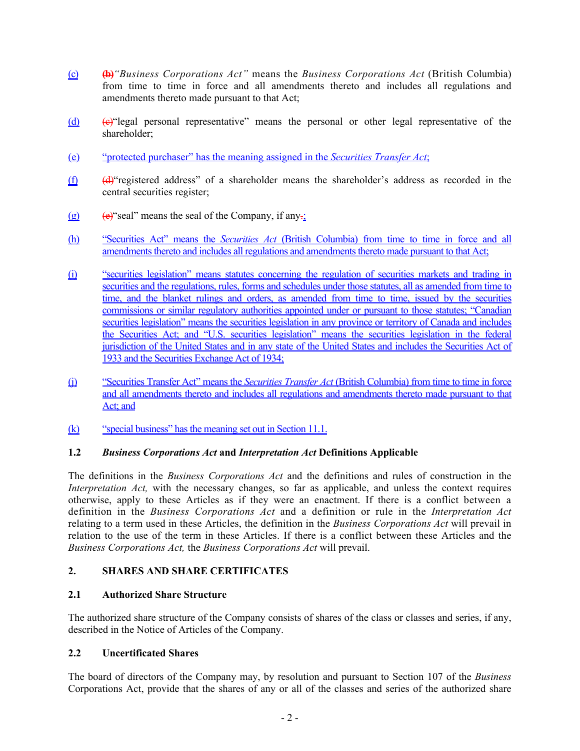(c) ~~(b)~~ *"Business Corporations Act"* means the *Business Corporations Act* (British Columbia) from time to time in force and all amendments thereto and includes all regulations and amendments thereto made pursuant to that Act;

(d) ~~(c)~~ "legal personal representative" means the personal or other legal representative of the shareholder;

(e) "protected purchaser" has the meaning assigned in the *Securities Transfer Act*;

(f) ~~(d)~~ "registered address" of a shareholder means the shareholder's address as recorded in the central securities register;

(g) ~~(e)~~ "seal" means the seal of the Company, if any~~.~~;

(h) "Securities Act" means the *Securities Act* (British Columbia) from time to time in force and all amendments thereto and includes all regulations and amendments thereto made pursuant to that Act;

(i) "securities legislation" means statutes concerning the regulation of securities markets and trading in securities and the regulations, rules, forms and schedules under those statutes, all as amended from time to time, and the blanket rulings and orders, as amended from time to time, issued by the securities commissions or similar regulatory authorities appointed under or pursuant to those statutes; "Canadian securities legislation" means the securities legislation in any province or territory of Canada and includes the Securities Act; and "U.S. securities legislation" means the securities legislation in the federal jurisdiction of the United States and in any state of the United States and includes the Securities Act of 1933 and the Securities Exchange Act of 1934;

(j) "Securities Transfer Act" means the *Securities Transfer Act* (British Columbia) from time to time in force and all amendments thereto and includes all regulations and amendments thereto made pursuant to that Act; and

(k) "special business" has the meaning set out in Section 11.1.

### 1.2 *Business Corporations Act* and *Interpretation Act* Definitions Applicable

The definitions in the *Business Corporations Act* and the definitions and rules of construction in the *Interpretation Act,* with the necessary changes, so far as applicable, and unless the context requires otherwise, apply to these Articles as if they were an enactment. If there is a conflict between a definition in the *Business Corporations Act* and a definition or rule in the *Interpretation Act* relating to a term used in these Articles, the definition in the *Business Corporations Act* will prevail in relation to the use of the term in these Articles. If there is a conflict between these Articles and the *Business Corporations Act,* the *Business Corporations Act* will prevail.

## 2. SHARES AND SHARE CERTIFICATES

### 2.1 Authorized Share Structure

The authorized share structure of the Company consists of shares of the class or classes and series, if any, described in the Notice of Articles of the Company.

### 2.2 Uncertificated Shares

The board of directors of the Company may, by resolution and pursuant to Section 107 of the *Business* Corporations Act, provide that the shares of any or all of the classes and series of the authorized share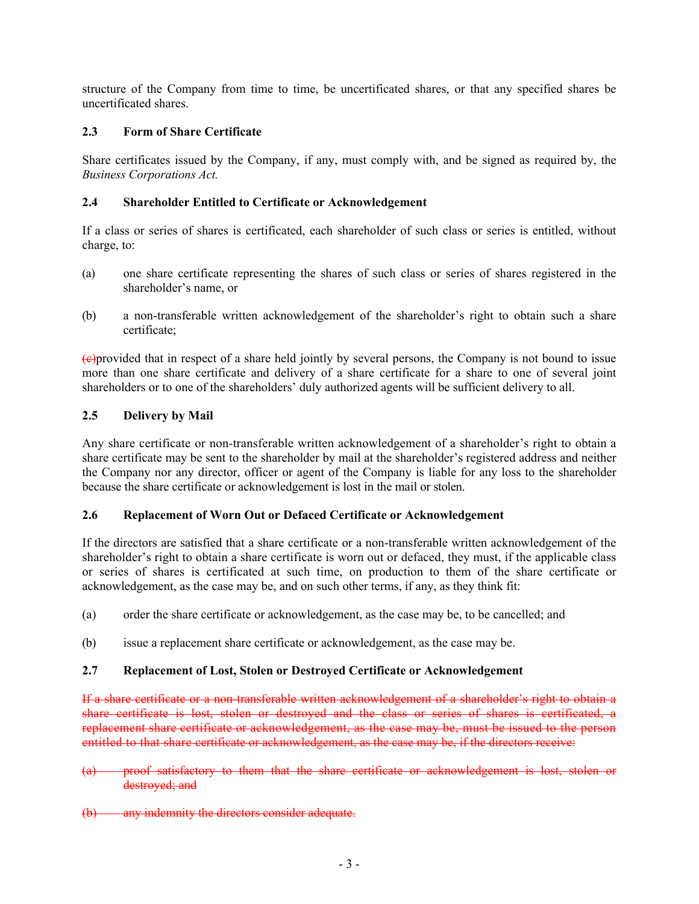structure of the Company from time to time, be uncertificated shares, or that any specified shares be uncertificated shares.

### 2.3 Form of Share Certificate

Share certificates issued by the Company, if any, must comply with, and be signed as required by, the *Business Corporations Act.*

### 2.4 Shareholder Entitled to Certificate or Acknowledgement

If a class or series of shares is certificated, each shareholder of such class or series is entitled, without charge, to:

(a) one share certificate representing the shares of such class or series of shares registered in the shareholder's name, or

(b) a non-transferable written acknowledgement of the shareholder's right to obtain such a share certificate;

~~(c)~~provided that in respect of a share held jointly by several persons, the Company is not bound to issue more than one share certificate and delivery of a share certificate for a share to one of several joint shareholders or to one of the shareholders' duly authorized agents will be sufficient delivery to all.

### 2.5 Delivery by Mail

Any share certificate or non-transferable written acknowledgement of a shareholder's right to obtain a share certificate may be sent to the shareholder by mail at the shareholder's registered address and neither the Company nor any director, officer or agent of the Company is liable for any loss to the shareholder because the share certificate or acknowledgement is lost in the mail or stolen.

### 2.6 Replacement of Worn Out or Defaced Certificate or Acknowledgement

If the directors are satisfied that a share certificate or a non-transferable written acknowledgement of the shareholder's right to obtain a share certificate is worn out or defaced, they must, if the applicable class or series of shares is certificated at such time, on production to them of the share certificate or acknowledgement, as the case may be, and on such other terms, if any, as they think fit:

(a) order the share certificate or acknowledgement, as the case may be, to be cancelled; and

(b) issue a replacement share certificate or acknowledgement, as the case may be.

### 2.7 Replacement of Lost, Stolen or Destroyed Certificate or Acknowledgement

~~If a share certificate or a non-transferable written acknowledgement of a shareholder's right to obtain a share certificate is lost, stolen or destroyed and the class or series of shares is certificated, a replacement share certificate or acknowledgement, as the case may be, must be issued to the person entitled to that share certificate or acknowledgement, as the case may be, if the directors receive:~~

~~(a) proof satisfactory to them that the share certificate or acknowledgement is lost, stolen or destroyed; and~~

~~(b) any indemnity the directors consider adequate.~~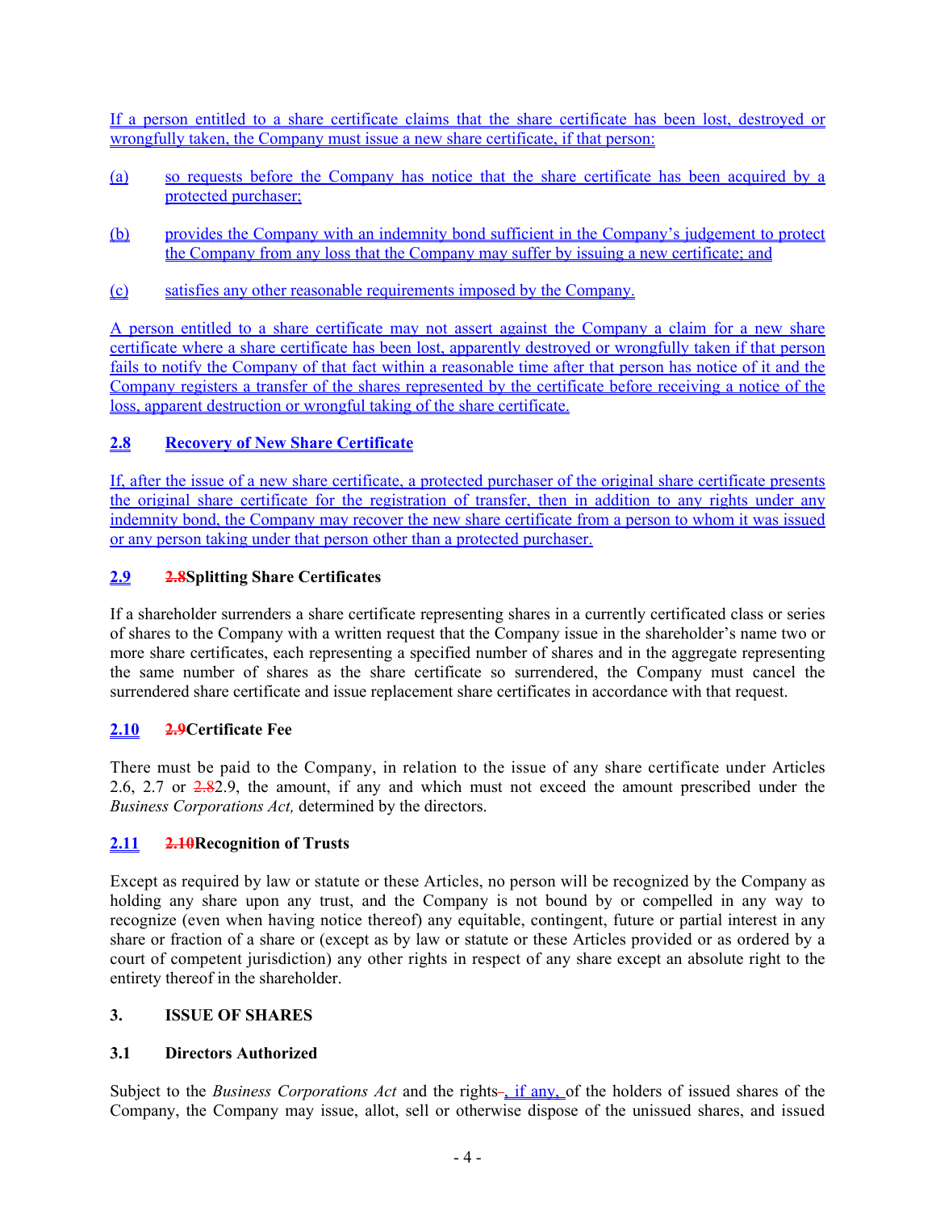If a person entitled to a share certificate claims that the share certificate has been lost, destroyed or wrongfully taken, the Company must issue a new share certificate, if that person:

(a) so requests before the Company has notice that the share certificate has been acquired by a protected purchaser;

(b) provides the Company with an indemnity bond sufficient in the Company's judgement to protect the Company from any loss that the Company may suffer by issuing a new certificate; and

(c) satisfies any other reasonable requirements imposed by the Company.

A person entitled to a share certificate may not assert against the Company a claim for a new share certificate where a share certificate has been lost, apparently destroyed or wrongfully taken if that person fails to notify the Company of that fact within a reasonable time after that person has notice of it and the Company registers a transfer of the shares represented by the certificate before receiving a notice of the loss, apparent destruction or wrongful taking of the share certificate.

### 2.8 Recovery of New Share Certificate

If, after the issue of a new share certificate, a protected purchaser of the original share certificate presents the original share certificate for the registration of transfer, then in addition to any rights under any indemnity bond, the Company may recover the new share certificate from a person to whom it was issued or any person taking under that person other than a protected purchaser.

### 2.9 ~~2.8~~Splitting Share Certificates

If a shareholder surrenders a share certificate representing shares in a currently certificated class or series of shares to the Company with a written request that the Company issue in the shareholder's name two or more share certificates, each representing a specified number of shares and in the aggregate representing the same number of shares as the share certificate so surrendered, the Company must cancel the surrendered share certificate and issue replacement share certificates in accordance with that request.

### 2.10 ~~2.9~~Certificate Fee

There must be paid to the Company, in relation to the issue of any share certificate under Articles 2.6, 2.7 or ~~2.8~~2.9, the amount, if any and which must not exceed the amount prescribed under the *Business Corporations Act,* determined by the directors.

### 2.11 ~~2.10~~Recognition of Trusts

Except as required by law or statute or these Articles, no person will be recognized by the Company as holding any share upon any trust, and the Company is not bound by or compelled in any way to recognize (even when having notice thereof) any equitable, contingent, future or partial interest in any share or fraction of a share or (except as by law or statute or these Articles provided or as ordered by a court of competent jurisdiction) any other rights in respect of any share except an absolute right to the entirety thereof in the shareholder.

## 3. ISSUE OF SHARES

### 3.1 Directors Authorized

Subject to the *Business Corporations Act* and the rights~~-~~, if any, of the holders of issued shares of the Company, the Company may issue, allot, sell or otherwise dispose of the unissued shares, and issued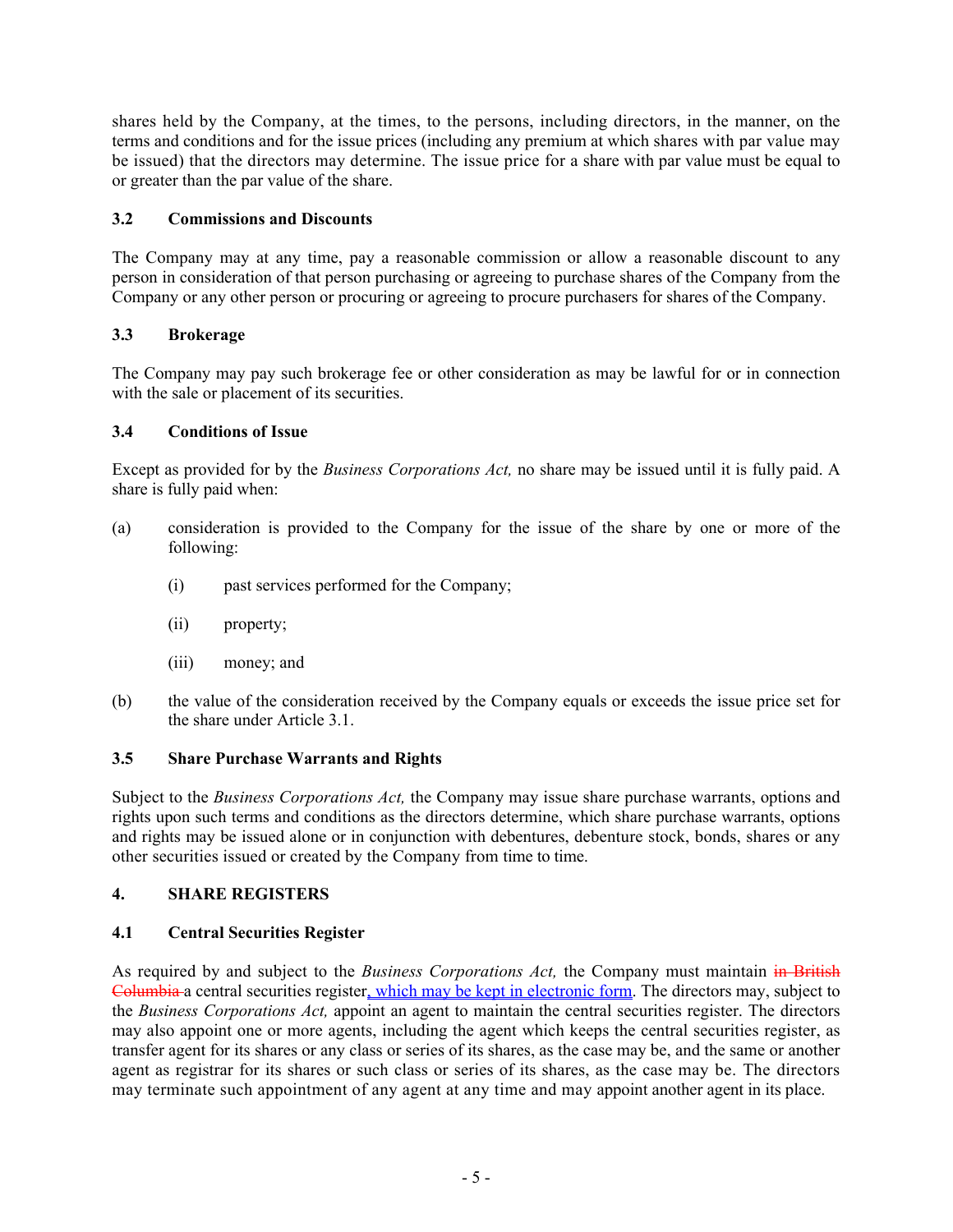shares held by the Company, at the times, to the persons, including directors, in the manner, on the terms and conditions and for the issue prices (including any premium at which shares with par value may be issued) that the directors may determine. The issue price for a share with par value must be equal to or greater than the par value of the share.

### 3.2 Commissions and Discounts

The Company may at any time, pay a reasonable commission or allow a reasonable discount to any person in consideration of that person purchasing or agreeing to purchase shares of the Company from the Company or any other person or procuring or agreeing to procure purchasers for shares of the Company.

### 3.3 Brokerage

The Company may pay such brokerage fee or other consideration as may be lawful for or in connection with the sale or placement of its securities.

### 3.4 Conditions of Issue

Except as provided for by the *Business Corporations Act,* no share may be issued until it is fully paid. A share is fully paid when:

(a) consideration is provided to the Company for the issue of the share by one or more of the following:

 (i) past services performed for the Company;

 (ii) property;

 (iii) money; and

(b) the value of the consideration received by the Company equals or exceeds the issue price set for the share under Article 3.1.

### 3.5 Share Purchase Warrants and Rights

Subject to the *Business Corporations Act,* the Company may issue share purchase warrants, options and rights upon such terms and conditions as the directors determine, which share purchase warrants, options and rights may be issued alone or in conjunction with debentures, debenture stock, bonds, shares or any other securities issued or created by the Company from time to time.

## 4. SHARE REGISTERS

### 4.1 Central Securities Register

As required by and subject to the *Business Corporations Act,* the Company must maintain ~~in British Columbia~~ a central securities register, which may be kept in electronic form. The directors may, subject to the *Business Corporations Act,* appoint an agent to maintain the central securities register. The directors may also appoint one or more agents, including the agent which keeps the central securities register, as transfer agent for its shares or any class or series of its shares, as the case may be, and the same or another agent as registrar for its shares or such class or series of its shares, as the case may be. The directors may terminate such appointment of any agent at any time and may appoint another agent in its place.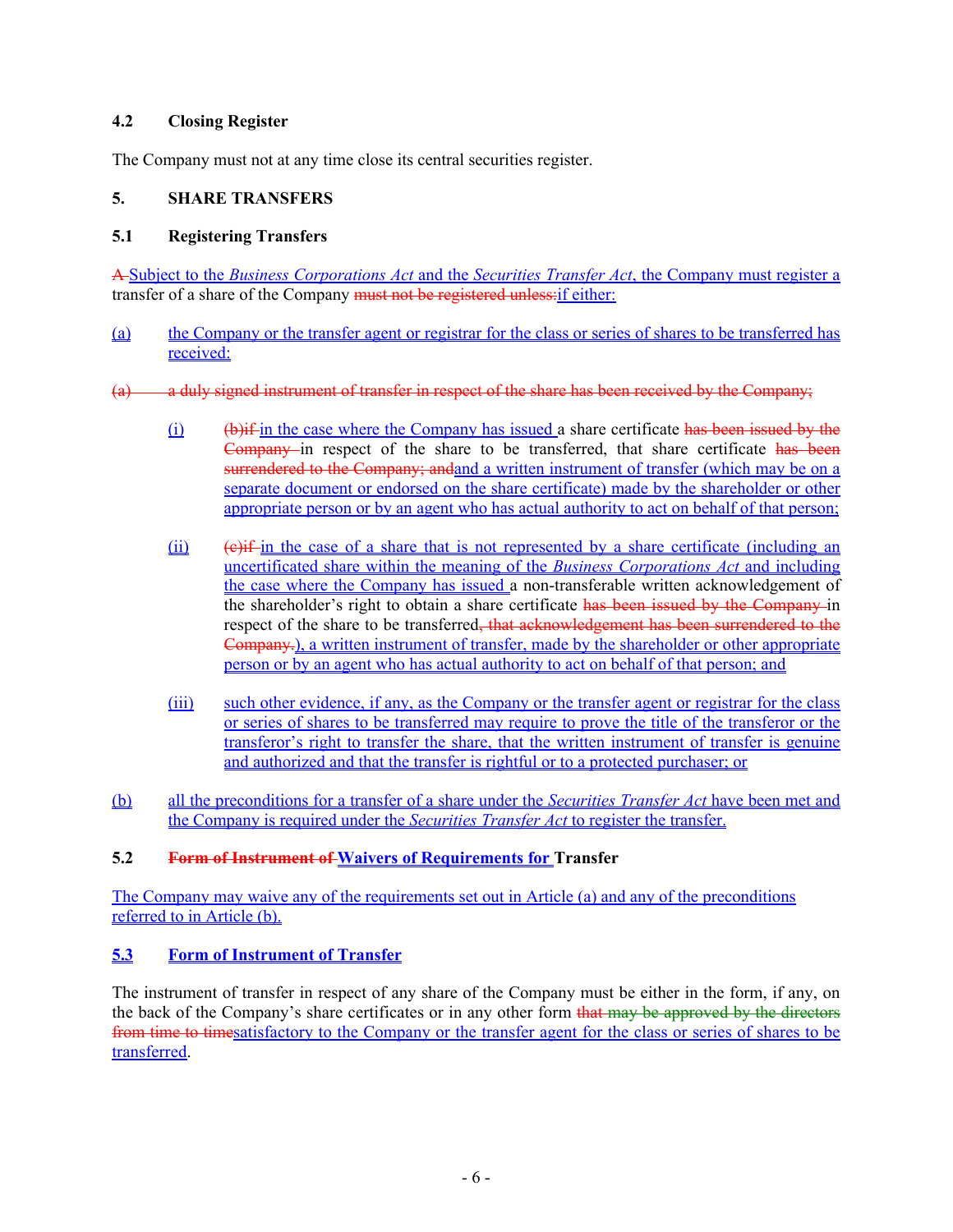### 4.2 Closing Register

The Company must not at any time close its central securities register.

## 5. SHARE TRANSFERS

### 5.1 Registering Transfers

~~A~~ Subject to the *Business Corporations Act* and the *Securities Transfer Act*, the Company must register a transfer of a share of the Company ~~must not be registered unless:~~if either:

(a) the Company or the transfer agent or registrar for the class or series of shares to be transferred has received:

~~(a) a duly signed instrument of transfer in respect of the share has been received by the Company;~~

(i) ~~(b)if~~ in the case where the Company has issued a share certificate ~~has been issued by the Company~~ in respect of the share to be transferred, that share certificate ~~has been surrendered to the Company; and~~and a written instrument of transfer (which may be on a separate document or endorsed on the share certificate) made by the shareholder or other appropriate person or by an agent who has actual authority to act on behalf of that person;

(ii) ~~(c)if~~ in the case of a share that is not represented by a share certificate (including an uncertificated share within the meaning of the *Business Corporations Act* and including the case where the Company has issued a non-transferable written acknowledgement of the shareholder's right to obtain a share certificate ~~has been issued by the Company~~ in respect of the share to be transferred~~, that acknowledgement has been surrendered to the Company.~~), a written instrument of transfer, made by the shareholder or other appropriate person or by an agent who has actual authority to act on behalf of that person; and

(iii) such other evidence, if any, as the Company or the transfer agent or registrar for the class or series of shares to be transferred may require to prove the title of the transferor or the transferor's right to transfer the share, that the written instrument of transfer is genuine and authorized and that the transfer is rightful or to a protected purchaser; or

(b) all the preconditions for a transfer of a share under the *Securities Transfer Act* have been met and the Company is required under the *Securities Transfer Act* to register the transfer.

### 5.2 ~~Form of Instrument of~~ Waivers of Requirements for Transfer

The Company may waive any of the requirements set out in Article (a) and any of the preconditions referred to in Article (b).

### 5.3 Form of Instrument of Transfer

The instrument of transfer in respect of any share of the Company must be either in the form, if any, on the back of the Company's share certificates or in any other form ~~that may be approved by the directors from time to time~~satisfactory to the Company or the transfer agent for the class or series of shares to be transferred.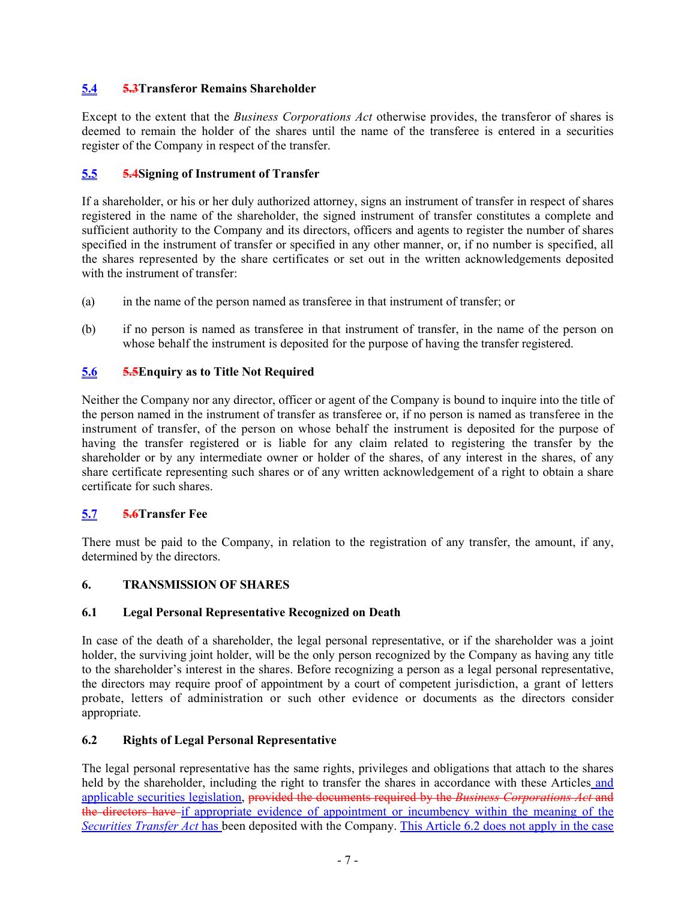## 5.4 ~~5.3~~Transferor Remains Shareholder

Except to the extent that the *Business Corporations Act* otherwise provides, the transferor of shares is deemed to remain the holder of the shares until the name of the transferee is entered in a securities register of the Company in respect of the transfer.

## 5.5 ~~5.4~~Signing of Instrument of Transfer

If a shareholder, or his or her duly authorized attorney, signs an instrument of transfer in respect of shares registered in the name of the shareholder, the signed instrument of transfer constitutes a complete and sufficient authority to the Company and its directors, officers and agents to register the number of shares specified in the instrument of transfer or specified in any other manner, or, if no number is specified, all the shares represented by the share certificates or set out in the written acknowledgements deposited with the instrument of transfer:

(a) in the name of the person named as transferee in that instrument of transfer; or

(b) if no person is named as transferee in that instrument of transfer, in the name of the person on whose behalf the instrument is deposited for the purpose of having the transfer registered.

## 5.6 ~~5.5~~Enquiry as to Title Not Required

Neither the Company nor any director, officer or agent of the Company is bound to inquire into the title of the person named in the instrument of transfer as transferee or, if no person is named as transferee in the instrument of transfer, of the person on whose behalf the instrument is deposited for the purpose of having the transfer registered or is liable for any claim related to registering the transfer by the shareholder or by any intermediate owner or holder of the shares, of any interest in the shares, of any share certificate representing such shares or of any written acknowledgement of a right to obtain a share certificate for such shares.

## 5.7 ~~5.6~~Transfer Fee

There must be paid to the Company, in relation to the registration of any transfer, the amount, if any, determined by the directors.

# 6. TRANSMISSION OF SHARES

## 6.1 Legal Personal Representative Recognized on Death

In case of the death of a shareholder, the legal personal representative, or if the shareholder was a joint holder, the surviving joint holder, will be the only person recognized by the Company as having any title to the shareholder's interest in the shares. Before recognizing a person as a legal personal representative, the directors may require proof of appointment by a court of competent jurisdiction, a grant of letters probate, letters of administration or such other evidence or documents as the directors consider appropriate.

## 6.2 Rights of Legal Personal Representative

The legal personal representative has the same rights, privileges and obligations that attach to the shares held by the shareholder, including the right to transfer the shares in accordance with these Articles and applicable securities legislation, ~~provided the documents required by the *Business Corporations Act* and the directors have~~ if appropriate evidence of appointment or incumbency within the meaning of the *Securities Transfer Act* has been deposited with the Company. This Article 6.2 does not apply in the case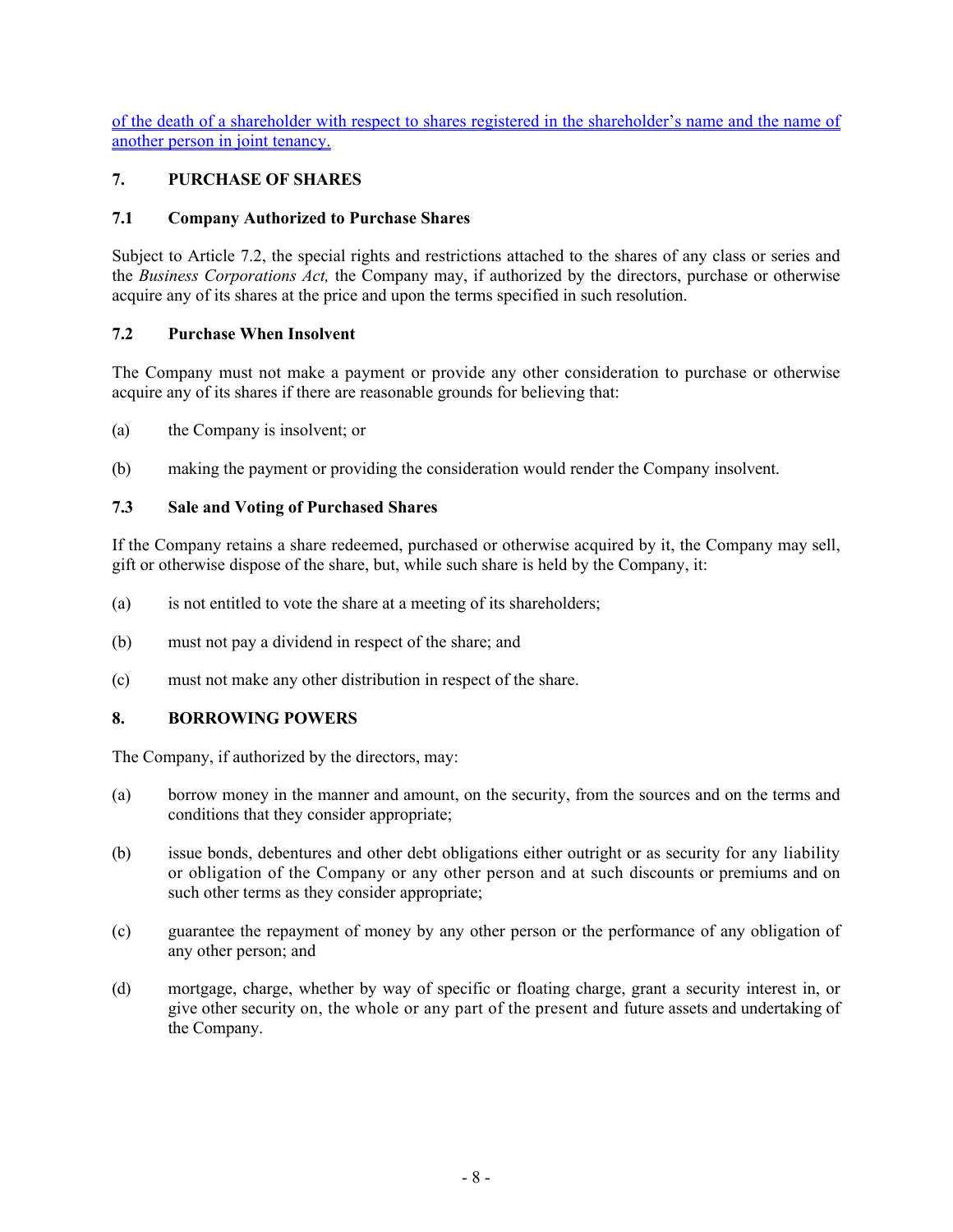of the death of a shareholder with respect to shares registered in the shareholder's name and the name of another person in joint tenancy.

## 7. PURCHASE OF SHARES

### 7.1 Company Authorized to Purchase Shares

Subject to Article 7.2, the special rights and restrictions attached to the shares of any class or series and the *Business Corporations Act,* the Company may, if authorized by the directors, purchase or otherwise acquire any of its shares at the price and upon the terms specified in such resolution.

### 7.2 Purchase When Insolvent

The Company must not make a payment or provide any other consideration to purchase or otherwise acquire any of its shares if there are reasonable grounds for believing that:

(a) the Company is insolvent; or

(b) making the payment or providing the consideration would render the Company insolvent.

### 7.3 Sale and Voting of Purchased Shares

If the Company retains a share redeemed, purchased or otherwise acquired by it, the Company may sell, gift or otherwise dispose of the share, but, while such share is held by the Company, it:

(a) is not entitled to vote the share at a meeting of its shareholders;

(b) must not pay a dividend in respect of the share; and

(c) must not make any other distribution in respect of the share.

## 8. BORROWING POWERS

The Company, if authorized by the directors, may:

(a) borrow money in the manner and amount, on the security, from the sources and on the terms and conditions that they consider appropriate;

(b) issue bonds, debentures and other debt obligations either outright or as security for any liability or obligation of the Company or any other person and at such discounts or premiums and on such other terms as they consider appropriate;

(c) guarantee the repayment of money by any other person or the performance of any obligation of any other person; and

(d) mortgage, charge, whether by way of specific or floating charge, grant a security interest in, or give other security on, the whole or any part of the present and future assets and undertaking of the Company.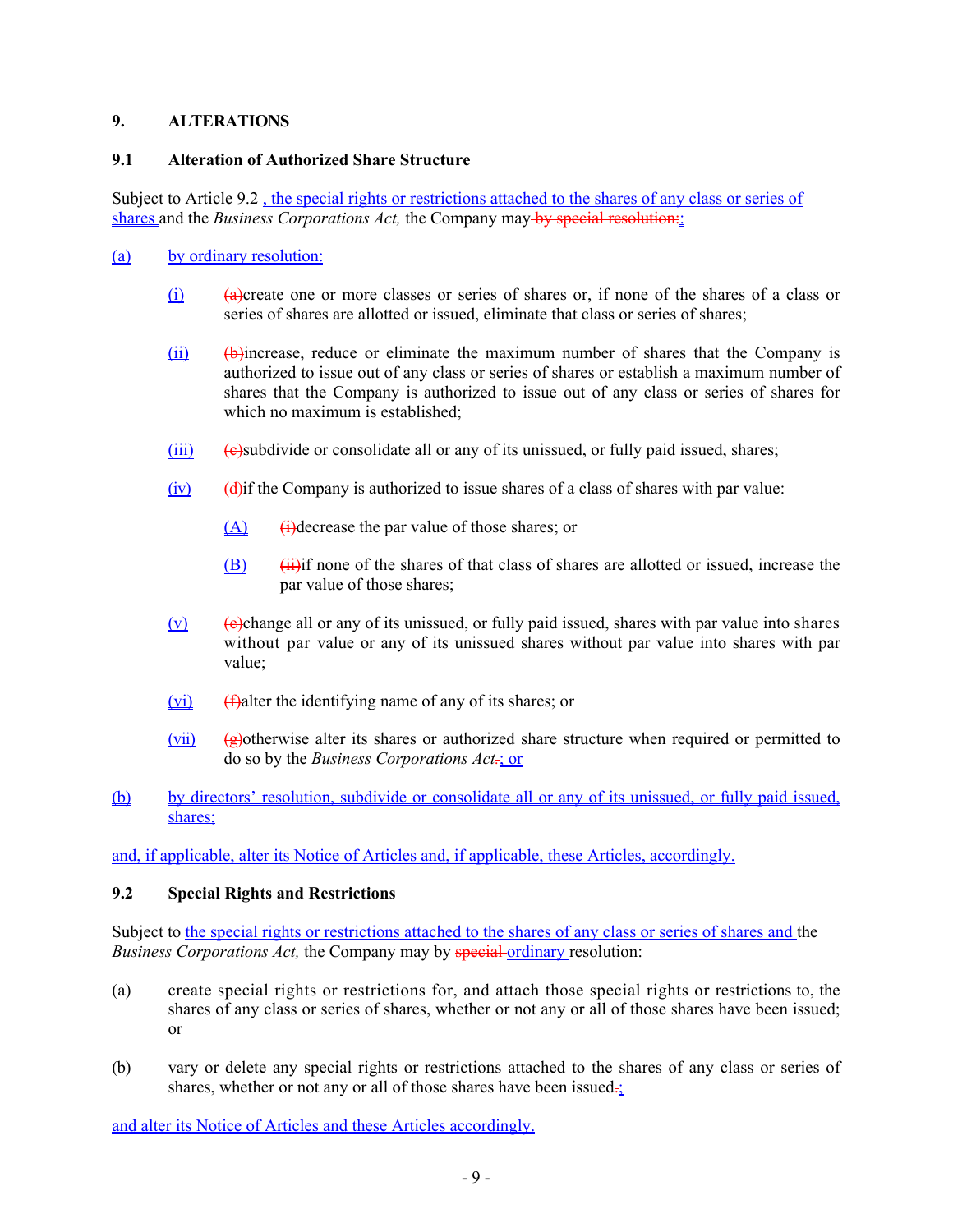## 9. ALTERATIONS

### 9.1 Alteration of Authorized Share Structure

Subject to Article 9.2-, the special rights or restrictions attached to the shares of any class or series of shares and the *Business Corporations Act,* the Company may-by special resolution::

(a) by ordinary resolution:

(i) (a)create one or more classes or series of shares or, if none of the shares of a class or series of shares are allotted or issued, eliminate that class or series of shares;

(ii) (b)increase, reduce or eliminate the maximum number of shares that the Company is authorized to issue out of any class or series of shares or establish a maximum number of shares that the Company is authorized to issue out of any class or series of shares for which no maximum is established;

(iii) (c)subdivide or consolidate all or any of its unissued, or fully paid issued, shares;

(iv) (d)if the Company is authorized to issue shares of a class of shares with par value:

(A) (i)decrease the par value of those shares; or

(B) (ii)if none of the shares of that class of shares are allotted or issued, increase the par value of those shares;

(v) (e)change all or any of its unissued, or fully paid issued, shares with par value into shares without par value or any of its unissued shares without par value into shares with par value;

(vi) (f)alter the identifying name of any of its shares; or

(vii) (g)otherwise alter its shares or authorized share structure when required or permitted to do so by the *Business Corporations Act*.; or

(b) by directors' resolution, subdivide or consolidate all or any of its unissued, or fully paid issued, shares;

and, if applicable, alter its Notice of Articles and, if applicable, these Articles, accordingly.

### 9.2 Special Rights and Restrictions

Subject to the special rights or restrictions attached to the shares of any class or series of shares and the *Business Corporations Act,* the Company may by special ordinary resolution:

(a) create special rights or restrictions for, and attach those special rights or restrictions to, the shares of any class or series of shares, whether or not any or all of those shares have been issued; or

(b) vary or delete any special rights or restrictions attached to the shares of any class or series of shares, whether or not any or all of those shares have been issued.;

and alter its Notice of Articles and these Articles accordingly.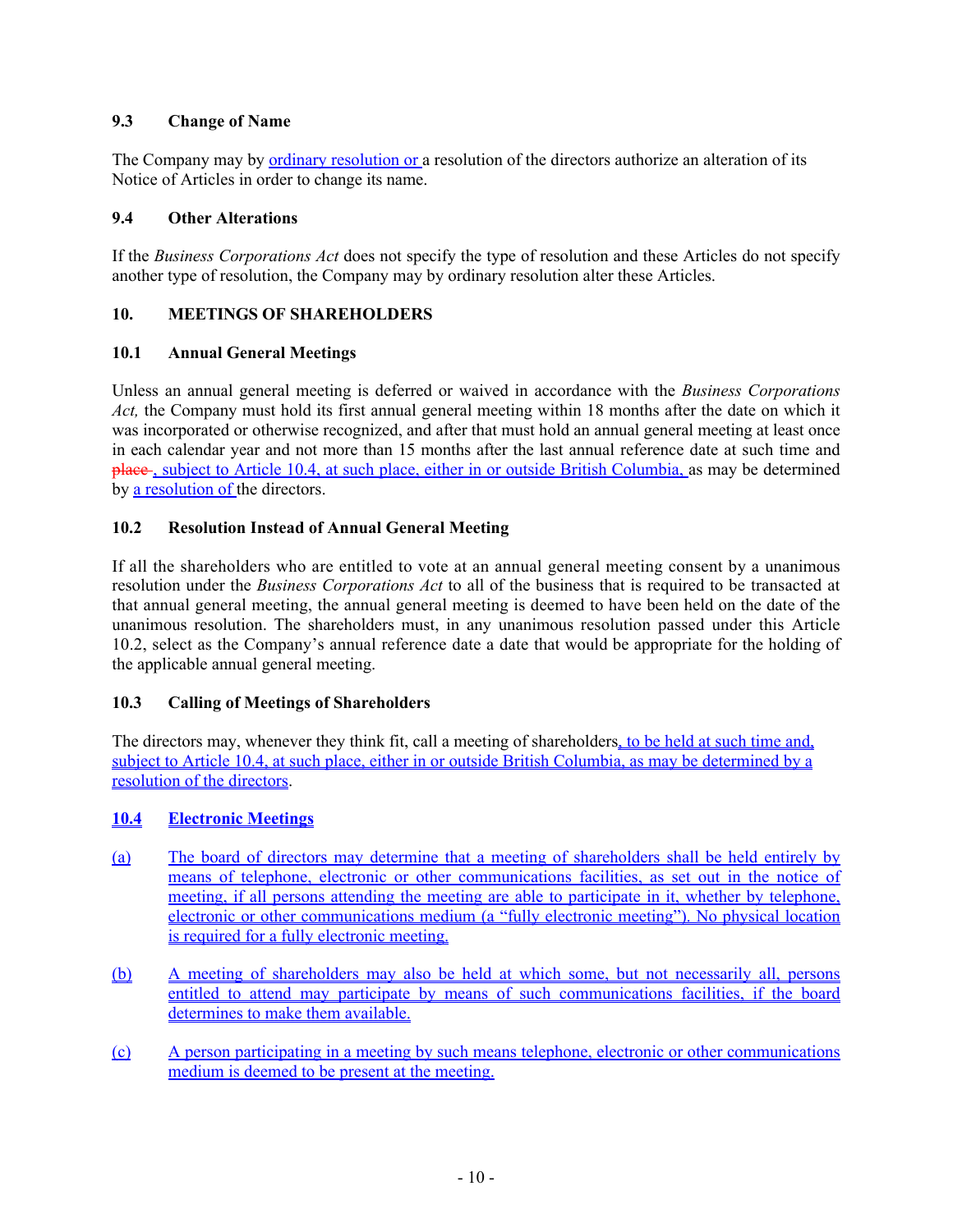### 9.3 Change of Name

The Company may by ordinary resolution or a resolution of the directors authorize an alteration of its Notice of Articles in order to change its name.

### 9.4 Other Alterations

If the *Business Corporations Act* does not specify the type of resolution and these Articles do not specify another type of resolution, the Company may by ordinary resolution alter these Articles.

## 10. MEETINGS OF SHAREHOLDERS

### 10.1 Annual General Meetings

Unless an annual general meeting is deferred or waived in accordance with the *Business Corporations Act,* the Company must hold its first annual general meeting within 18 months after the date on which it was incorporated or otherwise recognized, and after that must hold an annual general meeting at least once in each calendar year and not more than 15 months after the last annual reference date at such time and ~~place~~ , subject to Article 10.4, at such place, either in or outside British Columbia, as may be determined by a resolution of the directors.

### 10.2 Resolution Instead of Annual General Meeting

If all the shareholders who are entitled to vote at an annual general meeting consent by a unanimous resolution under the *Business Corporations Act* to all of the business that is required to be transacted at that annual general meeting, the annual general meeting is deemed to have been held on the date of the unanimous resolution. The shareholders must, in any unanimous resolution passed under this Article 10.2, select as the Company's annual reference date a date that would be appropriate for the holding of the applicable annual general meeting.

### 10.3 Calling of Meetings of Shareholders

The directors may, whenever they think fit, call a meeting of shareholders, to be held at such time and, subject to Article 10.4, at such place, either in or outside British Columbia, as may be determined by a resolution of the directors.

### 10.4 Electronic Meetings

(a) The board of directors may determine that a meeting of shareholders shall be held entirely by means of telephone, electronic or other communications facilities, as set out in the notice of meeting, if all persons attending the meeting are able to participate in it, whether by telephone, electronic or other communications medium (a "fully electronic meeting"). No physical location is required for a fully electronic meeting.

(b) A meeting of shareholders may also be held at which some, but not necessarily all, persons entitled to attend may participate by means of such communications facilities, if the board determines to make them available.

(c) A person participating in a meeting by such means telephone, electronic or other communications medium is deemed to be present at the meeting.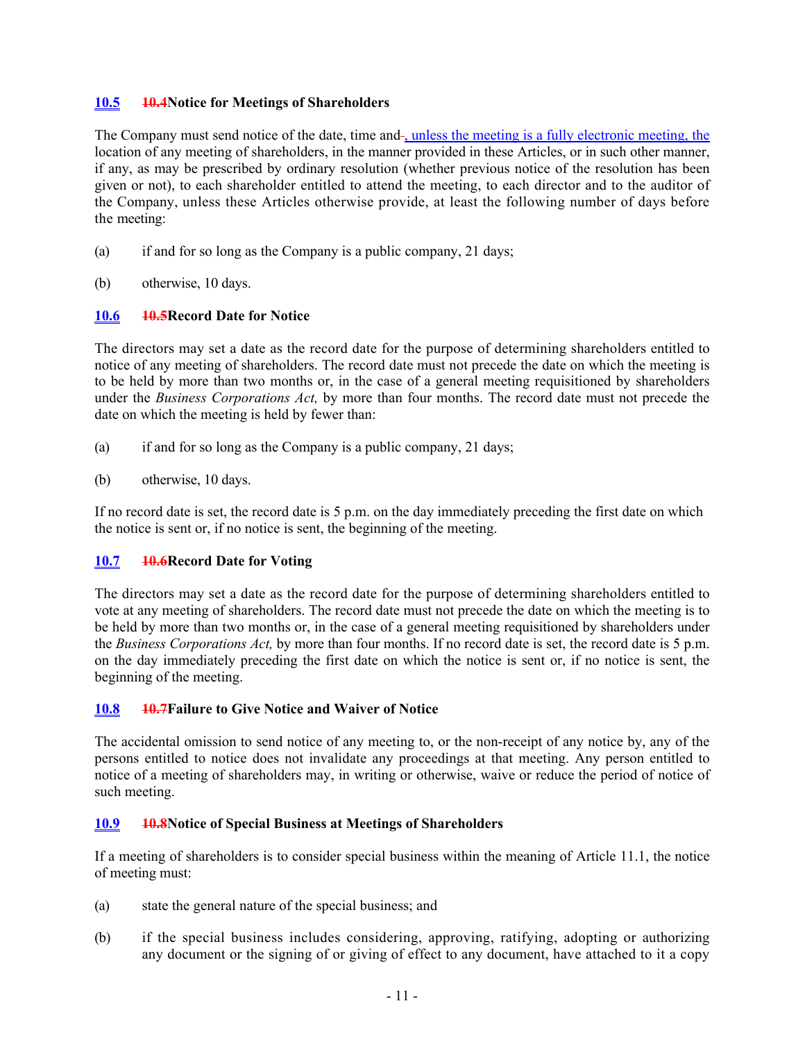### 10.5 ~~10.4~~Notice for Meetings of Shareholders

The Company must send notice of the date, time and ~~.~~, unless the meeting is a fully electronic meeting, the location of any meeting of shareholders, in the manner provided in these Articles, or in such other manner, if any, as may be prescribed by ordinary resolution (whether previous notice of the resolution has been given or not), to each shareholder entitled to attend the meeting, to each director and to the auditor of the Company, unless these Articles otherwise provide, at least the following number of days before the meeting:

(a) if and for so long as the Company is a public company, 21 days;

(b) otherwise, 10 days.

### 10.6 ~~10.5~~Record Date for Notice

The directors may set a date as the record date for the purpose of determining shareholders entitled to notice of any meeting of shareholders. The record date must not precede the date on which the meeting is to be held by more than two months or, in the case of a general meeting requisitioned by shareholders under the *Business Corporations Act,* by more than four months. The record date must not precede the date on which the meeting is held by fewer than:

(a) if and for so long as the Company is a public company, 21 days;

(b) otherwise, 10 days.

If no record date is set, the record date is 5 p.m. on the day immediately preceding the first date on which the notice is sent or, if no notice is sent, the beginning of the meeting.

### 10.7 ~~10.6~~Record Date for Voting

The directors may set a date as the record date for the purpose of determining shareholders entitled to vote at any meeting of shareholders. The record date must not precede the date on which the meeting is to be held by more than two months or, in the case of a general meeting requisitioned by shareholders under the *Business Corporations Act,* by more than four months. If no record date is set, the record date is 5 p.m. on the day immediately preceding the first date on which the notice is sent or, if no notice is sent, the beginning of the meeting.

### 10.8 ~~10.7~~Failure to Give Notice and Waiver of Notice

The accidental omission to send notice of any meeting to, or the non-receipt of any notice by, any of the persons entitled to notice does not invalidate any proceedings at that meeting. Any person entitled to notice of a meeting of shareholders may, in writing or otherwise, waive or reduce the period of notice of such meeting.

### 10.9 ~~10.8~~Notice of Special Business at Meetings of Shareholders

If a meeting of shareholders is to consider special business within the meaning of Article 11.1, the notice of meeting must:

(a) state the general nature of the special business; and

(b) if the special business includes considering, approving, ratifying, adopting or authorizing any document or the signing of or giving of effect to any document, have attached to it a copy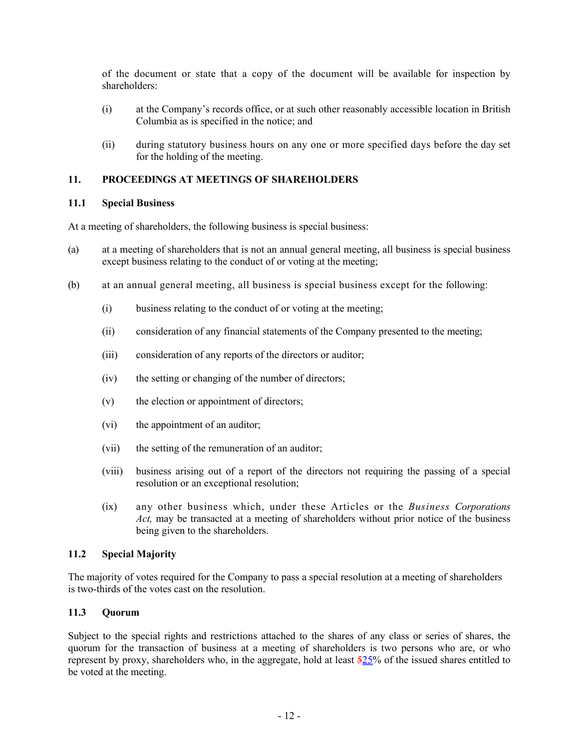of the document or state that a copy of the document will be available for inspection by shareholders:

(i) at the Company's records office, or at such other reasonably accessible location in British Columbia as is specified in the notice; and

(ii) during statutory business hours on any one or more specified days before the day set for the holding of the meeting.

## 11. PROCEEDINGS AT MEETINGS OF SHAREHOLDERS

### 11.1 Special Business

At a meeting of shareholders, the following business is special business:

(a) at a meeting of shareholders that is not an annual general meeting, all business is special business except business relating to the conduct of or voting at the meeting;

(b) at an annual general meeting, all business is special business except for the following:

(i) business relating to the conduct of or voting at the meeting;

(ii) consideration of any financial statements of the Company presented to the meeting;

(iii) consideration of any reports of the directors or auditor;

(iv) the setting or changing of the number of directors;

(v) the election or appointment of directors;

(vi) the appointment of an auditor;

(vii) the setting of the remuneration of an auditor;

(viii) business arising out of a report of the directors not requiring the passing of a special resolution or an exceptional resolution;

(ix) any other business which, under these Articles or the *Business Corporations Act,* may be transacted at a meeting of shareholders without prior notice of the business being given to the shareholders.

### 11.2 Special Majority

The majority of votes required for the Company to pass a special resolution at a meeting of shareholders is two-thirds of the votes cast on the resolution.

### 11.3 Quorum

Subject to the special rights and restrictions attached to the shares of any class or series of shares, the quorum for the transaction of business at a meeting of shareholders is two persons who are, or who represent by proxy, shareholders who, in the aggregate, hold at least ~~5~~25% of the issued shares entitled to be voted at the meeting.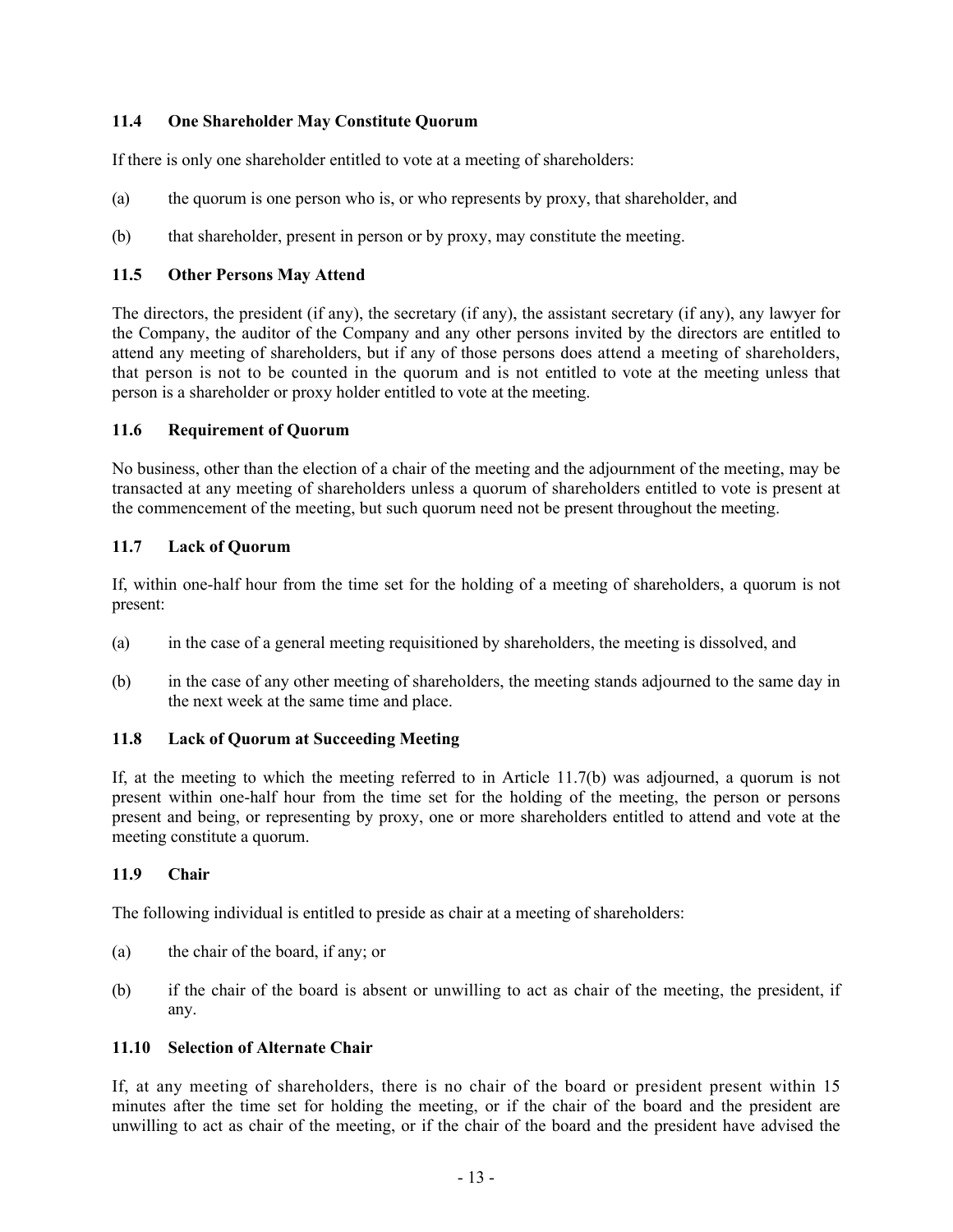### 11.4 One Shareholder May Constitute Quorum

If there is only one shareholder entitled to vote at a meeting of shareholders:

(a) the quorum is one person who is, or who represents by proxy, that shareholder, and

(b) that shareholder, present in person or by proxy, may constitute the meeting.

### 11.5 Other Persons May Attend

The directors, the president (if any), the secretary (if any), the assistant secretary (if any), any lawyer for the Company, the auditor of the Company and any other persons invited by the directors are entitled to attend any meeting of shareholders, but if any of those persons does attend a meeting of shareholders, that person is not to be counted in the quorum and is not entitled to vote at the meeting unless that person is a shareholder or proxy holder entitled to vote at the meeting.

### 11.6 Requirement of Quorum

No business, other than the election of a chair of the meeting and the adjournment of the meeting, may be transacted at any meeting of shareholders unless a quorum of shareholders entitled to vote is present at the commencement of the meeting, but such quorum need not be present throughout the meeting.

### 11.7 Lack of Quorum

If, within one-half hour from the time set for the holding of a meeting of shareholders, a quorum is not present:

(a) in the case of a general meeting requisitioned by shareholders, the meeting is dissolved, and

(b) in the case of any other meeting of shareholders, the meeting stands adjourned to the same day in the next week at the same time and place.

### 11.8 Lack of Quorum at Succeeding Meeting

If, at the meeting to which the meeting referred to in Article 11.7(b) was adjourned, a quorum is not present within one-half hour from the time set for the holding of the meeting, the person or persons present and being, or representing by proxy, one or more shareholders entitled to attend and vote at the meeting constitute a quorum.

### 11.9 Chair

The following individual is entitled to preside as chair at a meeting of shareholders:

(a) the chair of the board, if any; or

(b) if the chair of the board is absent or unwilling to act as chair of the meeting, the president, if any.

### 11.10 Selection of Alternate Chair

If, at any meeting of shareholders, there is no chair of the board or president present within 15 minutes after the time set for holding the meeting, or if the chair of the board and the president are unwilling to act as chair of the meeting, or if the chair of the board and the president have advised the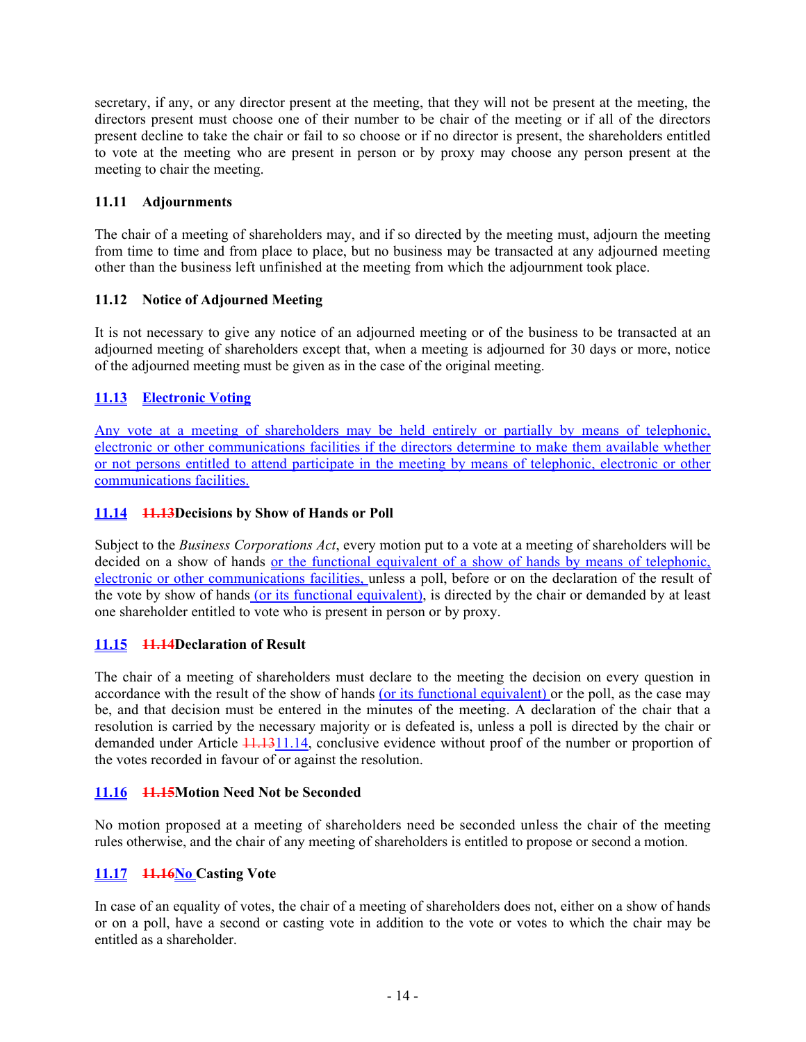secretary, if any, or any director present at the meeting, that they will not be present at the meeting, the directors present must choose one of their number to be chair of the meeting or if all of the directors present decline to take the chair or fail to so choose or if no director is present, the shareholders entitled to vote at the meeting who are present in person or by proxy may choose any person present at the meeting to chair the meeting.

**11.11 Adjournments**

The chair of a meeting of shareholders may, and if so directed by the meeting must, adjourn the meeting from time to time and from place to place, but no business may be transacted at any adjourned meeting other than the business left unfinished at the meeting from which the adjournment took place.

**11.12 Notice of Adjourned Meeting**

It is not necessary to give any notice of an adjourned meeting or of the business to be transacted at an adjourned meeting of shareholders except that, when a meeting is adjourned for 30 days or more, notice of the adjourned meeting must be given as in the case of the original meeting.

**11.13 Electronic Voting**

Any vote at a meeting of shareholders may be held entirely or partially by means of telephonic, electronic or other communications facilities if the directors determine to make them available whether or not persons entitled to attend participate in the meeting by means of telephonic, electronic or other communications facilities.

**11.14 ~~11.13~~Decisions by Show of Hands or Poll**

Subject to the *Business Corporations Act*, every motion put to a vote at a meeting of shareholders will be decided on a show of hands or the functional equivalent of a show of hands by means of telephonic, electronic or other communications facilities, unless a poll, before or on the declaration of the result of the vote by show of hands (or its functional equivalent), is directed by the chair or demanded by at least one shareholder entitled to vote who is present in person or by proxy.

**11.15 ~~11.14~~Declaration of Result**

The chair of a meeting of shareholders must declare to the meeting the decision on every question in accordance with the result of the show of hands (or its functional equivalent) or the poll, as the case may be, and that decision must be entered in the minutes of the meeting. A declaration of the chair that a resolution is carried by the necessary majority or is defeated is, unless a poll is directed by the chair or demanded under Article ~~11.13~~11.14, conclusive evidence without proof of the number or proportion of the votes recorded in favour of or against the resolution.

**11.16 ~~11.15~~Motion Need Not be Seconded**

No motion proposed at a meeting of shareholders need be seconded unless the chair of the meeting rules otherwise, and the chair of any meeting of shareholders is entitled to propose or second a motion.

**11.17 ~~11.16~~No Casting Vote**

In case of an equality of votes, the chair of a meeting of shareholders does not, either on a show of hands or on a poll, have a second or casting vote in addition to the vote or votes to which the chair may be entitled as a shareholder.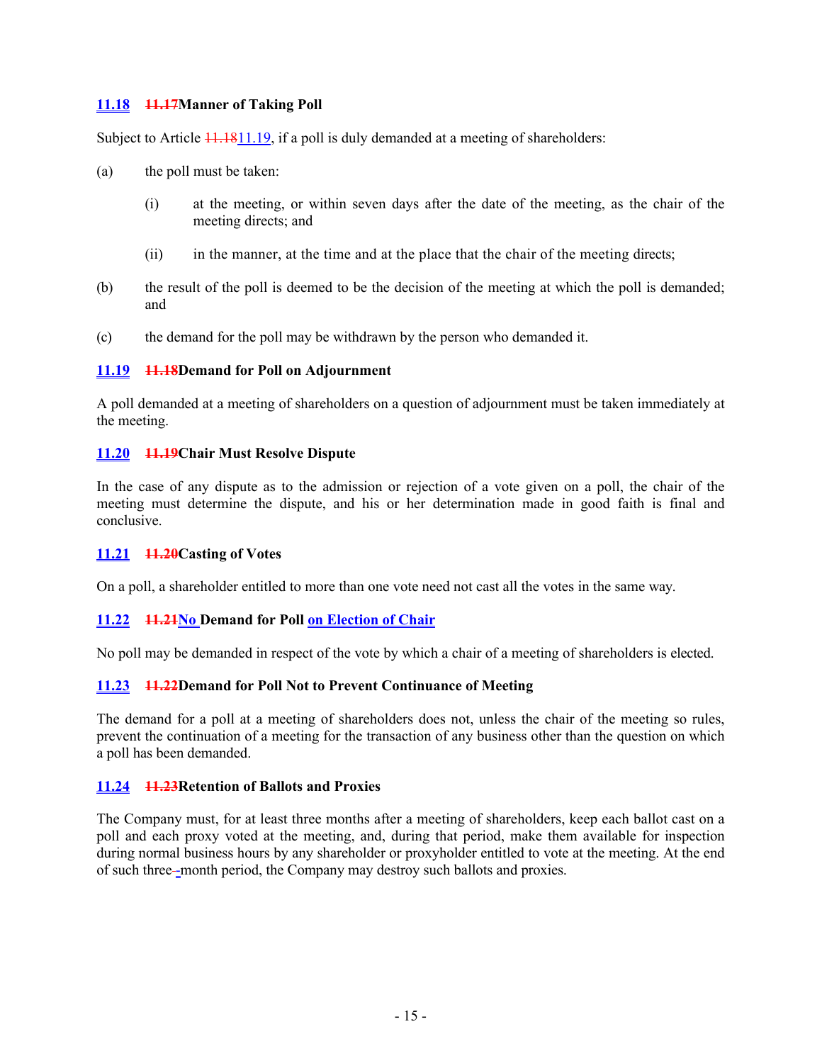### 11.18 ~~11.17~~Manner of Taking Poll

Subject to Article ~~11.18~~11.19, if a poll is duly demanded at a meeting of shareholders:

(a) the poll must be taken:

  (i) at the meeting, or within seven days after the date of the meeting, as the chair of the meeting directs; and

  (ii) in the manner, at the time and at the place that the chair of the meeting directs;

(b) the result of the poll is deemed to be the decision of the meeting at which the poll is demanded; and

(c) the demand for the poll may be withdrawn by the person who demanded it.

### 11.19 ~~11.18~~Demand for Poll on Adjournment

A poll demanded at a meeting of shareholders on a question of adjournment must be taken immediately at the meeting.

### 11.20 ~~11.19~~Chair Must Resolve Dispute

In the case of any dispute as to the admission or rejection of a vote given on a poll, the chair of the meeting must determine the dispute, and his or her determination made in good faith is final and conclusive.

### 11.21 ~~11.20~~Casting of Votes

On a poll, a shareholder entitled to more than one vote need not cast all the votes in the same way.

### 11.22 ~~11.21~~No Demand for Poll on Election of Chair

No poll may be demanded in respect of the vote by which a chair of a meeting of shareholders is elected.

### 11.23 ~~11.22~~Demand for Poll Not to Prevent Continuance of Meeting

The demand for a poll at a meeting of shareholders does not, unless the chair of the meeting so rules, prevent the continuation of a meeting for the transaction of any business other than the question on which a poll has been demanded.

### 11.24 ~~11.23~~Retention of Ballots and Proxies

The Company must, for at least three months after a meeting of shareholders, keep each ballot cast on a poll and each proxy voted at the meeting, and, during that period, make them available for inspection during normal business hours by any shareholder or proxyholder entitled to vote at the meeting. At the end of such three-month period, the Company may destroy such ballots and proxies.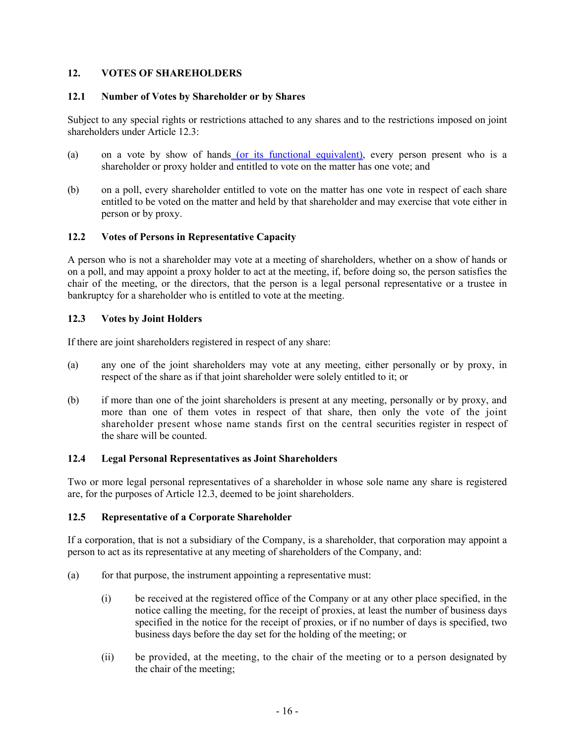## 12. VOTES OF SHAREHOLDERS

### 12.1 Number of Votes by Shareholder or by Shares

Subject to any special rights or restrictions attached to any shares and to the restrictions imposed on joint shareholders under Article 12.3:

(a) on a vote by show of hands (or its functional equivalent), every person present who is a shareholder or proxy holder and entitled to vote on the matter has one vote; and

(b) on a poll, every shareholder entitled to vote on the matter has one vote in respect of each share entitled to be voted on the matter and held by that shareholder and may exercise that vote either in person or by proxy.

### 12.2 Votes of Persons in Representative Capacity

A person who is not a shareholder may vote at a meeting of shareholders, whether on a show of hands or on a poll, and may appoint a proxy holder to act at the meeting, if, before doing so, the person satisfies the chair of the meeting, or the directors, that the person is a legal personal representative or a trustee in bankruptcy for a shareholder who is entitled to vote at the meeting.

### 12.3 Votes by Joint Holders

If there are joint shareholders registered in respect of any share:

(a) any one of the joint shareholders may vote at any meeting, either personally or by proxy, in respect of the share as if that joint shareholder were solely entitled to it; or

(b) if more than one of the joint shareholders is present at any meeting, personally or by proxy, and more than one of them votes in respect of that share, then only the vote of the joint shareholder present whose name stands first on the central securities register in respect of the share will be counted.

### 12.4 Legal Personal Representatives as Joint Shareholders

Two or more legal personal representatives of a shareholder in whose sole name any share is registered are, for the purposes of Article 12.3, deemed to be joint shareholders.

### 12.5 Representative of a Corporate Shareholder

If a corporation, that is not a subsidiary of the Company, is a shareholder, that corporation may appoint a person to act as its representative at any meeting of shareholders of the Company, and:

(a) for that purpose, the instrument appointing a representative must:

  (i) be received at the registered office of the Company or at any other place specified, in the notice calling the meeting, for the receipt of proxies, at least the number of business days specified in the notice for the receipt of proxies, or if no number of days is specified, two business days before the day set for the holding of the meeting; or

  (ii) be provided, at the meeting, to the chair of the meeting or to a person designated by the chair of the meeting;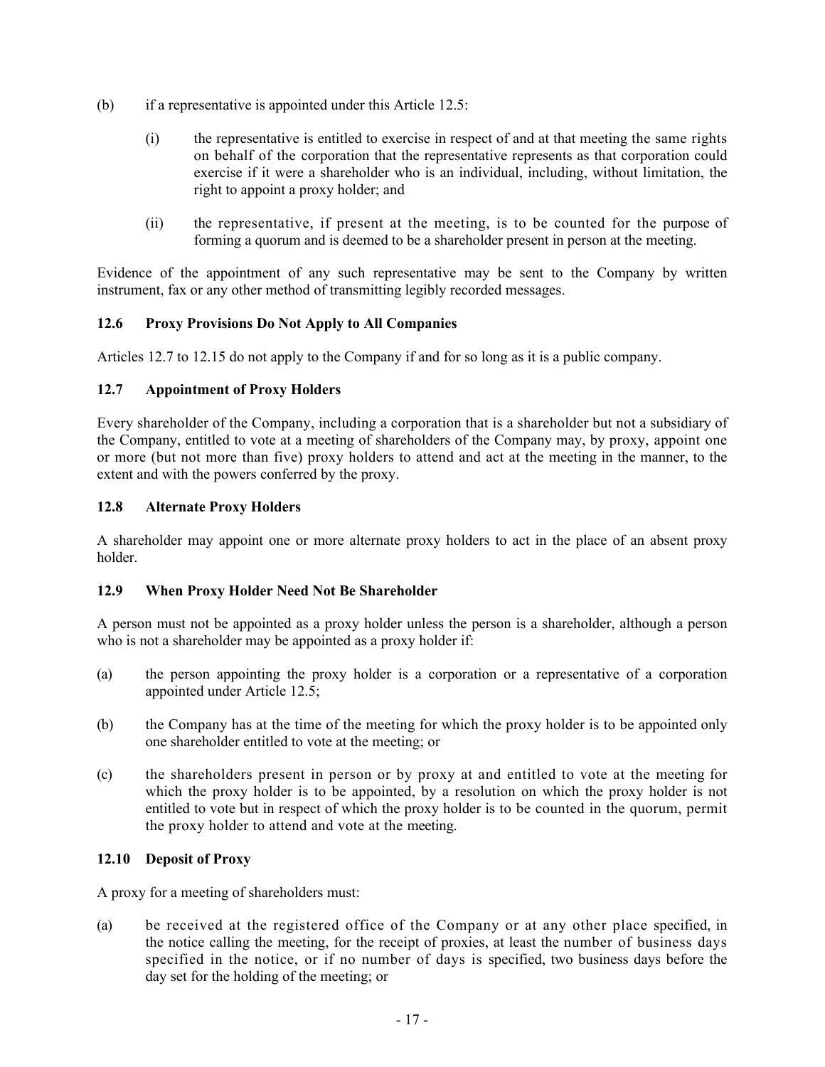(b) if a representative is appointed under this Article 12.5:

   (i) the representative is entitled to exercise in respect of and at that meeting the same rights on behalf of the corporation that the representative represents as that corporation could exercise if it were a shareholder who is an individual, including, without limitation, the right to appoint a proxy holder; and

   (ii) the representative, if present at the meeting, is to be counted for the purpose of forming a quorum and is deemed to be a shareholder present in person at the meeting.

Evidence of the appointment of any such representative may be sent to the Company by written instrument, fax or any other method of transmitting legibly recorded messages.

### 12.6 Proxy Provisions Do Not Apply to All Companies

Articles 12.7 to 12.15 do not apply to the Company if and for so long as it is a public company.

### 12.7 Appointment of Proxy Holders

Every shareholder of the Company, including a corporation that is a shareholder but not a subsidiary of the Company, entitled to vote at a meeting of shareholders of the Company may, by proxy, appoint one or more (but not more than five) proxy holders to attend and act at the meeting in the manner, to the extent and with the powers conferred by the proxy.

### 12.8 Alternate Proxy Holders

A shareholder may appoint one or more alternate proxy holders to act in the place of an absent proxy holder.

### 12.9 When Proxy Holder Need Not Be Shareholder

A person must not be appointed as a proxy holder unless the person is a shareholder, although a person who is not a shareholder may be appointed as a proxy holder if:

(a) the person appointing the proxy holder is a corporation or a representative of a corporation appointed under Article 12.5;

(b) the Company has at the time of the meeting for which the proxy holder is to be appointed only one shareholder entitled to vote at the meeting; or

(c) the shareholders present in person or by proxy at and entitled to vote at the meeting for which the proxy holder is to be appointed, by a resolution on which the proxy holder is not entitled to vote but in respect of which the proxy holder is to be counted in the quorum, permit the proxy holder to attend and vote at the meeting.

### 12.10 Deposit of Proxy

A proxy for a meeting of shareholders must:

(a) be received at the registered office of the Company or at any other place specified, in the notice calling the meeting, for the receipt of proxies, at least the number of business days specified in the notice, or if no number of days is specified, two business days before the day set for the holding of the meeting; or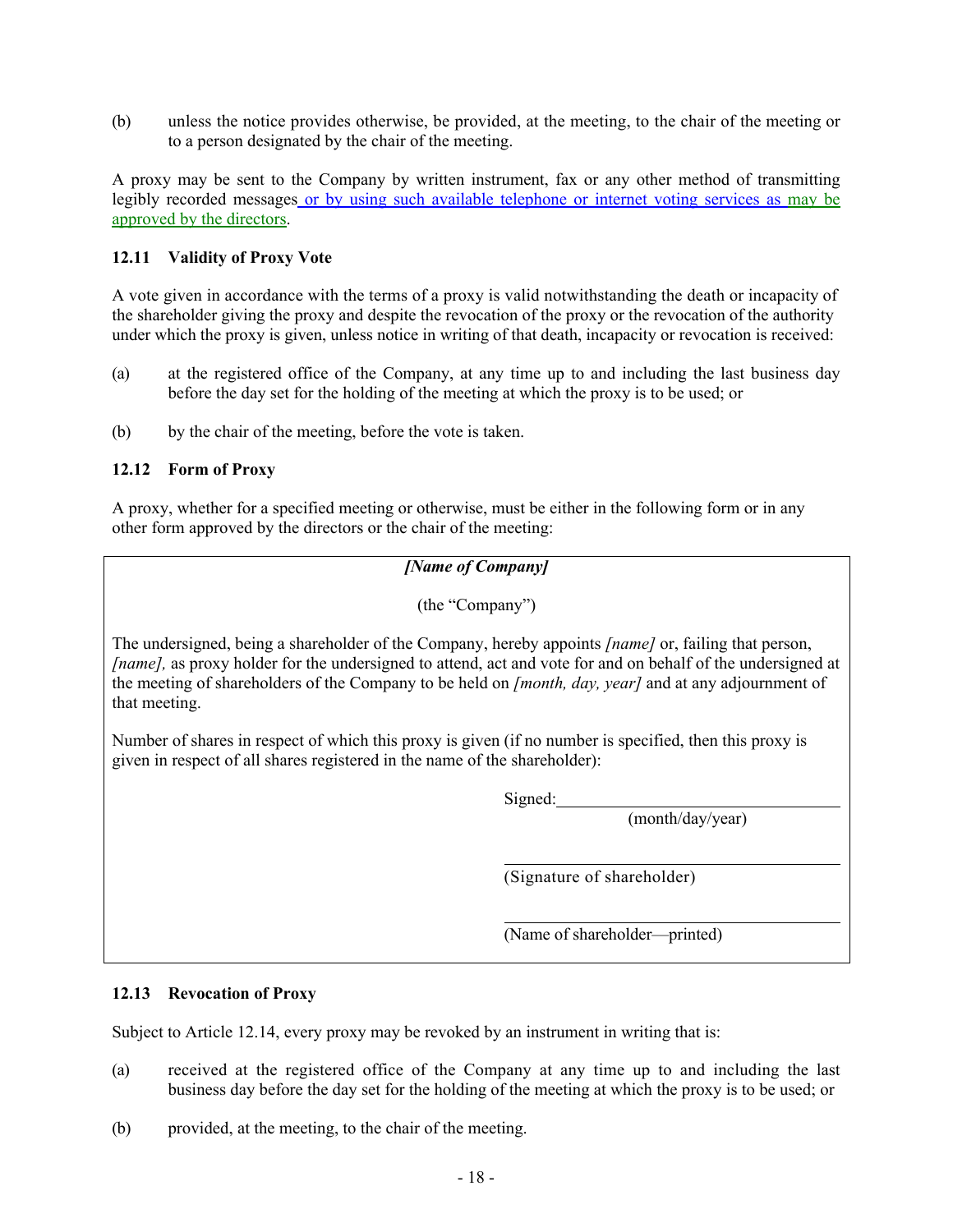(b) unless the notice provides otherwise, be provided, at the meeting, to the chair of the meeting or to a person designated by the chair of the meeting.

A proxy may be sent to the Company by written instrument, fax or any other method of transmitting legibly recorded messages or by using such available telephone or internet voting services as may be approved by the directors.

### 12.11 Validity of Proxy Vote

A vote given in accordance with the terms of a proxy is valid notwithstanding the death or incapacity of the shareholder giving the proxy and despite the revocation of the proxy or the revocation of the authority under which the proxy is given, unless notice in writing of that death, incapacity or revocation is received:

(a) at the registered office of the Company, at any time up to and including the last business day before the day set for the holding of the meeting at which the proxy is to be used; or

(b) by the chair of the meeting, before the vote is taken.

### 12.12 Form of Proxy

A proxy, whether for a specified meeting or otherwise, must be either in the following form or in any other form approved by the directors or the chair of the meeting:

> ***[Name of Company]***
>
> (the "Company")
>
> The undersigned, being a shareholder of the Company, hereby appoints *[name]* or, failing that person, *[name],* as proxy holder for the undersigned to attend, act and vote for and on behalf of the undersigned at the meeting of shareholders of the Company to be held on *[month, day, year]* and at any adjournment of that meeting.
>
> Number of shares in respect of which this proxy is given (if no number is specified, then this proxy is given in respect of all shares registered in the name of the shareholder):
>
> Signed:\_\_\_\_\_\_\_\_\_\_\_\_\_\_\_\_\_\_\_\_\_\_\_\_\_\_\_\_\_\_
> (month/day/year)
>
> \_\_\_\_\_\_\_\_\_\_\_\_\_\_\_\_\_\_\_\_\_\_\_\_\_\_\_\_\_\_
> (Signature of shareholder)
>
> \_\_\_\_\_\_\_\_\_\_\_\_\_\_\_\_\_\_\_\_\_\_\_\_\_\_\_\_\_\_
> (Name of shareholder—printed)

### 12.13 Revocation of Proxy

Subject to Article 12.14, every proxy may be revoked by an instrument in writing that is:

(a) received at the registered office of the Company at any time up to and including the last business day before the day set for the holding of the meeting at which the proxy is to be used; or

(b) provided, at the meeting, to the chair of the meeting.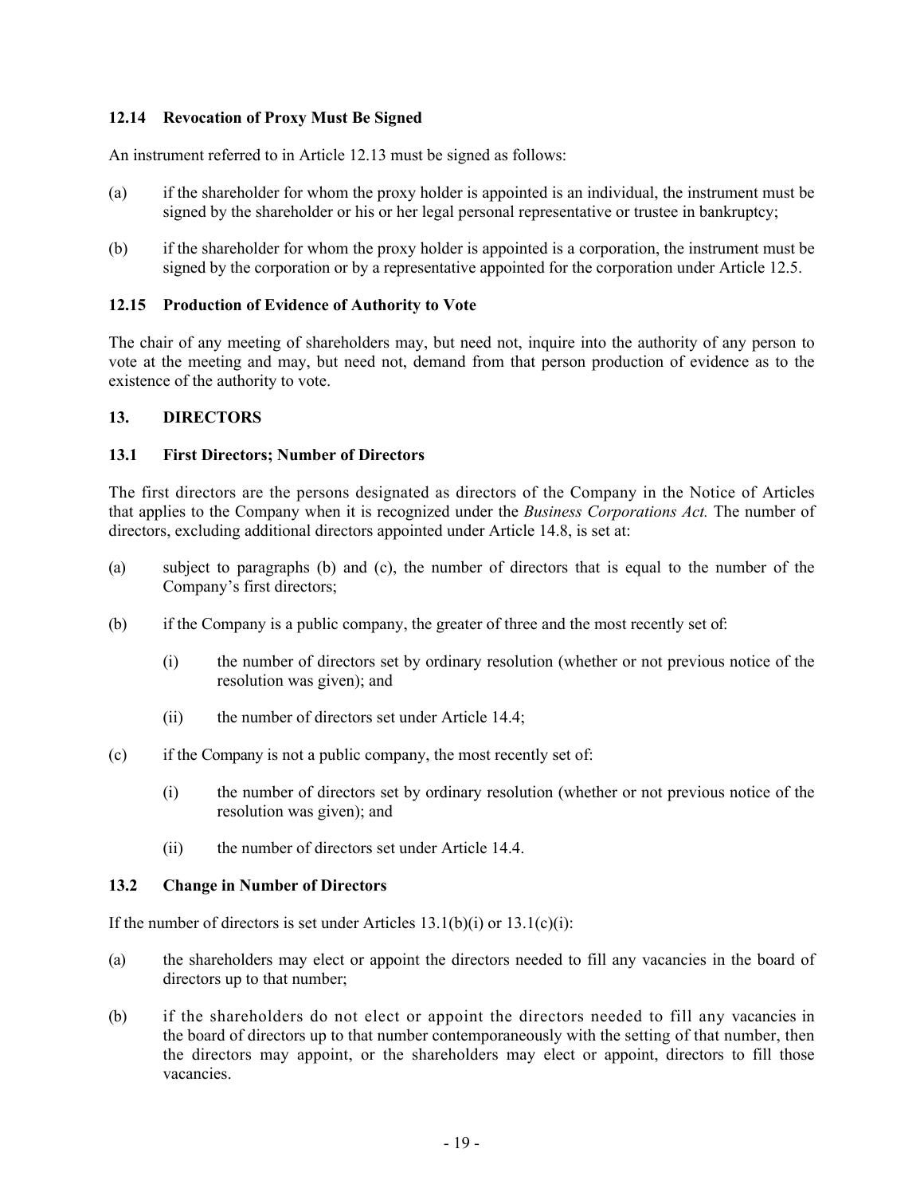### 12.14 Revocation of Proxy Must Be Signed

An instrument referred to in Article 12.13 must be signed as follows:

(a) if the shareholder for whom the proxy holder is appointed is an individual, the instrument must be signed by the shareholder or his or her legal personal representative or trustee in bankruptcy;

(b) if the shareholder for whom the proxy holder is appointed is a corporation, the instrument must be signed by the corporation or by a representative appointed for the corporation under Article 12.5.

### 12.15 Production of Evidence of Authority to Vote

The chair of any meeting of shareholders may, but need not, inquire into the authority of any person to vote at the meeting and may, but need not, demand from that person production of evidence as to the existence of the authority to vote.

## 13. DIRECTORS

### 13.1 First Directors; Number of Directors

The first directors are the persons designated as directors of the Company in the Notice of Articles that applies to the Company when it is recognized under the *Business Corporations Act.* The number of directors, excluding additional directors appointed under Article 14.8, is set at:

(a) subject to paragraphs (b) and (c), the number of directors that is equal to the number of the Company's first directors;

(b) if the Company is a public company, the greater of three and the most recently set of:

  (i) the number of directors set by ordinary resolution (whether or not previous notice of the resolution was given); and

  (ii) the number of directors set under Article 14.4;

(c) if the Company is not a public company, the most recently set of:

  (i) the number of directors set by ordinary resolution (whether or not previous notice of the resolution was given); and

  (ii) the number of directors set under Article 14.4.

### 13.2 Change in Number of Directors

If the number of directors is set under Articles 13.1(b)(i) or 13.1(c)(i):

(a) the shareholders may elect or appoint the directors needed to fill any vacancies in the board of directors up to that number;

(b) if the shareholders do not elect or appoint the directors needed to fill any vacancies in the board of directors up to that number contemporaneously with the setting of that number, then the directors may appoint, or the shareholders may elect or appoint, directors to fill those vacancies.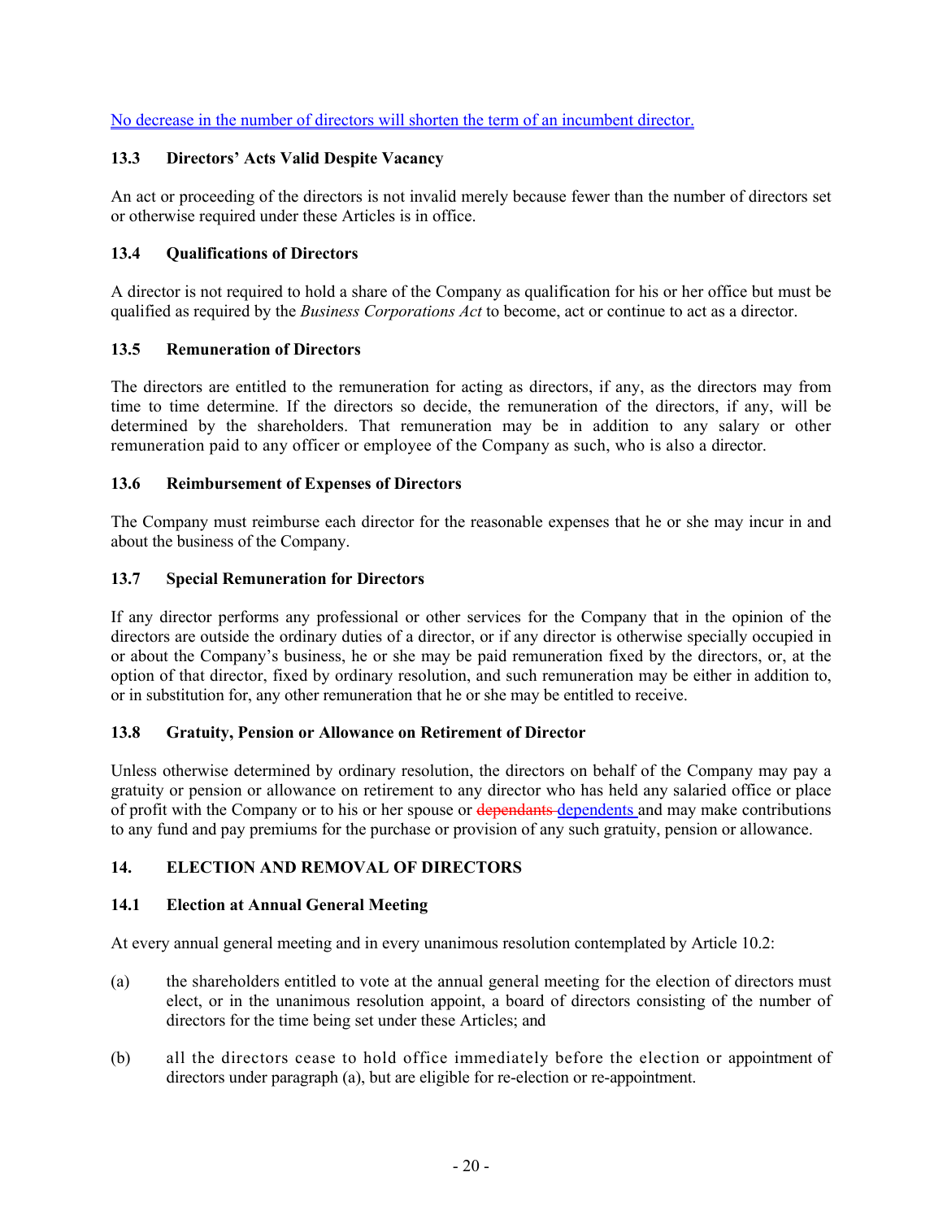No decrease in the number of directors will shorten the term of an incumbent director.

### 13.3 Directors' Acts Valid Despite Vacancy

An act or proceeding of the directors is not invalid merely because fewer than the number of directors set or otherwise required under these Articles is in office.

### 13.4 Qualifications of Directors

A director is not required to hold a share of the Company as qualification for his or her office but must be qualified as required by the *Business Corporations Act* to become, act or continue to act as a director.

### 13.5 Remuneration of Directors

The directors are entitled to the remuneration for acting as directors, if any, as the directors may from time to time determine. If the directors so decide, the remuneration of the directors, if any, will be determined by the shareholders. That remuneration may be in addition to any salary or other remuneration paid to any officer or employee of the Company as such, who is also a director.

### 13.6 Reimbursement of Expenses of Directors

The Company must reimburse each director for the reasonable expenses that he or she may incur in and about the business of the Company.

### 13.7 Special Remuneration for Directors

If any director performs any professional or other services for the Company that in the opinion of the directors are outside the ordinary duties of a director, or if any director is otherwise specially occupied in or about the Company's business, he or she may be paid remuneration fixed by the directors, or, at the option of that director, fixed by ordinary resolution, and such remuneration may be either in addition to, or in substitution for, any other remuneration that he or she may be entitled to receive.

### 13.8 Gratuity, Pension or Allowance on Retirement of Director

Unless otherwise determined by ordinary resolution, the directors on behalf of the Company may pay a gratuity or pension or allowance on retirement to any director who has held any salaried office or place of profit with the Company or to his or her spouse or ~~dependants~~ dependents and may make contributions to any fund and pay premiums for the purchase or provision of any such gratuity, pension or allowance.

## 14. ELECTION AND REMOVAL OF DIRECTORS

### 14.1 Election at Annual General Meeting

At every annual general meeting and in every unanimous resolution contemplated by Article 10.2:

(a) the shareholders entitled to vote at the annual general meeting for the election of directors must elect, or in the unanimous resolution appoint, a board of directors consisting of the number of directors for the time being set under these Articles; and

(b) all the directors cease to hold office immediately before the election or appointment of directors under paragraph (a), but are eligible for re-election or re-appointment.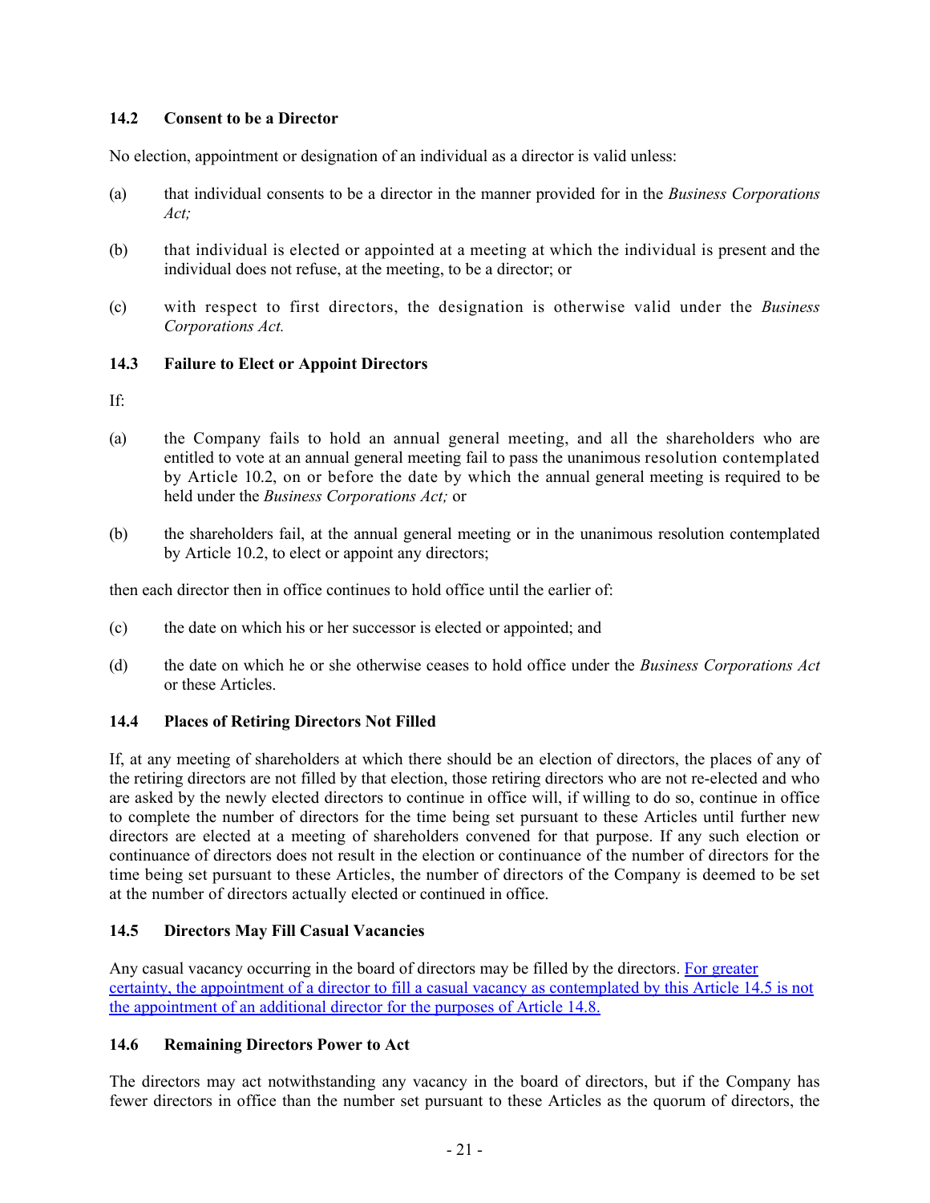### 14.2 Consent to be a Director

No election, appointment or designation of an individual as a director is valid unless:

(a) that individual consents to be a director in the manner provided for in the *Business Corporations Act;*

(b) that individual is elected or appointed at a meeting at which the individual is present and the individual does not refuse, at the meeting, to be a director; or

(c) with respect to first directors, the designation is otherwise valid under the *Business Corporations Act.*

### 14.3 Failure to Elect or Appoint Directors

If:

(a) the Company fails to hold an annual general meeting, and all the shareholders who are entitled to vote at an annual general meeting fail to pass the unanimous resolution contemplated by Article 10.2, on or before the date by which the annual general meeting is required to be held under the *Business Corporations Act;* or

(b) the shareholders fail, at the annual general meeting or in the unanimous resolution contemplated by Article 10.2, to elect or appoint any directors;

then each director then in office continues to hold office until the earlier of:

(c) the date on which his or her successor is elected or appointed; and

(d) the date on which he or she otherwise ceases to hold office under the *Business Corporations Act* or these Articles.

### 14.4 Places of Retiring Directors Not Filled

If, at any meeting of shareholders at which there should be an election of directors, the places of any of the retiring directors are not filled by that election, those retiring directors who are not re-elected and who are asked by the newly elected directors to continue in office will, if willing to do so, continue in office to complete the number of directors for the time being set pursuant to these Articles until further new directors are elected at a meeting of shareholders convened for that purpose. If any such election or continuance of directors does not result in the election or continuance of the number of directors for the time being set pursuant to these Articles, the number of directors of the Company is deemed to be set at the number of directors actually elected or continued in office.

### 14.5 Directors May Fill Casual Vacancies

Any casual vacancy occurring in the board of directors may be filled by the directors. For greater certainty, the appointment of a director to fill a casual vacancy as contemplated by this Article 14.5 is not the appointment of an additional director for the purposes of Article 14.8.

### 14.6 Remaining Directors Power to Act

The directors may act notwithstanding any vacancy in the board of directors, but if the Company has fewer directors in office than the number set pursuant to these Articles as the quorum of directors, the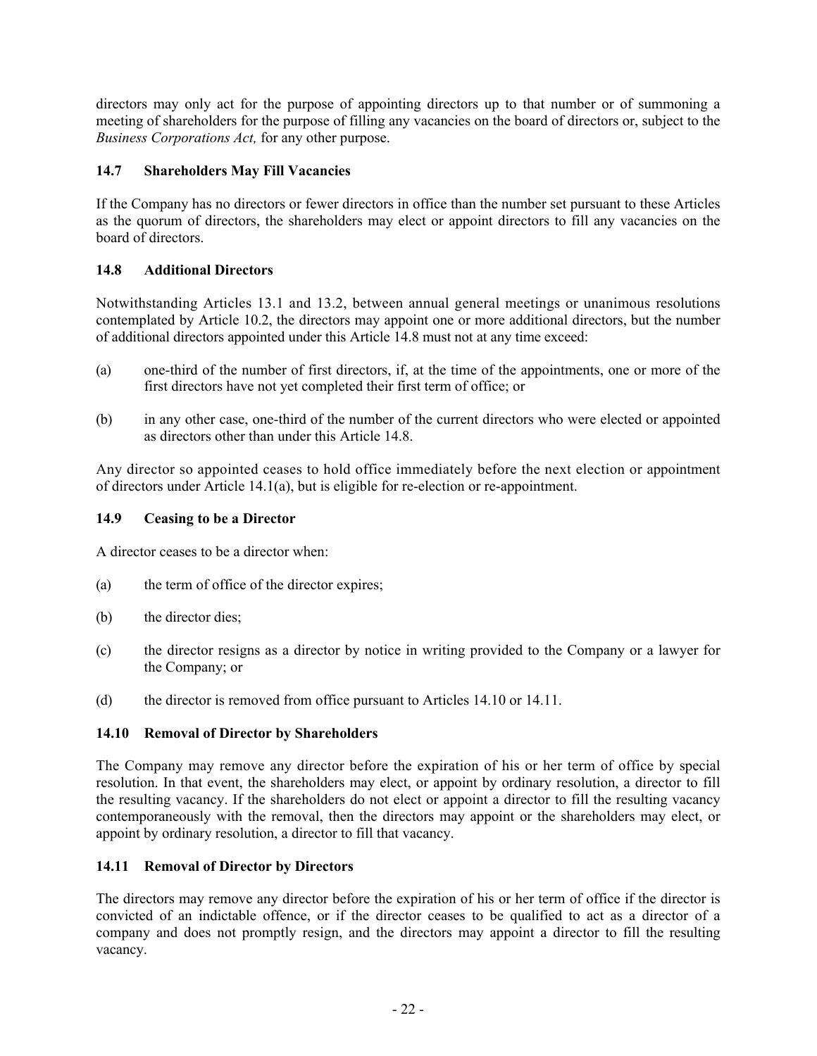directors may only act for the purpose of appointing directors up to that number or of summoning a meeting of shareholders for the purpose of filling any vacancies on the board of directors or, subject to the *Business Corporations Act,* for any other purpose.

### 14.7 Shareholders May Fill Vacancies

If the Company has no directors or fewer directors in office than the number set pursuant to these Articles as the quorum of directors, the shareholders may elect or appoint directors to fill any vacancies on the board of directors.

### 14.8 Additional Directors

Notwithstanding Articles 13.1 and 13.2, between annual general meetings or unanimous resolutions contemplated by Article 10.2, the directors may appoint one or more additional directors, but the number of additional directors appointed under this Article 14.8 must not at any time exceed:

(a) one-third of the number of first directors, if, at the time of the appointments, one or more of the first directors have not yet completed their first term of office; or

(b) in any other case, one-third of the number of the current directors who were elected or appointed as directors other than under this Article 14.8.

Any director so appointed ceases to hold office immediately before the next election or appointment of directors under Article 14.1(a), but is eligible for re-election or re-appointment.

### 14.9 Ceasing to be a Director

A director ceases to be a director when:

(a) the term of office of the director expires;

(b) the director dies;

(c) the director resigns as a director by notice in writing provided to the Company or a lawyer for the Company; or

(d) the director is removed from office pursuant to Articles 14.10 or 14.11.

### 14.10 Removal of Director by Shareholders

The Company may remove any director before the expiration of his or her term of office by special resolution. In that event, the shareholders may elect, or appoint by ordinary resolution, a director to fill the resulting vacancy. If the shareholders do not elect or appoint a director to fill the resulting vacancy contemporaneously with the removal, then the directors may appoint or the shareholders may elect, or appoint by ordinary resolution, a director to fill that vacancy.

### 14.11 Removal of Director by Directors

The directors may remove any director before the expiration of his or her term of office if the director is convicted of an indictable offence, or if the director ceases to be qualified to act as a director of a company and does not promptly resign, and the directors may appoint a director to fill the resulting vacancy.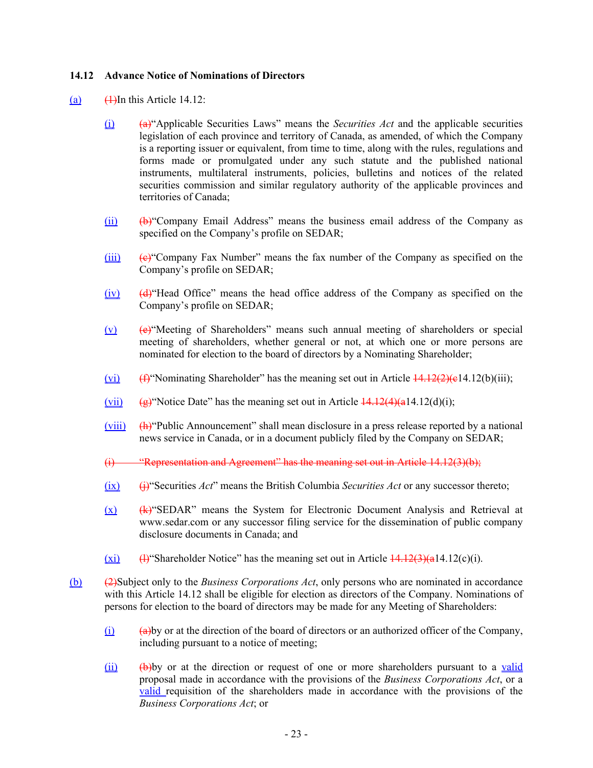**14.12 Advance Notice of Nominations of Directors**

(a) ~~(1)~~In this Article 14.12:

(i) ~~(a)~~"Applicable Securities Laws" means the *Securities Act* and the applicable securities legislation of each province and territory of Canada, as amended, of which the Company is a reporting issuer or equivalent, from time to time, along with the rules, regulations and forms made or promulgated under any such statute and the published national instruments, multilateral instruments, policies, bulletins and notices of the related securities commission and similar regulatory authority of the applicable provinces and territories of Canada;

(ii) ~~(b)~~"Company Email Address" means the business email address of the Company as specified on the Company's profile on SEDAR;

(iii) ~~(c)~~"Company Fax Number" means the fax number of the Company as specified on the Company's profile on SEDAR;

(iv) ~~(d)~~"Head Office" means the head office address of the Company as specified on the Company's profile on SEDAR;

(v) ~~(e)~~"Meeting of Shareholders" means such annual meeting of shareholders or special meeting of shareholders, whether general or not, at which one or more persons are nominated for election to the board of directors by a Nominating Shareholder;

(vi) ~~(f)~~"Nominating Shareholder" has the meaning set out in Article ~~14.12(2)(c~~14.12(b)(iii);

(vii) ~~(g)~~"Notice Date" has the meaning set out in Article ~~14.12(4)(a~~14.12(d)(i);

(viii) ~~(h)~~"Public Announcement" shall mean disclosure in a press release reported by a national news service in Canada, or in a document publicly filed by the Company on SEDAR;

~~(i) "Representation and Agreement" has the meaning set out in Article 14.12(3)(b);~~

(ix) ~~(j)~~"Securities *Act*" means the British Columbia *Securities Act* or any successor thereto;

(x) ~~(k)~~"SEDAR" means the System for Electronic Document Analysis and Retrieval at www.sedar.com or any successor filing service for the dissemination of public company disclosure documents in Canada; and

(xi) ~~(l)~~"Shareholder Notice" has the meaning set out in Article ~~14.12(3)(a~~14.12(c)(i).

(b) ~~(2)~~Subject only to the *Business Corporations Act*, only persons who are nominated in accordance with this Article 14.12 shall be eligible for election as directors of the Company. Nominations of persons for election to the board of directors may be made for any Meeting of Shareholders:

(i) ~~(a)~~by or at the direction of the board of directors or an authorized officer of the Company, including pursuant to a notice of meeting;

(ii) ~~(b)~~by or at the direction or request of one or more shareholders pursuant to a valid proposal made in accordance with the provisions of the *Business Corporations Act*, or a valid requisition of the shareholders made in accordance with the provisions of the *Business Corporations Act*; or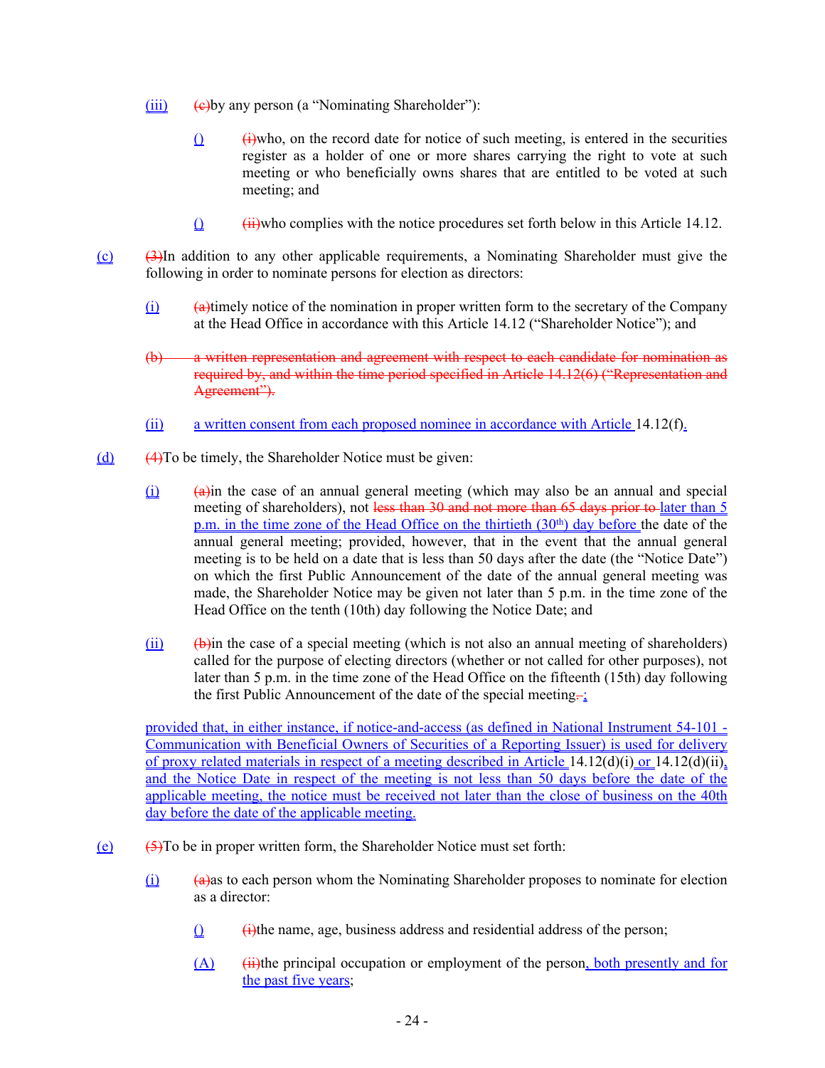(iii) (c)by any person (a "Nominating Shareholder"):

() (i)who, on the record date for notice of such meeting, is entered in the securities register as a holder of one or more shares carrying the right to vote at such meeting or who beneficially owns shares that are entitled to be voted at such meeting; and

() (ii)who complies with the notice procedures set forth below in this Article 14.12.

(c) (3)In addition to any other applicable requirements, a Nominating Shareholder must give the following in order to nominate persons for election as directors:

(i) (a)timely notice of the nomination in proper written form to the secretary of the Company at the Head Office in accordance with this Article 14.12 ("Shareholder Notice"); and

~~(b) a written representation and agreement with respect to each candidate for nomination as required by, and within the time period specified in Article 14.12(6) ("Representation and Agreement").~~

(ii) a written consent from each proposed nominee in accordance with Article 14.12(f).

(d) (4)To be timely, the Shareholder Notice must be given:

(i) (a)in the case of an annual general meeting (which may also be an annual and special meeting of shareholders), not ~~less than 30 and not more than 65 days prior to~~ later than 5 p.m. in the time zone of the Head Office on the thirtieth (30th) day before the date of the annual general meeting; provided, however, that in the event that the annual general meeting is to be held on a date that is less than 50 days after the date (the "Notice Date") on which the first Public Announcement of the date of the annual general meeting was made, the Shareholder Notice may be given not later than 5 p.m. in the time zone of the Head Office on the tenth (10th) day following the Notice Date; and

(ii) (b)in the case of a special meeting (which is not also an annual meeting of shareholders) called for the purpose of electing directors (whether or not called for other purposes), not later than 5 p.m. in the time zone of the Head Office on the fifteenth (15th) day following the first Public Announcement of the date of the special meeting~~.~~;

provided that, in either instance, if notice-and-access (as defined in National Instrument 54-101 - Communication with Beneficial Owners of Securities of a Reporting Issuer) is used for delivery of proxy related materials in respect of a meeting described in Article 14.12(d)(i) or 14.12(d)(ii), and the Notice Date in respect of the meeting is not less than 50 days before the date of the applicable meeting, the notice must be received not later than the close of business on the 40th day before the date of the applicable meeting.

(e) (5)To be in proper written form, the Shareholder Notice must set forth:

(i) (a)as to each person whom the Nominating Shareholder proposes to nominate for election as a director:

() (i)the name, age, business address and residential address of the person;

(A) (ii)the principal occupation or employment of the person, both presently and for the past five years;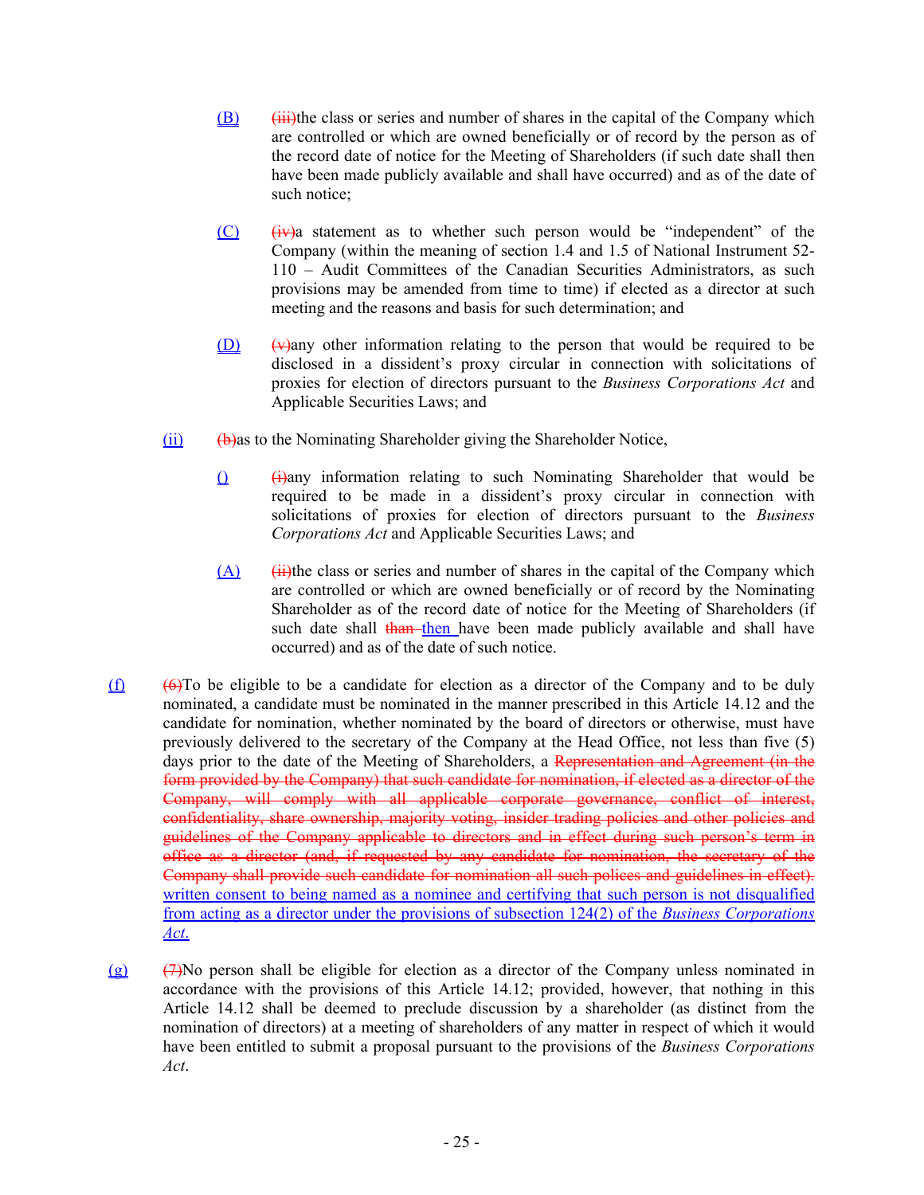(B) ~~(iii)~~the class or series and number of shares in the capital of the Company which are controlled or which are owned beneficially or of record by the person as of the record date of notice for the Meeting of Shareholders (if such date shall then have been made publicly available and shall have occurred) and as of the date of such notice;

(C) ~~(iv)~~a statement as to whether such person would be "independent" of the Company (within the meaning of section 1.4 and 1.5 of National Instrument 52-110 – Audit Committees of the Canadian Securities Administrators, as such provisions may be amended from time to time) if elected as a director at such meeting and the reasons and basis for such determination; and

(D) ~~(v)~~any other information relating to the person that would be required to be disclosed in a dissident's proxy circular in connection with solicitations of proxies for election of directors pursuant to the *Business Corporations Act* and Applicable Securities Laws; and

(ii) ~~(b)~~as to the Nominating Shareholder giving the Shareholder Notice,

() ~~(i)~~any information relating to such Nominating Shareholder that would be required to be made in a dissident's proxy circular in connection with solicitations of proxies for election of directors pursuant to the *Business Corporations Act* and Applicable Securities Laws; and

(A) ~~(ii)~~the class or series and number of shares in the capital of the Company which are controlled or which are owned beneficially or of record by the Nominating Shareholder as of the record date of notice for the Meeting of Shareholders (if such date shall ~~than~~ then have been made publicly available and shall have occurred) and as of the date of such notice.

(f) ~~(6)~~To be eligible to be a candidate for election as a director of the Company and to be duly nominated, a candidate must be nominated in the manner prescribed in this Article 14.12 and the candidate for nomination, whether nominated by the board of directors or otherwise, must have previously delivered to the secretary of the Company at the Head Office, not less than five (5) days prior to the date of the Meeting of Shareholders, a ~~Representation and Agreement (in the form provided by the Company) that such candidate for nomination, if elected as a director of the Company, will comply with all applicable corporate governance, conflict of interest, confidentiality, share ownership, majority voting, insider trading policies and other policies and guidelines of the Company applicable to directors and in effect during such person's term in office as a director (and, if requested by any candidate for nomination, the secretary of the Company shall provide such candidate for nomination all such polices and guidelines in effect).~~ written consent to being named as a nominee and certifying that such person is not disqualified from acting as a director under the provisions of subsection 124(2) of the *Business Corporations Act*.

(g) ~~(7)~~No person shall be eligible for election as a director of the Company unless nominated in accordance with the provisions of this Article 14.12; provided, however, that nothing in this Article 14.12 shall be deemed to preclude discussion by a shareholder (as distinct from the nomination of directors) at a meeting of shareholders of any matter in respect of which it would have been entitled to submit a proposal pursuant to the provisions of the *Business Corporations Act*.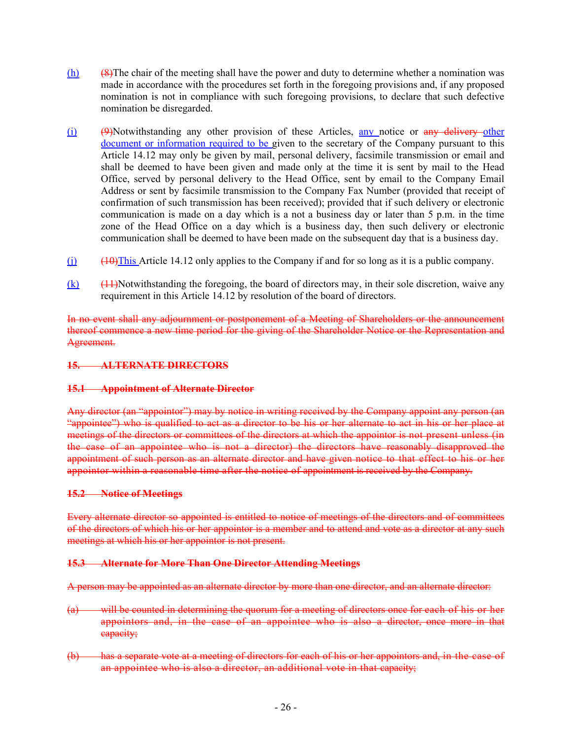(h) ~~(8)~~The chair of the meeting shall have the power and duty to determine whether a nomination was made in accordance with the procedures set forth in the foregoing provisions and, if any proposed nomination is not in compliance with such foregoing provisions, to declare that such defective nomination be disregarded.

(i) ~~(9)~~Notwithstanding any other provision of these Articles, any notice or ~~any delivery~~ other document or information required to be given to the secretary of the Company pursuant to this Article 14.12 may only be given by mail, personal delivery, facsimile transmission or email and shall be deemed to have been given and made only at the time it is sent by mail to the Head Office, served by personal delivery to the Head Office, sent by email to the Company Email Address or sent by facsimile transmission to the Company Fax Number (provided that receipt of confirmation of such transmission has been received); provided that if such delivery or electronic communication is made on a day which is a not a business day or later than 5 p.m. in the time zone of the Head Office on a day which is a business day, then such delivery or electronic communication shall be deemed to have been made on the subsequent day that is a business day.

(j) ~~(10)~~This Article 14.12 only applies to the Company if and for so long as it is a public company.

(k) ~~(11)~~Notwithstanding the foregoing, the board of directors may, in their sole discretion, waive any requirement in this Article 14.12 by resolution of the board of directors.

~~In no event shall any adjournment or postponement of a Meeting of Shareholders or the announcement thereof commence a new time period for the giving of the Shareholder Notice or the Representation and Agreement.~~

~~**15. ALTERNATE DIRECTORS**~~

~~**15.1 Appointment of Alternate Director**~~

~~Any director (an "appointor") may by notice in writing received by the Company appoint any person (an "appointee") who is qualified to act as a director to be his or her alternate to act in his or her place at meetings of the directors or committees of the directors at which the appointor is not present unless (in the case of an appointee who is not a director) the directors have reasonably disapproved the appointment of such person as an alternate director and have given notice to that effect to his or her appointor within a reasonable time after the notice of appointment is received by the Company.~~

~~**15.2 Notice of Meetings**~~

~~Every alternate director so appointed is entitled to notice of meetings of the directors and of committees of the directors of which his or her appointor is a member and to attend and vote as a director at any such meetings at which his or her appointor is not present.~~

~~**15.3 Alternate for More Than One Director Attending Meetings**~~

~~A person may be appointed as an alternate director by more than one director, and an alternate director:~~

~~(a) will be counted in determining the quorum for a meeting of directors once for each of his or her appointors and, in the case of an appointee who is also a director, once more in that capacity;~~

~~(b) has a separate vote at a meeting of directors for each of his or her appointors and, in the case of an appointee who is also a director, an additional vote in that capacity;~~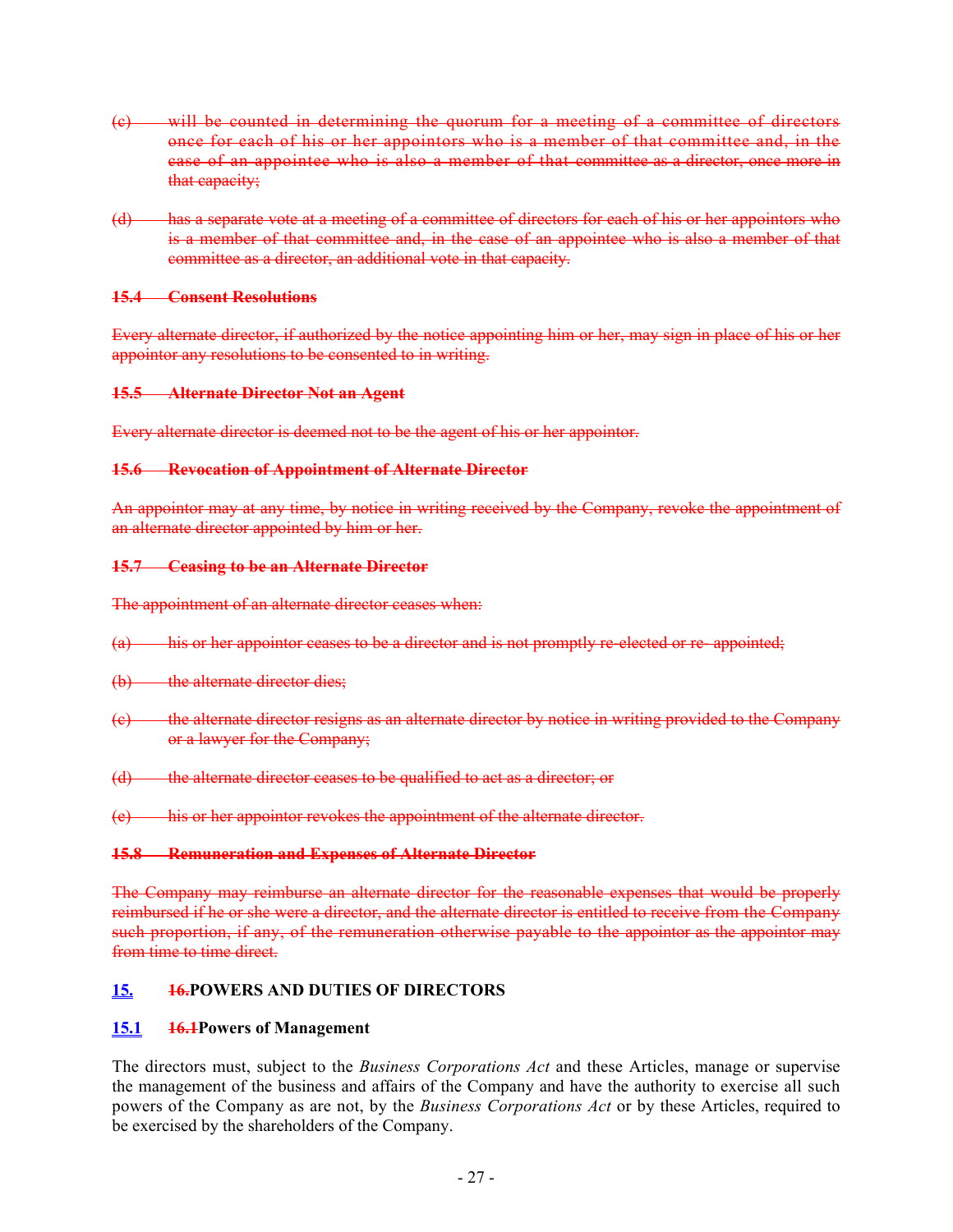~~(c) will be counted in determining the quorum for a meeting of a committee of directors once for each of his or her appointors who is a member of that committee and, in the case of an appointee who is also a member of that committee as a director, once more in that capacity;~~

~~(d) has a separate vote at a meeting of a committee of directors for each of his or her appointors who is a member of that committee and, in the case of an appointee who is also a member of that committee as a director, an additional vote in that capacity.~~

~~**15.4 Consent Resolutions**~~

~~Every alternate director, if authorized by the notice appointing him or her, may sign in place of his or her appointor any resolutions to be consented to in writing.~~

~~**15.5 Alternate Director Not an Agent**~~

~~Every alternate director is deemed not to be the agent of his or her appointor.~~

~~**15.6 Revocation of Appointment of Alternate Director**~~

~~An appointor may at any time, by notice in writing received by the Company, revoke the appointment of an alternate director appointed by him or her.~~

~~**15.7 Ceasing to be an Alternate Director**~~

~~The appointment of an alternate director ceases when:~~

~~(a) his or her appointor ceases to be a director and is not promptly re-elected or re- appointed;~~

~~(b) the alternate director dies;~~

~~(c) the alternate director resigns as an alternate director by notice in writing provided to the Company or a lawyer for the Company;~~

~~(d) the alternate director ceases to be qualified to act as a director; or~~

~~(e) his or her appointor revokes the appointment of the alternate director.~~

~~**15.8 Remuneration and Expenses of Alternate Director**~~

~~The Company may reimburse an alternate director for the reasonable expenses that would be properly reimbursed if he or she were a director, and the alternate director is entitled to receive from the Company such proportion, if any, of the remuneration otherwise payable to the appointor as the appointor may from time to time direct.~~

## 15. ~~16.~~POWERS AND DUTIES OF DIRECTORS

### 15.1 ~~16.1~~Powers of Management

The directors must, subject to the *Business Corporations Act* and these Articles, manage or supervise the management of the business and affairs of the Company and have the authority to exercise all such powers of the Company as are not, by the *Business Corporations Act* or by these Articles, required to be exercised by the shareholders of the Company.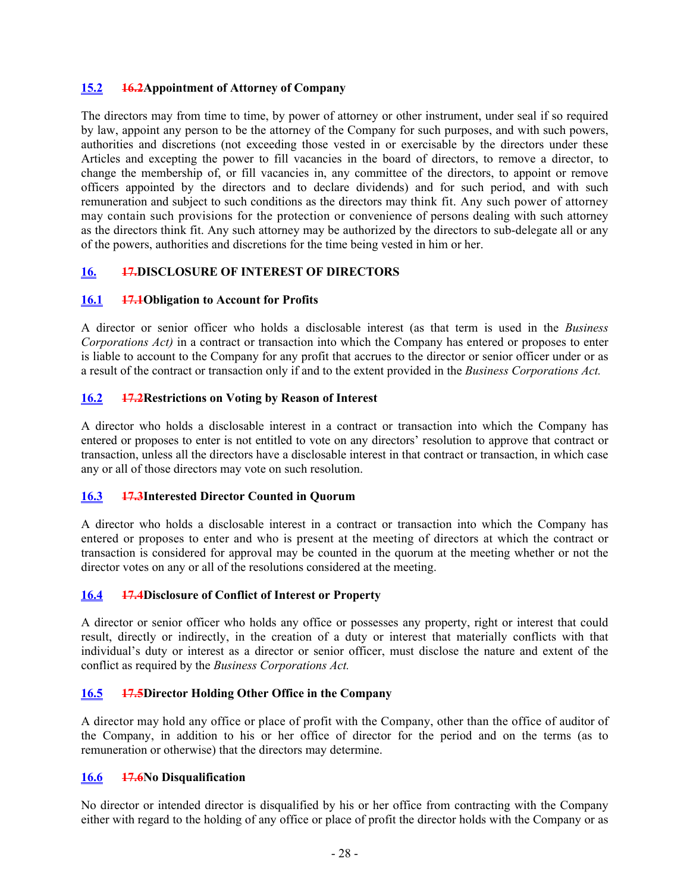## 15.2 ~~16.2~~Appointment of Attorney of Company

The directors may from time to time, by power of attorney or other instrument, under seal if so required by law, appoint any person to be the attorney of the Company for such purposes, and with such powers, authorities and discretions (not exceeding those vested in or exercisable by the directors under these Articles and excepting the power to fill vacancies in the board of directors, to remove a director, to change the membership of, or fill vacancies in, any committee of the directors, to appoint or remove officers appointed by the directors and to declare dividends) and for such period, and with such remuneration and subject to such conditions as the directors may think fit. Any such power of attorney may contain such provisions for the protection or convenience of persons dealing with such attorney as the directors think fit. Any such attorney may be authorized by the directors to sub-delegate all or any of the powers, authorities and discretions for the time being vested in him or her.

# 16. ~~17.~~DISCLOSURE OF INTEREST OF DIRECTORS

## 16.1 ~~17.1~~Obligation to Account for Profits

A director or senior officer who holds a disclosable interest (as that term is used in the *Business Corporations Act)* in a contract or transaction into which the Company has entered or proposes to enter is liable to account to the Company for any profit that accrues to the director or senior officer under or as a result of the contract or transaction only if and to the extent provided in the *Business Corporations Act.*

## 16.2 ~~17.2~~Restrictions on Voting by Reason of Interest

A director who holds a disclosable interest in a contract or transaction into which the Company has entered or proposes to enter is not entitled to vote on any directors' resolution to approve that contract or transaction, unless all the directors have a disclosable interest in that contract or transaction, in which case any or all of those directors may vote on such resolution.

## 16.3 ~~17.3~~Interested Director Counted in Quorum

A director who holds a disclosable interest in a contract or transaction into which the Company has entered or proposes to enter and who is present at the meeting of directors at which the contract or transaction is considered for approval may be counted in the quorum at the meeting whether or not the director votes on any or all of the resolutions considered at the meeting.

## 16.4 ~~17.4~~Disclosure of Conflict of Interest or Property

A director or senior officer who holds any office or possesses any property, right or interest that could result, directly or indirectly, in the creation of a duty or interest that materially conflicts with that individual's duty or interest as a director or senior officer, must disclose the nature and extent of the conflict as required by the *Business Corporations Act.*

## 16.5 ~~17.5~~Director Holding Other Office in the Company

A director may hold any office or place of profit with the Company, other than the office of auditor of the Company, in addition to his or her office of director for the period and on the terms (as to remuneration or otherwise) that the directors may determine.

## 16.6 ~~17.6~~No Disqualification

No director or intended director is disqualified by his or her office from contracting with the Company either with regard to the holding of any office or place of profit the director holds with the Company or as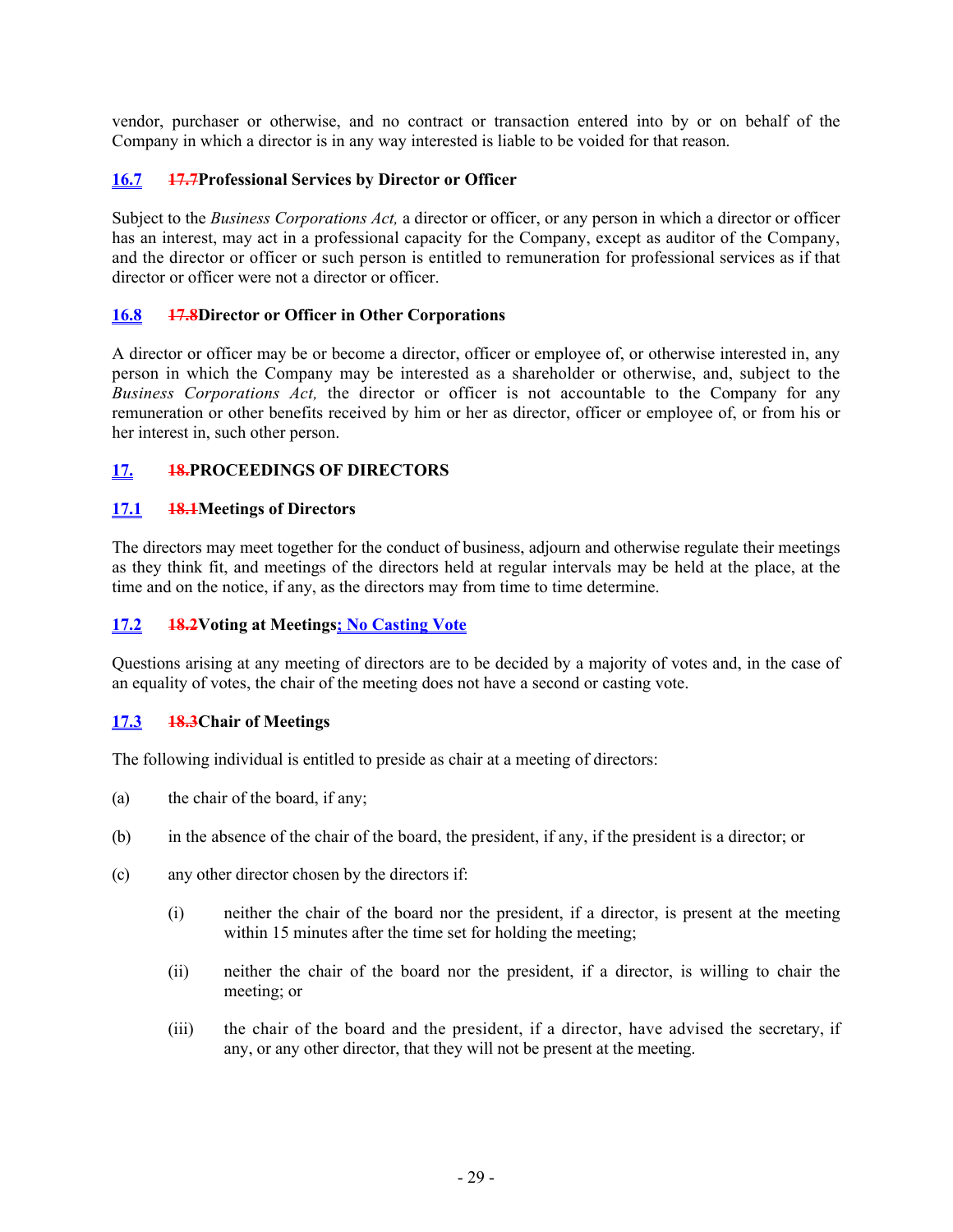vendor, purchaser or otherwise, and no contract or transaction entered into by or on behalf of the Company in which a director is in any way interested is liable to be voided for that reason.

### 16.7 ~~17.7~~ Professional Services by Director or Officer

Subject to the *Business Corporations Act,* a director or officer, or any person in which a director or officer has an interest, may act in a professional capacity for the Company, except as auditor of the Company, and the director or officer or such person is entitled to remuneration for professional services as if that director or officer were not a director or officer.

### 16.8 ~~17.8~~ Director or Officer in Other Corporations

A director or officer may be or become a director, officer or employee of, or otherwise interested in, any person in which the Company may be interested as a shareholder or otherwise, and, subject to the *Business Corporations Act,* the director or officer is not accountable to the Company for any remuneration or other benefits received by him or her as director, officer or employee of, or from his or her interest in, such other person.

## 17. ~~18.~~ PROCEEDINGS OF DIRECTORS

### 17.1 ~~18.1~~ Meetings of Directors

The directors may meet together for the conduct of business, adjourn and otherwise regulate their meetings as they think fit, and meetings of the directors held at regular intervals may be held at the place, at the time and on the notice, if any, as the directors may from time to time determine.

### 17.2 ~~18.2~~ Voting at Meetings; No Casting Vote

Questions arising at any meeting of directors are to be decided by a majority of votes and, in the case of an equality of votes, the chair of the meeting does not have a second or casting vote.

### 17.3 ~~18.3~~ Chair of Meetings

The following individual is entitled to preside as chair at a meeting of directors:

(a) the chair of the board, if any;

(b) in the absence of the chair of the board, the president, if any, if the president is a director; or

(c) any other director chosen by the directors if:

  (i) neither the chair of the board nor the president, if a director, is present at the meeting within 15 minutes after the time set for holding the meeting;

  (ii) neither the chair of the board nor the president, if a director, is willing to chair the meeting; or

  (iii) the chair of the board and the president, if a director, have advised the secretary, if any, or any other director, that they will not be present at the meeting.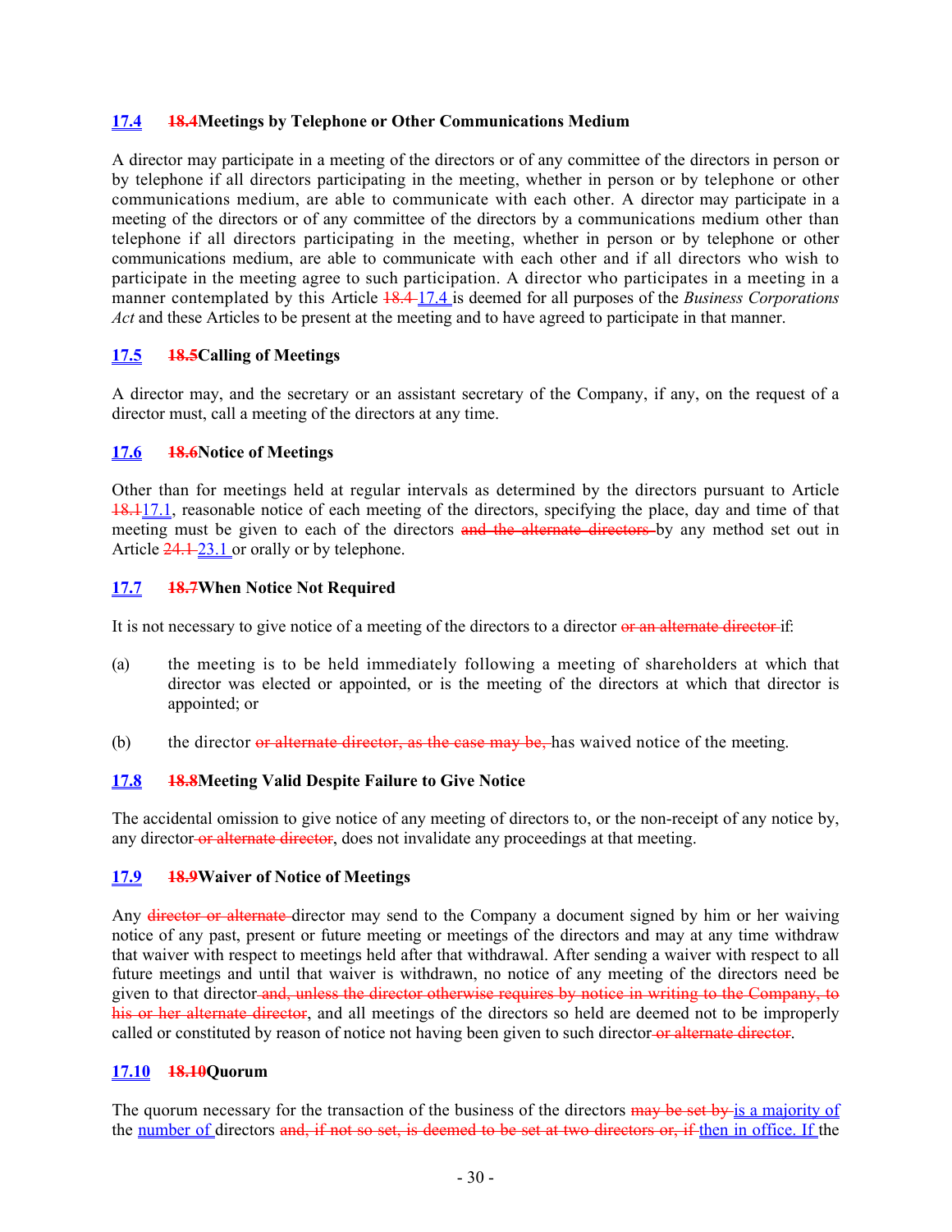### 17.4 ~~18.4~~Meetings by Telephone or Other Communications Medium

A director may participate in a meeting of the directors or of any committee of the directors in person or by telephone if all directors participating in the meeting, whether in person or by telephone or other communications medium, are able to communicate with each other. A director may participate in a meeting of the directors or of any committee of the directors by a communications medium other than telephone if all directors participating in the meeting, whether in person or by telephone or other communications medium, are able to communicate with each other and if all directors who wish to participate in the meeting agree to such participation. A director who participates in a meeting in a manner contemplated by this Article ~~18.4~~ 17.4 is deemed for all purposes of the *Business Corporations Act* and these Articles to be present at the meeting and to have agreed to participate in that manner.

### 17.5 ~~18.5~~Calling of Meetings

A director may, and the secretary or an assistant secretary of the Company, if any, on the request of a director must, call a meeting of the directors at any time.

### 17.6 ~~18.6~~Notice of Meetings

Other than for meetings held at regular intervals as determined by the directors pursuant to Article ~~18.1~~17.1, reasonable notice of each meeting of the directors, specifying the place, day and time of that meeting must be given to each of the directors ~~and the alternate directors~~ by any method set out in Article ~~24.1~~ 23.1 or orally or by telephone.

### 17.7 ~~18.7~~When Notice Not Required

It is not necessary to give notice of a meeting of the directors to a director ~~or an alternate director~~ if:

(a) the meeting is to be held immediately following a meeting of shareholders at which that director was elected or appointed, or is the meeting of the directors at which that director is appointed; or

(b) the director ~~or alternate director, as the case may be,~~ has waived notice of the meeting.

### 17.8 ~~18.8~~Meeting Valid Despite Failure to Give Notice

The accidental omission to give notice of any meeting of directors to, or the non-receipt of any notice by, any director ~~or alternate director~~, does not invalidate any proceedings at that meeting.

### 17.9 ~~18.9~~Waiver of Notice of Meetings

Any ~~director or alternate~~ director may send to the Company a document signed by him or her waiving notice of any past, present or future meeting or meetings of the directors and may at any time withdraw that waiver with respect to meetings held after that withdrawal. After sending a waiver with respect to all future meetings and until that waiver is withdrawn, no notice of any meeting of the directors need be given to that director ~~and, unless the director otherwise requires by notice in writing to the Company, to his or her alternate director~~, and all meetings of the directors so held are deemed not to be improperly called or constituted by reason of notice not having been given to such director ~~or alternate director~~.

### 17.10 ~~18.10~~Quorum

The quorum necessary for the transaction of the business of the directors ~~may be set by~~ is a majority of the number of directors ~~and, if not so set, is deemed to be set at two directors or, if~~ then in office. If the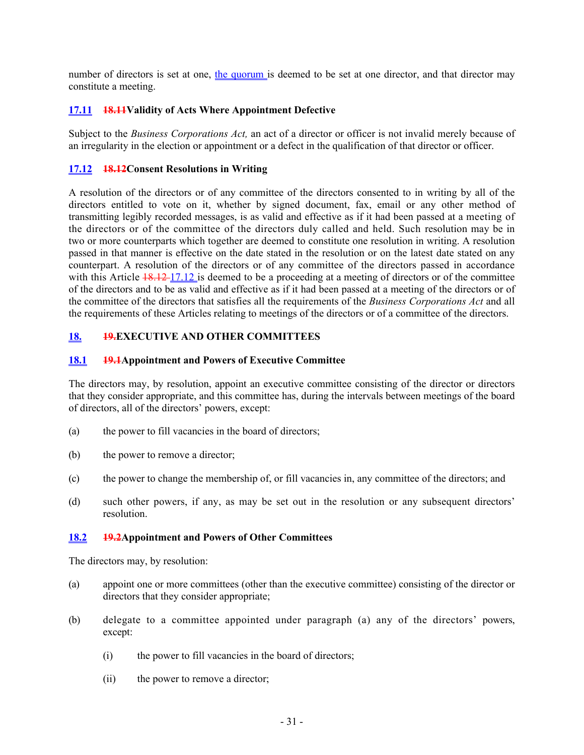number of directors is set at one, the quorum is deemed to be set at one director, and that director may constitute a meeting.

### 17.11 18.11 Validity of Acts Where Appointment Defective

Subject to the *Business Corporations Act,* an act of a director or officer is not invalid merely because of an irregularity in the election or appointment or a defect in the qualification of that director or officer.

### 17.12 18.12 Consent Resolutions in Writing

A resolution of the directors or of any committee of the directors consented to in writing by all of the directors entitled to vote on it, whether by signed document, fax, email or any other method of transmitting legibly recorded messages, is as valid and effective as if it had been passed at a meeting of the directors or of the committee of the directors duly called and held. Such resolution may be in two or more counterparts which together are deemed to constitute one resolution in writing. A resolution passed in that manner is effective on the date stated in the resolution or on the latest date stated on any counterpart. A resolution of the directors or of any committee of the directors passed in accordance with this Article ~~18.12~~ 17.12 is deemed to be a proceeding at a meeting of directors or of the committee of the directors and to be as valid and effective as if it had been passed at a meeting of the directors or of the committee of the directors that satisfies all the requirements of the *Business Corporations Act* and all the requirements of these Articles relating to meetings of the directors or of a committee of the directors.

## 18. 19. EXECUTIVE AND OTHER COMMITTEES

### 18.1 19.1 Appointment and Powers of Executive Committee

The directors may, by resolution, appoint an executive committee consisting of the director or directors that they consider appropriate, and this committee has, during the intervals between meetings of the board of directors, all of the directors' powers, except:

(a) the power to fill vacancies in the board of directors;

(b) the power to remove a director;

(c) the power to change the membership of, or fill vacancies in, any committee of the directors; and

(d) such other powers, if any, as may be set out in the resolution or any subsequent directors' resolution.

### 18.2 19.2 Appointment and Powers of Other Committees

The directors may, by resolution:

(a) appoint one or more committees (other than the executive committee) consisting of the director or directors that they consider appropriate;

(b) delegate to a committee appointed under paragraph (a) any of the directors' powers, except:

    (i) the power to fill vacancies in the board of directors;

    (ii) the power to remove a director;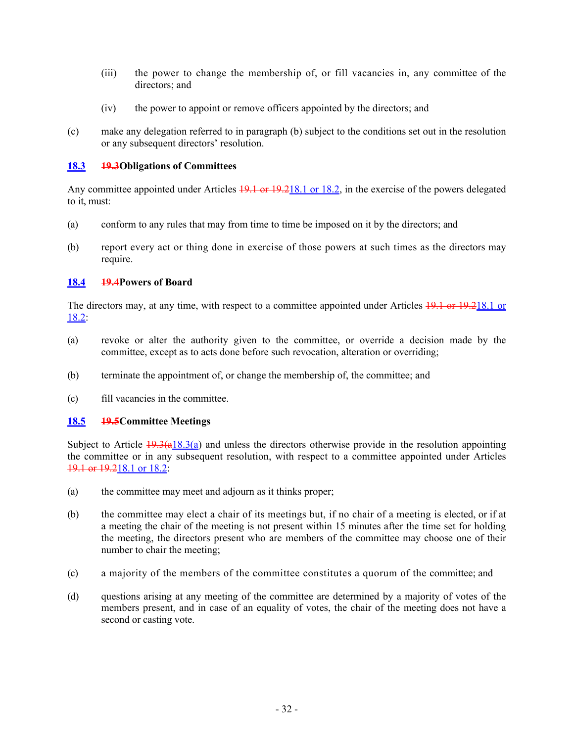(iii) the power to change the membership of, or fill vacancies in, any committee of the directors; and

(iv) the power to appoint or remove officers appointed by the directors; and

(c) make any delegation referred to in paragraph (b) subject to the conditions set out in the resolution or any subsequent directors' resolution.

### 18.3 ~~19.3~~Obligations of Committees

Any committee appointed under Articles ~~19.1 or 19.2~~18.1 or 18.2, in the exercise of the powers delegated to it, must:

(a) conform to any rules that may from time to time be imposed on it by the directors; and

(b) report every act or thing done in exercise of those powers at such times as the directors may require.

### 18.4 ~~19.4~~Powers of Board

The directors may, at any time, with respect to a committee appointed under Articles ~~19.1 or 19.2~~18.1 or 18.2:

(a) revoke or alter the authority given to the committee, or override a decision made by the committee, except as to acts done before such revocation, alteration or overriding;

(b) terminate the appointment of, or change the membership of, the committee; and

(c) fill vacancies in the committee.

### 18.5 ~~19.5~~Committee Meetings

Subject to Article ~~19.3(a~~18.3(a) and unless the directors otherwise provide in the resolution appointing the committee or in any subsequent resolution, with respect to a committee appointed under Articles ~~19.1 or 19.2~~18.1 or 18.2:

(a) the committee may meet and adjourn as it thinks proper;

(b) the committee may elect a chair of its meetings but, if no chair of a meeting is elected, or if at a meeting the chair of the meeting is not present within 15 minutes after the time set for holding the meeting, the directors present who are members of the committee may choose one of their number to chair the meeting;

(c) a majority of the members of the committee constitutes a quorum of the committee; and

(d) questions arising at any meeting of the committee are determined by a majority of votes of the members present, and in case of an equality of votes, the chair of the meeting does not have a second or casting vote.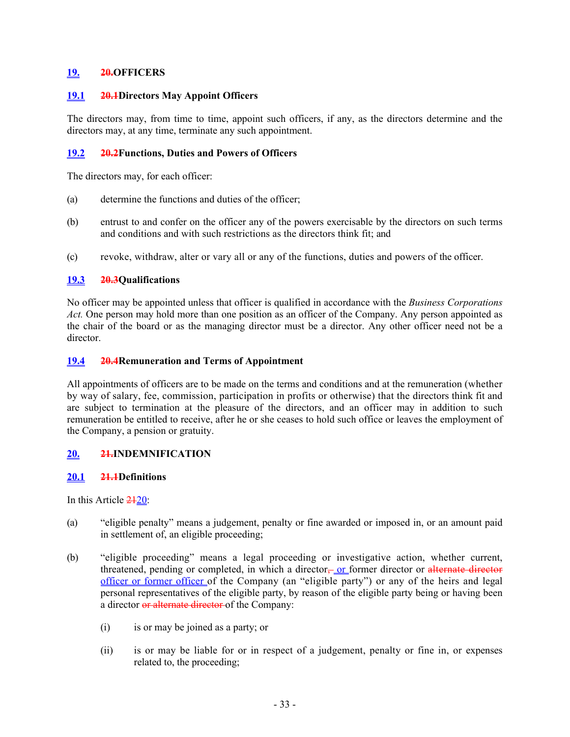## 19. ~~20.~~OFFICERS

### 19.1 ~~20.1~~Directors May Appoint Officers

The directors may, from time to time, appoint such officers, if any, as the directors determine and the directors may, at any time, terminate any such appointment.

### 19.2 ~~20.2~~Functions, Duties and Powers of Officers

The directors may, for each officer:

(a) determine the functions and duties of the officer;

(b) entrust to and confer on the officer any of the powers exercisable by the directors on such terms and conditions and with such restrictions as the directors think fit; and

(c) revoke, withdraw, alter or vary all or any of the functions, duties and powers of the officer.

### 19.3 ~~20.3~~Qualifications

No officer may be appointed unless that officer is qualified in accordance with the *Business Corporations Act.* One person may hold more than one position as an officer of the Company. Any person appointed as the chair of the board or as the managing director must be a director. Any other officer need not be a director.

### 19.4 ~~20.4~~Remuneration and Terms of Appointment

All appointments of officers are to be made on the terms and conditions and at the remuneration (whether by way of salary, fee, commission, participation in profits or otherwise) that the directors think fit and are subject to termination at the pleasure of the directors, and an officer may in addition to such remuneration be entitled to receive, after he or she ceases to hold such office or leaves the employment of the Company, a pension or gratuity.

## 20. ~~21.~~INDEMNIFICATION

### 20.1 ~~21.1~~Definitions

In this Article ~~21~~20:

(a) "eligible penalty" means a judgement, penalty or fine awarded or imposed in, or an amount paid in settlement of, an eligible proceeding;

(b) "eligible proceeding" means a legal proceeding or investigative action, whether current, threatened, pending or completed, in which a director~~,~~ or former director or ~~alternate director~~ officer or former officer of the Company (an "eligible party") or any of the heirs and legal personal representatives of the eligible party, by reason of the eligible party being or having been a director ~~or alternate director~~ of the Company:

   (i) is or may be joined as a party; or

   (ii) is or may be liable for or in respect of a judgement, penalty or fine in, or expenses related to, the proceeding;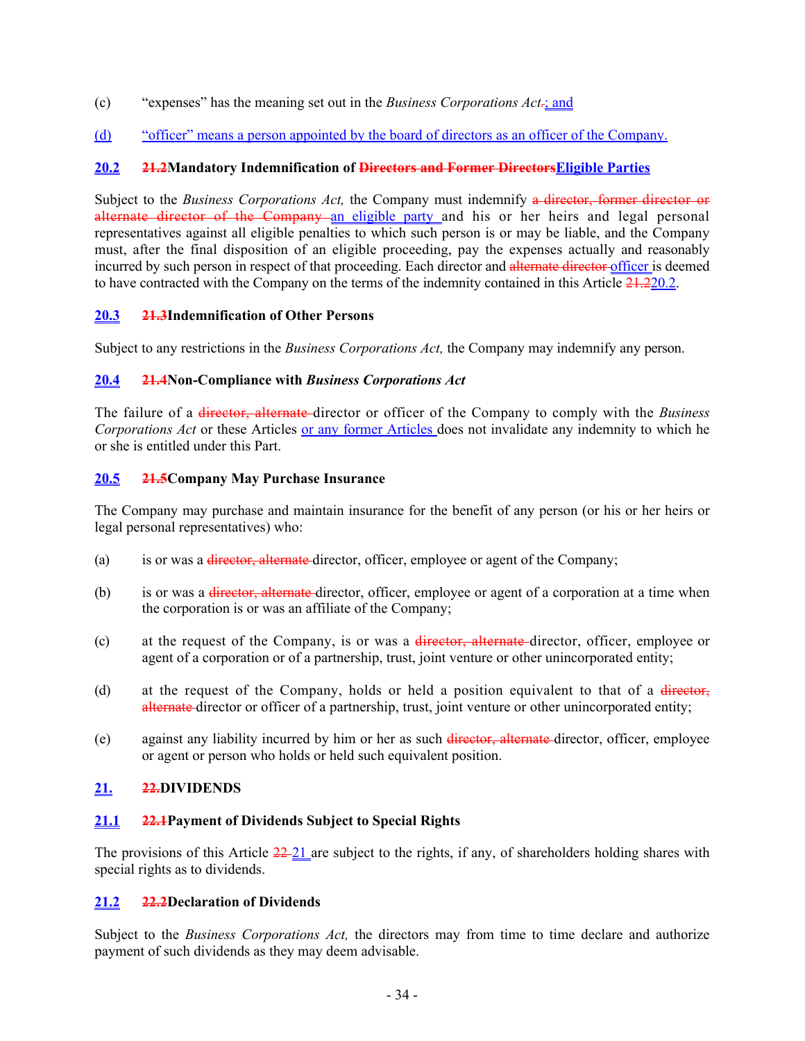(c) "expenses" has the meaning set out in the *Business Corporations Act*~~.~~; and

(d) "officer" means a person appointed by the board of directors as an officer of the Company.

### 20.2 ~~21.2~~Mandatory Indemnification of ~~Directors and Former Directors~~Eligible Parties

Subject to the *Business Corporations Act,* the Company must indemnify ~~a director, former director or alternate director of the Company~~ an eligible party and his or her heirs and legal personal representatives against all eligible penalties to which such person is or may be liable, and the Company must, after the final disposition of an eligible proceeding, pay the expenses actually and reasonably incurred by such person in respect of that proceeding. Each director and ~~alternate director~~ officer is deemed to have contracted with the Company on the terms of the indemnity contained in this Article ~~21.2~~20.2.

### 20.3 ~~21.3~~Indemnification of Other Persons

Subject to any restrictions in the *Business Corporations Act,* the Company may indemnify any person.

### 20.4 ~~21.4~~Non-Compliance with *Business Corporations Act*

The failure of a ~~director, alternate~~ director or officer of the Company to comply with the *Business Corporations Act* or these Articles or any former Articles does not invalidate any indemnity to which he or she is entitled under this Part.

### 20.5 ~~21.5~~Company May Purchase Insurance

The Company may purchase and maintain insurance for the benefit of any person (or his or her heirs or legal personal representatives) who:

(a) is or was a ~~director, alternate~~ director, officer, employee or agent of the Company;

(b) is or was a ~~director, alternate~~ director, officer, employee or agent of a corporation at a time when the corporation is or was an affiliate of the Company;

(c) at the request of the Company, is or was a ~~director, alternate~~ director, officer, employee or agent of a corporation or of a partnership, trust, joint venture or other unincorporated entity;

(d) at the request of the Company, holds or held a position equivalent to that of a ~~director, alternate~~ director or officer of a partnership, trust, joint venture or other unincorporated entity;

(e) against any liability incurred by him or her as such ~~director, alternate~~ director, officer, employee or agent or person who holds or held such equivalent position.

## 21. ~~22.~~DIVIDENDS

### 21.1 ~~22.1~~Payment of Dividends Subject to Special Rights

The provisions of this Article ~~22~~ 21 are subject to the rights, if any, of shareholders holding shares with special rights as to dividends.

### 21.2 ~~22.2~~Declaration of Dividends

Subject to the *Business Corporations Act,* the directors may from time to time declare and authorize payment of such dividends as they may deem advisable.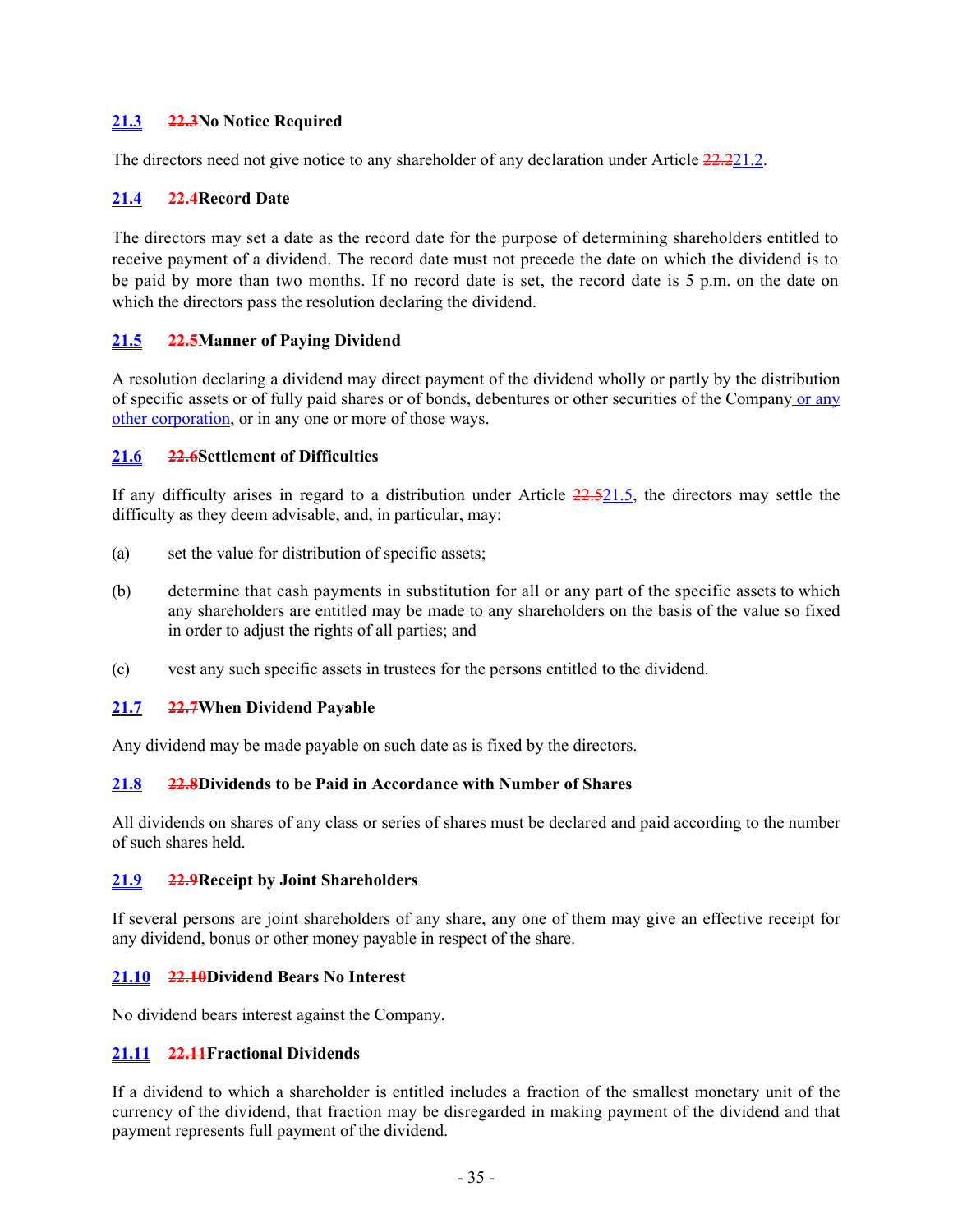### 21.3 ~~22.3~~No Notice Required

The directors need not give notice to any shareholder of any declaration under Article ~~22.2~~21.2.

### 21.4 ~~22.4~~Record Date

The directors may set a date as the record date for the purpose of determining shareholders entitled to receive payment of a dividend. The record date must not precede the date on which the dividend is to be paid by more than two months. If no record date is set, the record date is 5 p.m. on the date on which the directors pass the resolution declaring the dividend.

### 21.5 ~~22.5~~Manner of Paying Dividend

A resolution declaring a dividend may direct payment of the dividend wholly or partly by the distribution of specific assets or of fully paid shares or of bonds, debentures or other securities of the Company or any other corporation, or in any one or more of those ways.

### 21.6 ~~22.6~~Settlement of Difficulties

If any difficulty arises in regard to a distribution under Article ~~22.5~~21.5, the directors may settle the difficulty as they deem advisable, and, in particular, may:

(a) set the value for distribution of specific assets;

(b) determine that cash payments in substitution for all or any part of the specific assets to which any shareholders are entitled may be made to any shareholders on the basis of the value so fixed in order to adjust the rights of all parties; and

(c) vest any such specific assets in trustees for the persons entitled to the dividend.

### 21.7 ~~22.7~~When Dividend Payable

Any dividend may be made payable on such date as is fixed by the directors.

### 21.8 ~~22.8~~Dividends to be Paid in Accordance with Number of Shares

All dividends on shares of any class or series of shares must be declared and paid according to the number of such shares held.

### 21.9 ~~22.9~~Receipt by Joint Shareholders

If several persons are joint shareholders of any share, any one of them may give an effective receipt for any dividend, bonus or other money payable in respect of the share.

### 21.10 ~~22.10~~Dividend Bears No Interest

No dividend bears interest against the Company.

### 21.11 ~~22.11~~Fractional Dividends

If a dividend to which a shareholder is entitled includes a fraction of the smallest monetary unit of the currency of the dividend, that fraction may be disregarded in making payment of the dividend and that payment represents full payment of the dividend.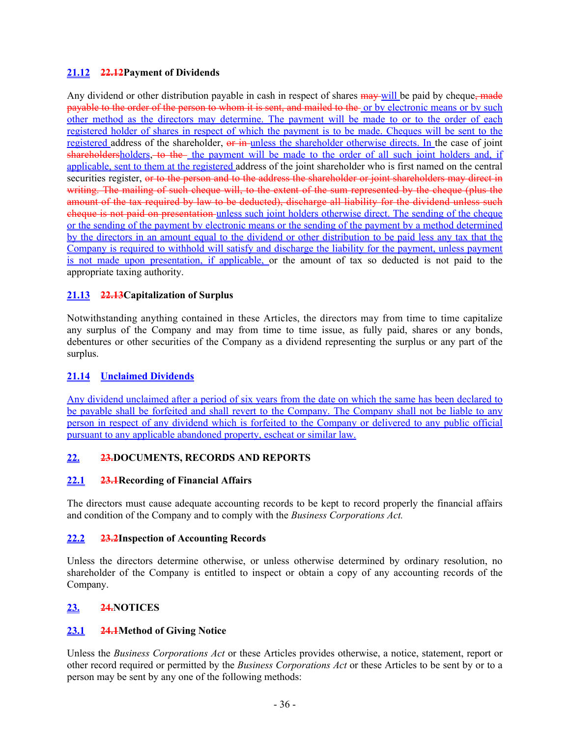### 21.12 ~~22.12~~Payment of Dividends

Any dividend or other distribution payable in cash in respect of shares ~~may~~ will be paid by cheque~~, made payable to the order of the person to whom it is sent, and mailed to the~~ or by electronic means or by such other method as the directors may determine. The payment will be made to or to the order of each registered holder of shares in respect of which the payment is to be made. Cheques will be sent to the registered address of the shareholder, ~~or in~~ unless the shareholder otherwise directs. In the case of joint ~~shareholders~~holders~~, to the~~ the payment will be made to the order of all such joint holders and, if applicable, sent to them at the registered address of the joint shareholder who is first named on the central securities register, ~~or to the person and to the address the shareholder or joint shareholders may direct in writing. The mailing of such cheque will, to the extent of the sum represented by the cheque (plus the amount of the tax required by law to be deducted), discharge all liability for the dividend unless such cheque is not paid on presentation~~ unless such joint holders otherwise direct. The sending of the cheque or the sending of the payment by electronic means or the sending of the payment by a method determined by the directors in an amount equal to the dividend or other distribution to be paid less any tax that the Company is required to withhold will satisfy and discharge the liability for the payment, unless payment is not made upon presentation, if applicable, or the amount of tax so deducted is not paid to the appropriate taxing authority.

### 21.13 ~~22.13~~Capitalization of Surplus

Notwithstanding anything contained in these Articles, the directors may from time to time capitalize any surplus of the Company and may from time to time issue, as fully paid, shares or any bonds, debentures or other securities of the Company as a dividend representing the surplus or any part of the surplus.

### 21.14 Unclaimed Dividends

Any dividend unclaimed after a period of six years from the date on which the same has been declared to be payable shall be forfeited and shall revert to the Company. The Company shall not be liable to any person in respect of any dividend which is forfeited to the Company or delivered to any public official pursuant to any applicable abandoned property, escheat or similar law.

## 22. ~~23.~~DOCUMENTS, RECORDS AND REPORTS

### 22.1 ~~23.1~~Recording of Financial Affairs

The directors must cause adequate accounting records to be kept to record properly the financial affairs and condition of the Company and to comply with the *Business Corporations Act.*

### 22.2 ~~23.2~~Inspection of Accounting Records

Unless the directors determine otherwise, or unless otherwise determined by ordinary resolution, no shareholder of the Company is entitled to inspect or obtain a copy of any accounting records of the Company.

## 23. ~~24.~~NOTICES

### 23.1 ~~24.1~~Method of Giving Notice

Unless the *Business Corporations Act* or these Articles provides otherwise, a notice, statement, report or other record required or permitted by the *Business Corporations Act* or these Articles to be sent by or to a person may be sent by any one of the following methods: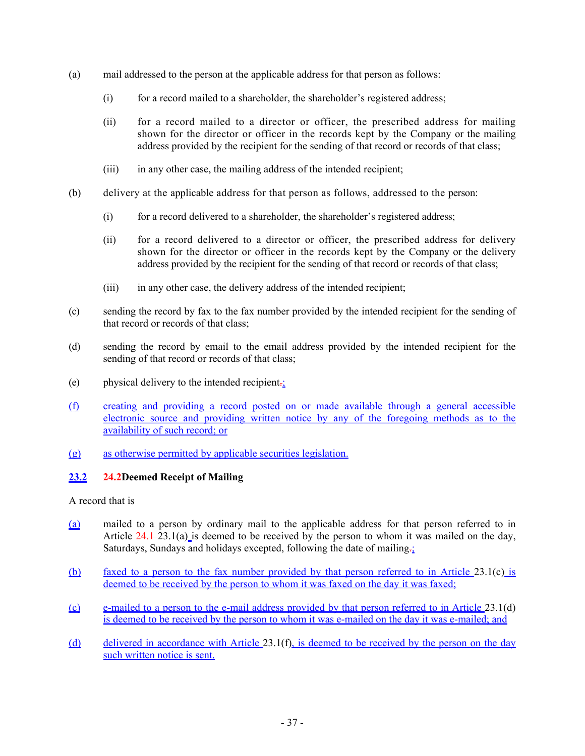(a) mail addressed to the person at the applicable address for that person as follows:

   (i) for a record mailed to a shareholder, the shareholder's registered address;

   (ii) for a record mailed to a director or officer, the prescribed address for mailing shown for the director or officer in the records kept by the Company or the mailing address provided by the recipient for the sending of that record or records of that class;

   (iii) in any other case, the mailing address of the intended recipient;

(b) delivery at the applicable address for that person as follows, addressed to the person:

   (i) for a record delivered to a shareholder, the shareholder's registered address;

   (ii) for a record delivered to a director or officer, the prescribed address for delivery shown for the director or officer in the records kept by the Company or the delivery address provided by the recipient for the sending of that record or records of that class;

   (iii) in any other case, the delivery address of the intended recipient;

(c) sending the record by fax to the fax number provided by the intended recipient for the sending of that record or records of that class;

(d) sending the record by email to the email address provided by the intended recipient for the sending of that record or records of that class;

(e) physical delivery to the intended recipient.;

(f) creating and providing a record posted on or made available through a general accessible electronic source and providing written notice by any of the foregoing methods as to the availability of such record; or

(g) as otherwise permitted by applicable securities legislation.

### 23.2 24.2 Deemed Receipt of Mailing

A record that is

(a) mailed to a person by ordinary mail to the applicable address for that person referred to in Article 24.1 23.1(a) is deemed to be received by the person to whom it was mailed on the day, Saturdays, Sundays and holidays excepted, following the date of mailing.;

(b) faxed to a person to the fax number provided by that person referred to in Article 23.1(c) is deemed to be received by the person to whom it was faxed on the day it was faxed;

(c) e-mailed to a person to the e-mail address provided by that person referred to in Article 23.1(d) is deemed to be received by the person to whom it was e-mailed on the day it was e-mailed; and

(d) delivered in accordance with Article 23.1(f), is deemed to be received by the person on the day such written notice is sent.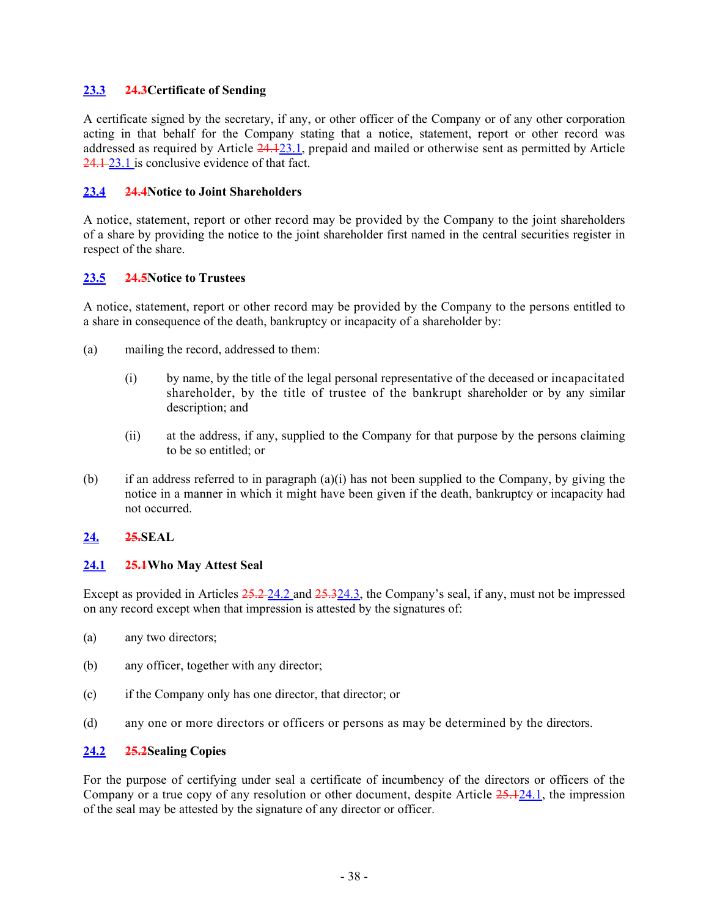### 23.3 ~~24.3~~Certificate of Sending

A certificate signed by the secretary, if any, or other officer of the Company or of any other corporation acting in that behalf for the Company stating that a notice, statement, report or other record was addressed as required by Article ~~24.1~~23.1, prepaid and mailed or otherwise sent as permitted by Article ~~24.1~~ 23.1 is conclusive evidence of that fact.

### 23.4 ~~24.4~~Notice to Joint Shareholders

A notice, statement, report or other record may be provided by the Company to the joint shareholders of a share by providing the notice to the joint shareholder first named in the central securities register in respect of the share.

### 23.5 ~~24.5~~Notice to Trustees

A notice, statement, report or other record may be provided by the Company to the persons entitled to a share in consequence of the death, bankruptcy or incapacity of a shareholder by:

(a) mailing the record, addressed to them:

(i) by name, by the title of the legal personal representative of the deceased or incapacitated shareholder, by the title of trustee of the bankrupt shareholder or by any similar description; and

(ii) at the address, if any, supplied to the Company for that purpose by the persons claiming to be so entitled; or

(b) if an address referred to in paragraph (a)(i) has not been supplied to the Company, by giving the notice in a manner in which it might have been given if the death, bankruptcy or incapacity had not occurred.

## 24. ~~25.~~SEAL

### 24.1 ~~25.1~~Who May Attest Seal

Except as provided in Articles ~~25.2~~ 24.2 and ~~25.3~~24.3, the Company's seal, if any, must not be impressed on any record except when that impression is attested by the signatures of:

(a) any two directors;

(b) any officer, together with any director;

(c) if the Company only has one director, that director; or

(d) any one or more directors or officers or persons as may be determined by the directors.

### 24.2 ~~25.2~~Sealing Copies

For the purpose of certifying under seal a certificate of incumbency of the directors or officers of the Company or a true copy of any resolution or other document, despite Article ~~25.1~~24.1, the impression of the seal may be attested by the signature of any director or officer.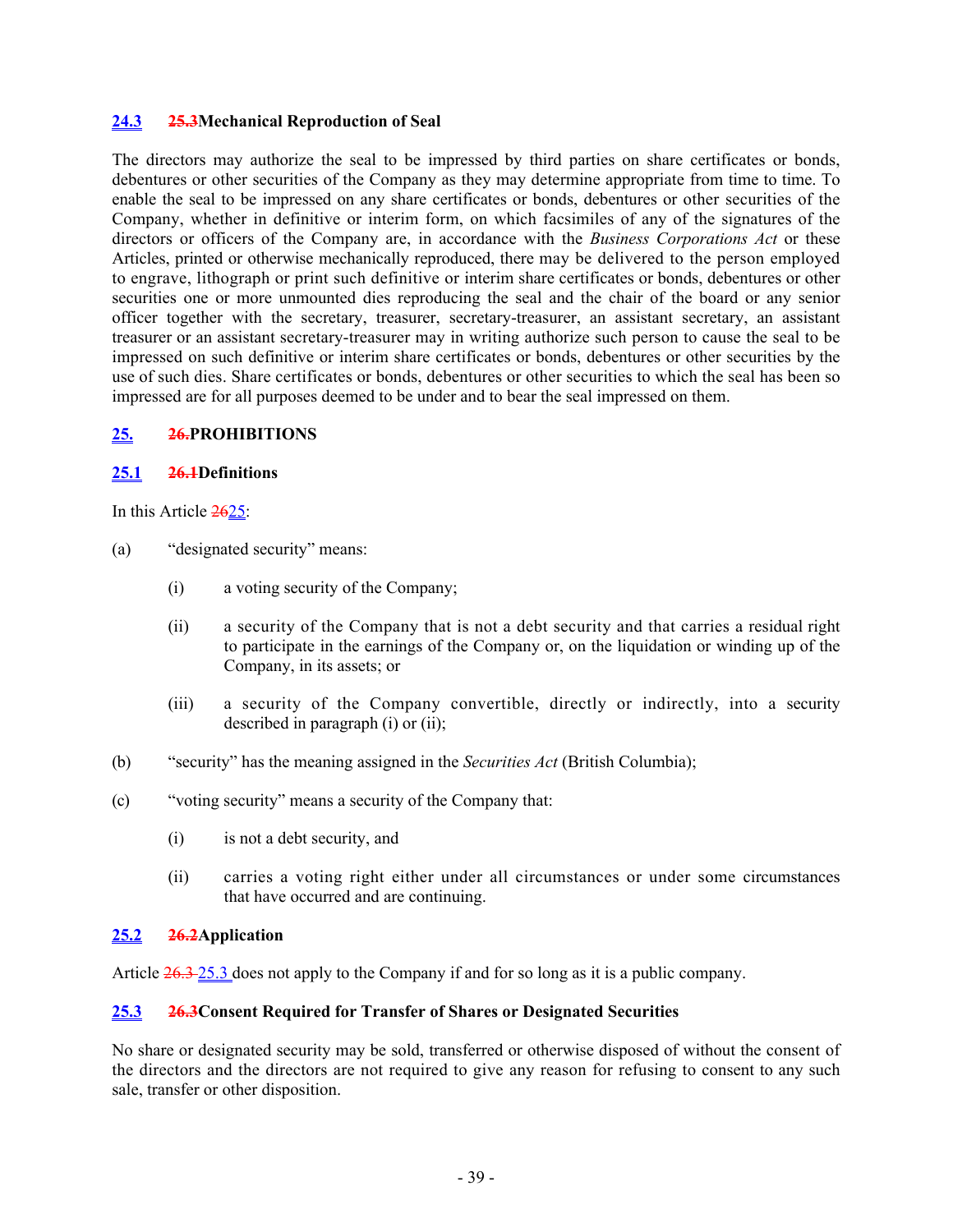### 24.3 ~~25.3~~Mechanical Reproduction of Seal

The directors may authorize the seal to be impressed by third parties on share certificates or bonds, debentures or other securities of the Company as they may determine appropriate from time to time. To enable the seal to be impressed on any share certificates or bonds, debentures or other securities of the Company, whether in definitive or interim form, on which facsimiles of any of the signatures of the directors or officers of the Company are, in accordance with the *Business Corporations Act* or these Articles, printed or otherwise mechanically reproduced, there may be delivered to the person employed to engrave, lithograph or print such definitive or interim share certificates or bonds, debentures or other securities one or more unmounted dies reproducing the seal and the chair of the board or any senior officer together with the secretary, treasurer, secretary-treasurer, an assistant secretary, an assistant treasurer or an assistant secretary-treasurer may in writing authorize such person to cause the seal to be impressed on such definitive or interim share certificates or bonds, debentures or other securities by the use of such dies. Share certificates or bonds, debentures or other securities to which the seal has been so impressed are for all purposes deemed to be under and to bear the seal impressed on them.

## 25. ~~26.~~PROHIBITIONS

### 25.1 ~~26.1~~Definitions

In this Article ~~26~~25:

(a) "designated security" means:

   (i) a voting security of the Company;

   (ii) a security of the Company that is not a debt security and that carries a residual right to participate in the earnings of the Company or, on the liquidation or winding up of the Company, in its assets; or

   (iii) a security of the Company convertible, directly or indirectly, into a security described in paragraph (i) or (ii);

(b) "security" has the meaning assigned in the *Securities Act* (British Columbia);

(c) "voting security" means a security of the Company that:

   (i) is not a debt security, and

   (ii) carries a voting right either under all circumstances or under some circumstances that have occurred and are continuing.

### 25.2 ~~26.2~~Application

Article ~~26.3~~ 25.3 does not apply to the Company if and for so long as it is a public company.

### 25.3 ~~26.3~~Consent Required for Transfer of Shares or Designated Securities

No share or designated security may be sold, transferred or otherwise disposed of without the consent of the directors and the directors are not required to give any reason for refusing to consent to any such sale, transfer or other disposition.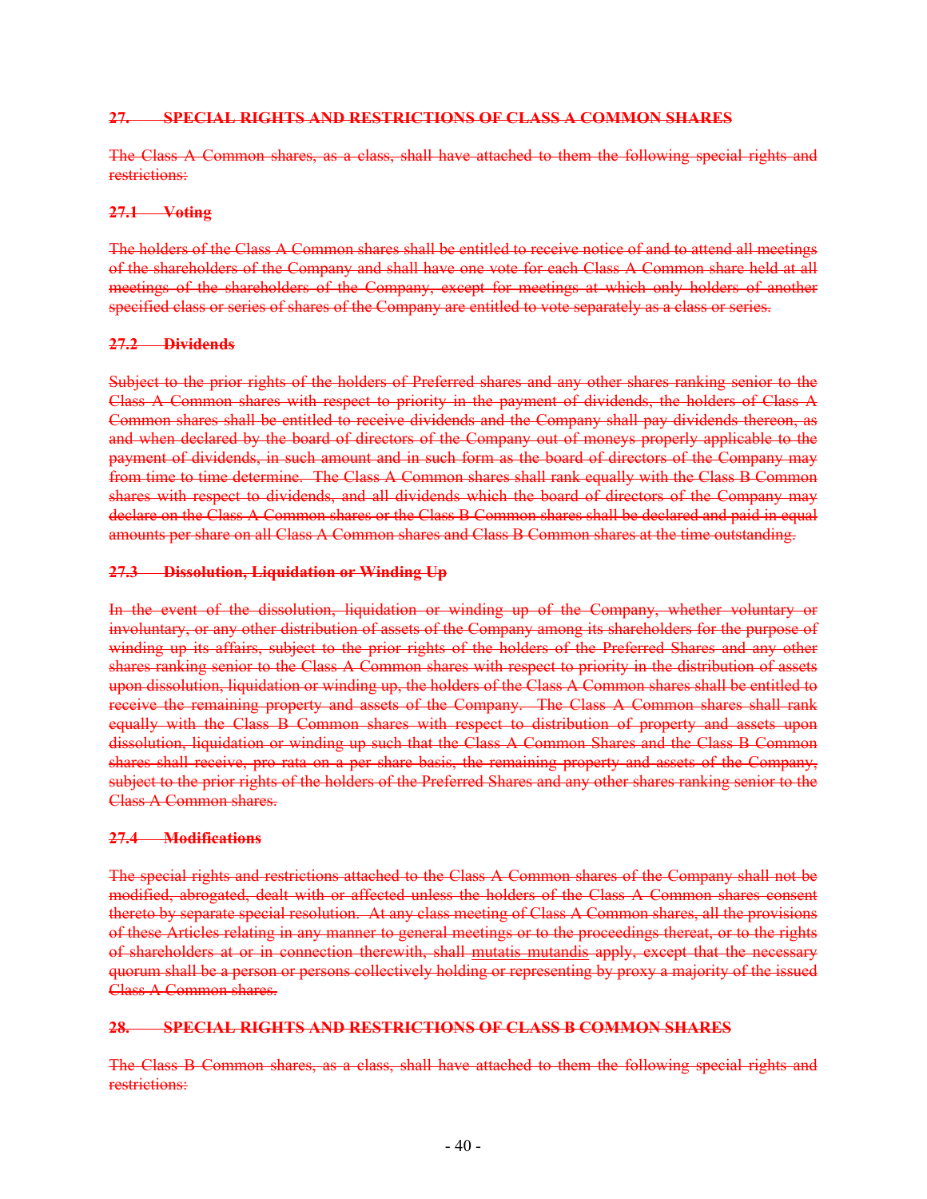**~~27. SPECIAL RIGHTS AND RESTRICTIONS OF CLASS A COMMON SHARES~~**

~~The Class A Common shares, as a class, shall have attached to them the following special rights and restrictions:~~

**~~27.1 Voting~~**

~~The holders of the Class A Common shares shall be entitled to receive notice of and to attend all meetings of the shareholders of the Company and shall have one vote for each Class A Common share held at all meetings of the shareholders of the Company, except for meetings at which only holders of another specified class or series of shares of the Company are entitled to vote separately as a class or series.~~

**~~27.2 Dividends~~**

~~Subject to the prior rights of the holders of Preferred shares and any other shares ranking senior to the Class A Common shares with respect to priority in the payment of dividends, the holders of Class A Common shares shall be entitled to receive dividends and the Company shall pay dividends thereon, as and when declared by the board of directors of the Company out of moneys properly applicable to the payment of dividends, in such amount and in such form as the board of directors of the Company may from time to time determine. The Class A Common shares shall rank equally with the Class B Common shares with respect to dividends, and all dividends which the board of directors of the Company may declare on the Class A Common shares or the Class B Common shares shall be declared and paid in equal amounts per share on all Class A Common shares and Class B Common shares at the time outstanding.~~

**~~27.3 Dissolution, Liquidation or Winding Up~~**

~~In the event of the dissolution, liquidation or winding up of the Company, whether voluntary or involuntary, or any other distribution of assets of the Company among its shareholders for the purpose of winding up its affairs, subject to the prior rights of the holders of the Preferred Shares and any other shares ranking senior to the Class A Common shares with respect to priority in the distribution of assets upon dissolution, liquidation or winding up, the holders of the Class A Common shares shall be entitled to receive the remaining property and assets of the Company. The Class A Common shares shall rank equally with the Class B Common shares with respect to distribution of property and assets upon dissolution, liquidation or winding up such that the Class A Common Shares and the Class B Common shares shall receive, pro rata on a per share basis, the remaining property and assets of the Company, subject to the prior rights of the holders of the Preferred Shares and any other shares ranking senior to the Class A Common shares.~~

**~~27.4 Modifications~~**

~~The special rights and restrictions attached to the Class A Common shares of the Company shall not be modified, abrogated, dealt with or affected unless the holders of the Class A Common shares consent thereto by separate special resolution. At any class meeting of Class A Common shares, all the provisions of these Articles relating in any manner to general meetings or to the proceedings thereat, or to the rights of shareholders at or in connection therewith, shall mutatis mutandis apply, except that the necessary quorum shall be a person or persons collectively holding or representing by proxy a majority of the issued Class A Common shares.~~

**~~28. SPECIAL RIGHTS AND RESTRICTIONS OF CLASS B COMMON SHARES~~**

~~The Class B Common shares, as a class, shall have attached to them the following special rights and restrictions:~~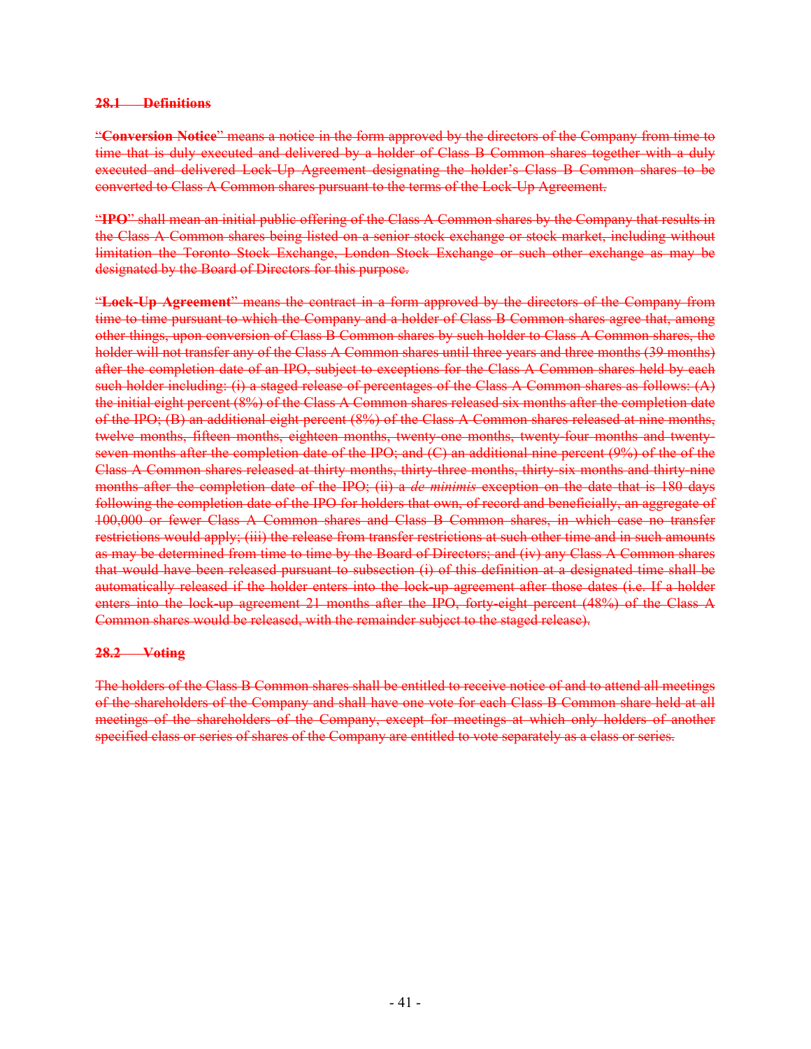**28.1 Definitions**

"**Conversion Notice**" means a notice in the form approved by the directors of the Company from time to time that is duly executed and delivered by a holder of Class B Common shares together with a duly executed and delivered Lock-Up Agreement designating the holder's Class B Common shares to be converted to Class A Common shares pursuant to the terms of the Lock-Up Agreement.

"**IPO**" shall mean an initial public offering of the Class A Common shares by the Company that results in the Class A Common shares being listed on a senior stock exchange or stock market, including without limitation the Toronto Stock Exchange, London Stock Exchange or such other exchange as may be designated by the Board of Directors for this purpose.

"**Lock-Up Agreement**" means the contract in a form approved by the directors of the Company from time to time pursuant to which the Company and a holder of Class B Common shares agree that, among other things, upon conversion of Class B Common shares by such holder to Class A Common shares, the holder will not transfer any of the Class A Common shares until three years and three months (39 months) after the completion date of an IPO, subject to exceptions for the Class A Common shares held by each such holder including: (i) a staged release of percentages of the Class A Common shares as follows: (A) the initial eight percent (8%) of the Class A Common shares released six months after the completion date of the IPO; (B) an additional eight percent (8%) of the Class A Common shares released at nine months, twelve months, fifteen months, eighteen months, twenty-one months, twenty-four months and twenty-seven months after the completion date of the IPO; and (C) an additional nine percent (9%) of the of the Class A Common shares released at thirty months, thirty-three months, thirty-six months and thirty-nine months after the completion date of the IPO; (ii) a *de minimis* exception on the date that is 180 days following the completion date of the IPO for holders that own, of record and beneficially, an aggregate of 100,000 or fewer Class A Common shares and Class B Common shares, in which case no transfer restrictions would apply; (iii) the release from transfer restrictions at such other time and in such amounts as may be determined from time to time by the Board of Directors; and (iv) any Class A Common shares that would have been released pursuant to subsection (i) of this definition at a designated time shall be automatically released if the holder enters into the lock-up agreement after those dates (i.e. If a holder enters into the lock-up agreement 21 months after the IPO, forty-eight percent (48%) of the Class A Common shares would be released, with the remainder subject to the staged release).

**28.2 Voting**

The holders of the Class B Common shares shall be entitled to receive notice of and to attend all meetings of the shareholders of the Company and shall have one vote for each Class B Common share held at all meetings of the shareholders of the Company, except for meetings at which only holders of another specified class or series of shares of the Company are entitled to vote separately as a class or series.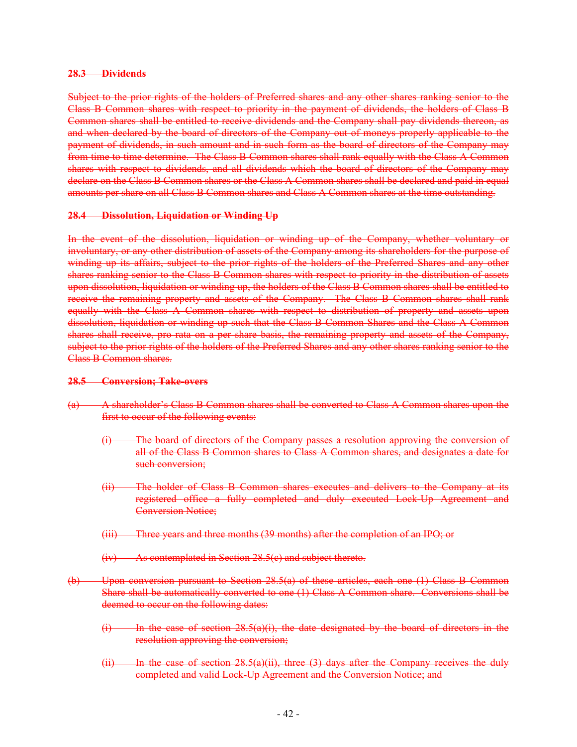#### ~~28.3 Dividends~~

~~Subject to the prior rights of the holders of Preferred shares and any other shares ranking senior to the Class B Common shares with respect to priority in the payment of dividends, the holders of Class B Common shares shall be entitled to receive dividends and the Company shall pay dividends thereon, as and when declared by the board of directors of the Company out of moneys properly applicable to the payment of dividends, in such amount and in such form as the board of directors of the Company may from time to time determine. The Class B Common shares shall rank equally with the Class A Common shares with respect to dividends, and all dividends which the board of directors of the Company may declare on the Class B Common shares or the Class A Common shares shall be declared and paid in equal amounts per share on all Class B Common shares and Class A Common shares at the time outstanding.~~

#### ~~28.4 Dissolution, Liquidation or Winding Up~~

~~In the event of the dissolution, liquidation or winding up of the Company, whether voluntary or involuntary, or any other distribution of assets of the Company among its shareholders for the purpose of winding up its affairs, subject to the prior rights of the holders of the Preferred Shares and any other shares ranking senior to the Class B Common shares with respect to priority in the distribution of assets upon dissolution, liquidation or winding up, the holders of the Class B Common shares shall be entitled to receive the remaining property and assets of the Company. The Class B Common shares shall rank equally with the Class A Common shares with respect to distribution of property and assets upon dissolution, liquidation or winding up such that the Class B Common Shares and the Class A Common shares shall receive, pro rata on a per share basis, the remaining property and assets of the Company, subject to the prior rights of the holders of the Preferred Shares and any other shares ranking senior to the Class B Common shares.~~

#### ~~28.5 Conversion; Take-overs~~

~~(a) A shareholder's Class B Common shares shall be converted to Class A Common shares upon the first to occur of the following events:~~

> ~~(i) The board of directors of the Company passes a resolution approving the conversion of all of the Class B Common shares to Class A Common shares, and designates a date for such conversion;~~
>
> ~~(ii) The holder of Class B Common shares executes and delivers to the Company at its registered office a fully completed and duly executed Lock-Up Agreement and Conversion Notice;~~
>
> ~~(iii) Three years and three months (39 months) after the completion of an IPO; or~~
>
> ~~(iv) As contemplated in Section 28.5(c) and subject thereto.~~

~~(b) Upon conversion pursuant to Section 28.5(a) of these articles, each one (1) Class B Common Share shall be automatically converted to one (1) Class A Common share. Conversions shall be deemed to occur on the following dates:~~

> ~~(i) In the case of section 28.5(a)(i), the date designated by the board of directors in the resolution approving the conversion;~~
>
> ~~(ii) In the case of section 28.5(a)(ii), three (3) days after the Company receives the duly completed and valid Lock-Up Agreement and the Conversion Notice; and~~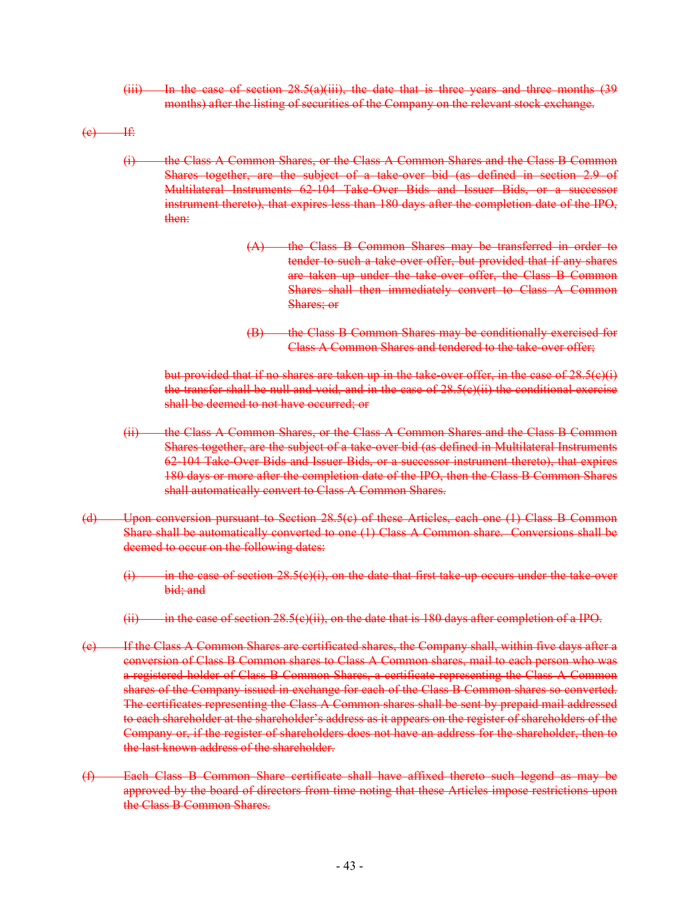~~(iii) In the case of section 28.5(a)(iii), the date that is three years and three months (39 months) after the listing of securities of the Company on the relevant stock exchange.~~

~~(c) If:~~

~~(i) the Class A Common Shares, or the Class A Common Shares and the Class B Common Shares together, are the subject of a take-over bid (as defined in section 2.9 of Multilateral Instruments 62-104 Take-Over Bids and Issuer Bids, or a successor instrument thereto), that expires less than 180 days after the completion date of the IPO, then:~~

~~(A) the Class B Common Shares may be transferred in order to tender to such a take-over offer, but provided that if any shares are taken up under the take-over offer, the Class B Common Shares shall then immediately convert to Class A Common Shares; or~~

~~(B) the Class B Common Shares may be conditionally exercised for Class A Common Shares and tendered to the take-over offer;~~

~~but provided that if no shares are taken up in the take-over offer, in the case of 28.5(c)(i) the transfer shall be null and void, and in the case of 28.5(c)(ii) the conditional exercise shall be deemed to not have occurred; or~~

~~(ii) the Class A Common Shares, or the Class A Common Shares and the Class B Common Shares together, are the subject of a take-over bid (as defined in Multilateral Instruments 62-104 Take-Over Bids and Issuer Bids, or a successor instrument thereto), that expires 180 days or more after the completion date of the IPO, then the Class B Common Shares shall automatically convert to Class A Common Shares.~~

~~(d) Upon conversion pursuant to Section 28.5(c) of these Articles, each one (1) Class B Common Share shall be automatically converted to one (1) Class A Common share. Conversions shall be deemed to occur on the following dates:~~

~~(i) in the case of section 28.5(c)(i), on the date that first take-up occurs under the take-over bid; and~~

~~(ii) in the case of section 28.5(c)(ii), on the date that is 180 days after completion of a IPO.~~

~~(e) If the Class A Common Shares are certificated shares, the Company shall, within five days after a conversion of Class B Common shares to Class A Common shares, mail to each person who was a registered holder of Class B Common Shares, a certificate representing the Class A Common shares of the Company issued in exchange for each of the Class B Common shares so converted. The certificates representing the Class A Common shares shall be sent by prepaid mail addressed to each shareholder at the shareholder's address as it appears on the register of shareholders of the Company or, if the register of shareholders does not have an address for the shareholder, then to the last known address of the shareholder.~~

~~(f) Each Class B Common Share certificate shall have affixed thereto such legend as may be approved by the board of directors from time noting that these Articles impose restrictions upon the Class B Common Shares.~~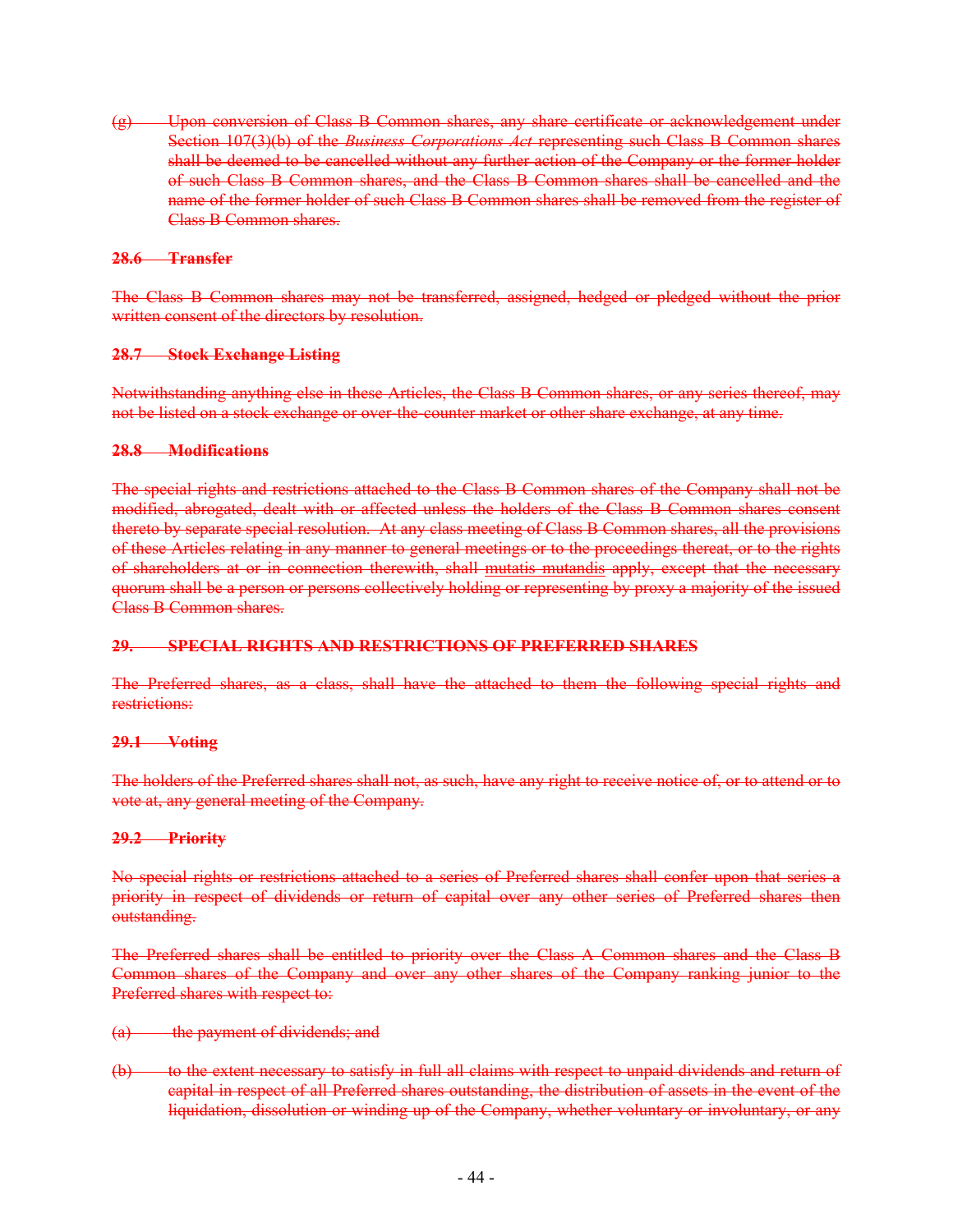~~(g) Upon conversion of Class B Common shares, any share certificate or acknowledgement under Section 107(3)(b) of the *Business Corporations Act* representing such Class B Common shares shall be deemed to be cancelled without any further action of the Company or the former holder of such Class B Common shares, and the Class B Common shares shall be cancelled and the name of the former holder of such Class B Common shares shall be removed from the register of Class B Common shares.~~

### ~~28.6 Transfer~~

~~The Class B Common shares may not be transferred, assigned, hedged or pledged without the prior written consent of the directors by resolution.~~

### ~~28.7 Stock Exchange Listing~~

~~Notwithstanding anything else in these Articles, the Class B Common shares, or any series thereof, may not be listed on a stock exchange or over-the-counter market or other share exchange, at any time.~~

### ~~28.8 Modifications~~

~~The special rights and restrictions attached to the Class B Common shares of the Company shall not be modified, abrogated, dealt with or affected unless the holders of the Class B Common shares consent thereto by separate special resolution. At any class meeting of Class B Common shares, all the provisions of these Articles relating in any manner to general meetings or to the proceedings thereat, or to the rights of shareholders at or in connection therewith, shall mutatis mutandis apply, except that the necessary quorum shall be a person or persons collectively holding or representing by proxy a majority of the issued Class B Common shares.~~

## ~~29. SPECIAL RIGHTS AND RESTRICTIONS OF PREFERRED SHARES~~

~~The Preferred shares, as a class, shall have the attached to them the following special rights and restrictions:~~

### ~~29.1 Voting~~

~~The holders of the Preferred shares shall not, as such, have any right to receive notice of, or to attend or to vote at, any general meeting of the Company.~~

### ~~29.2 Priority~~

~~No special rights or restrictions attached to a series of Preferred shares shall confer upon that series a priority in respect of dividends or return of capital over any other series of Preferred shares then outstanding.~~

~~The Preferred shares shall be entitled to priority over the Class A Common shares and the Class B Common shares of the Company and over any other shares of the Company ranking junior to the Preferred shares with respect to:~~

~~(a) the payment of dividends; and~~

~~(b) to the extent necessary to satisfy in full all claims with respect to unpaid dividends and return of capital in respect of all Preferred shares outstanding, the distribution of assets in the event of the liquidation, dissolution or winding up of the Company, whether voluntary or involuntary, or any~~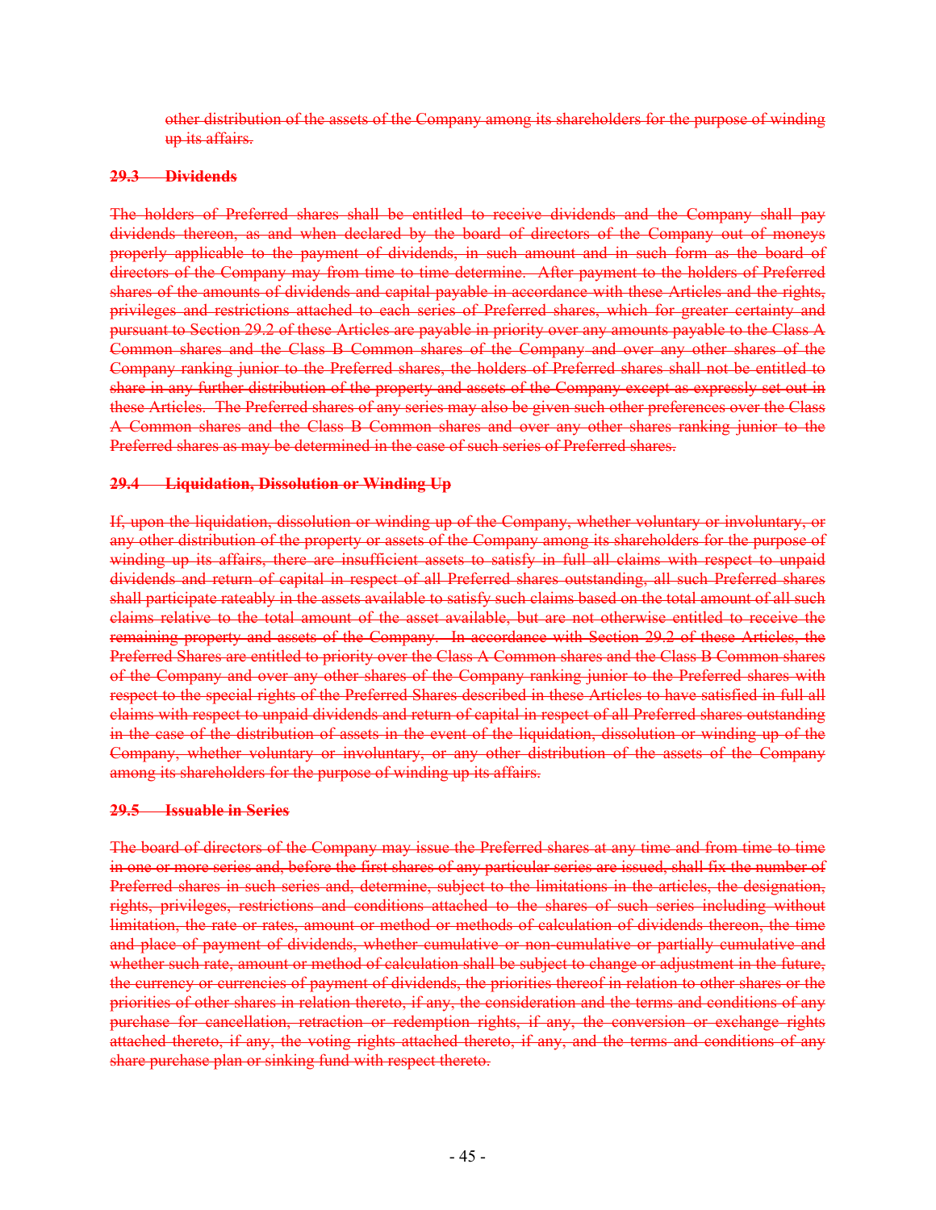other distribution of the assets of the Company among its shareholders for the purpose of winding up its affairs.

**29.3 Dividends**

The holders of Preferred shares shall be entitled to receive dividends and the Company shall pay dividends thereon, as and when declared by the board of directors of the Company out of moneys properly applicable to the payment of dividends, in such amount and in such form as the board of directors of the Company may from time to time determine. After payment to the holders of Preferred shares of the amounts of dividends and capital payable in accordance with these Articles and the rights, privileges and restrictions attached to each series of Preferred shares, which for greater certainty and pursuant to Section 29.2 of these Articles are payable in priority over any amounts payable to the Class A Common shares and the Class B Common shares of the Company and over any other shares of the Company ranking junior to the Preferred shares, the holders of Preferred shares shall not be entitled to share in any further distribution of the property and assets of the Company except as expressly set out in these Articles. The Preferred shares of any series may also be given such other preferences over the Class A Common shares and the Class B Common shares and over any other shares ranking junior to the Preferred shares as may be determined in the case of such series of Preferred shares.

**29.4 Liquidation, Dissolution or Winding Up**

If, upon the liquidation, dissolution or winding up of the Company, whether voluntary or involuntary, or any other distribution of the property or assets of the Company among its shareholders for the purpose of winding up its affairs, there are insufficient assets to satisfy in full all claims with respect to unpaid dividends and return of capital in respect of all Preferred shares outstanding, all such Preferred shares shall participate rateably in the assets available to satisfy such claims based on the total amount of all such claims relative to the total amount of the asset available, but are not otherwise entitled to receive the remaining property and assets of the Company. In accordance with Section 29.2 of these Articles, the Preferred Shares are entitled to priority over the Class A Common shares and the Class B Common shares of the Company and over any other shares of the Company ranking junior to the Preferred shares with respect to the special rights of the Preferred Shares described in these Articles to have satisfied in full all claims with respect to unpaid dividends and return of capital in respect of all Preferred shares outstanding in the case of the distribution of assets in the event of the liquidation, dissolution or winding up of the Company, whether voluntary or involuntary, or any other distribution of the assets of the Company among its shareholders for the purpose of winding up its affairs.

**29.5 Issuable in Series**

The board of directors of the Company may issue the Preferred shares at any time and from time to time in one or more series and, before the first shares of any particular series are issued, shall fix the number of Preferred shares in such series and, determine, subject to the limitations in the articles, the designation, rights, privileges, restrictions and conditions attached to the shares of such series including without limitation, the rate or rates, amount or method or methods of calculation of dividends thereon, the time and place of payment of dividends, whether cumulative or non-cumulative or partially cumulative and whether such rate, amount or method of calculation shall be subject to change or adjustment in the future, the currency or currencies of payment of dividends, the priorities thereof in relation to other shares or the priorities of other shares in relation thereto, if any, the consideration and the terms and conditions of any purchase for cancellation, retraction or redemption rights, if any, the conversion or exchange rights attached thereto, if any, the voting rights attached thereto, if any, and the terms and conditions of any share purchase plan or sinking fund with respect thereto.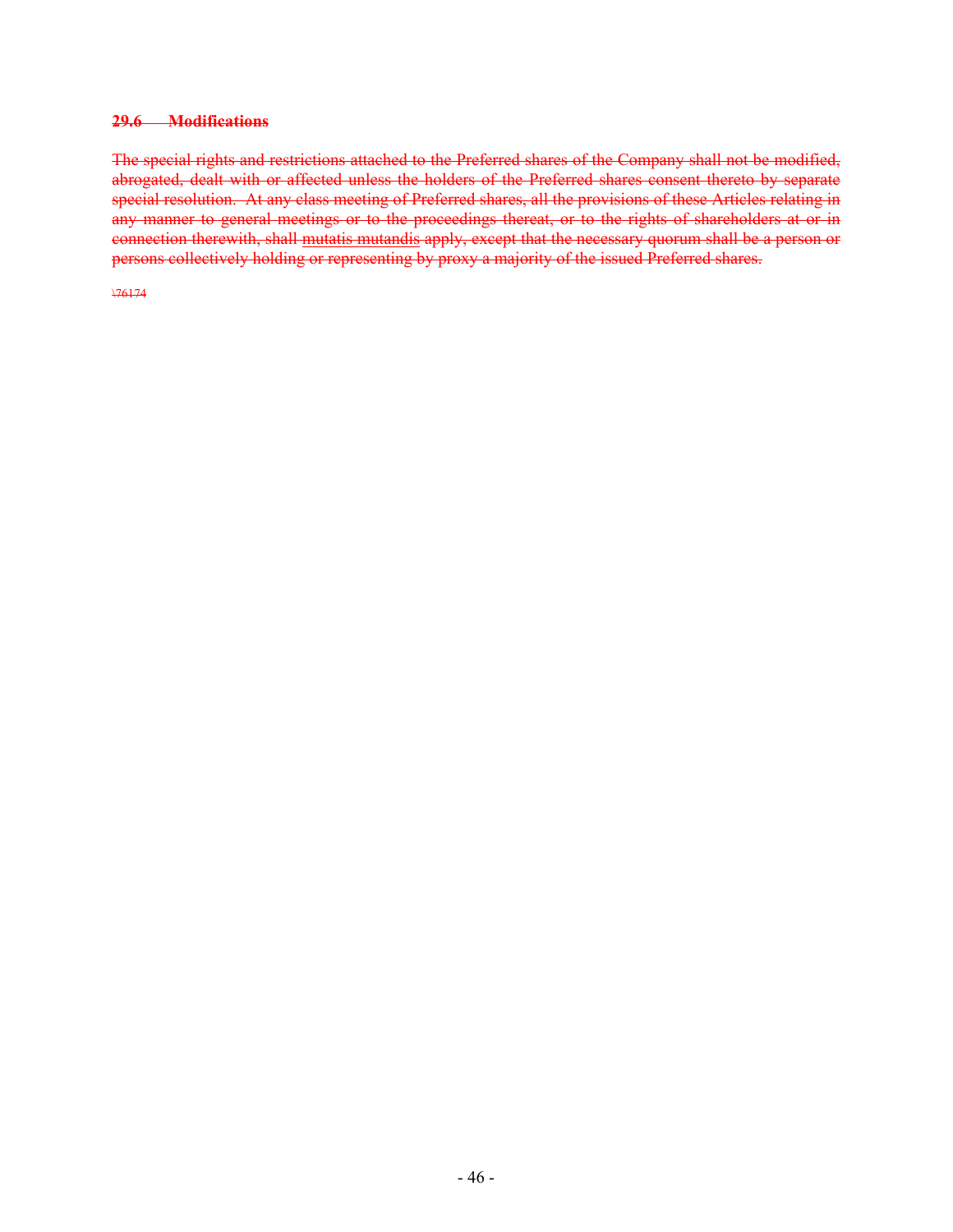**29.6 Modifications**

The special rights and restrictions attached to the Preferred shares of the Company shall not be modified, abrogated, dealt with or affected unless the holders of the Preferred shares consent thereto by separate special resolution. At any class meeting of Preferred shares, all the provisions of these Articles relating in any manner to general meetings or to the proceedings thereat, or to the rights of shareholders at or in connection therewith, shall mutatis mutandis apply, except that the necessary quorum shall be a person or persons collectively holding or representing by proxy a majority of the issued Preferred shares.

\76174